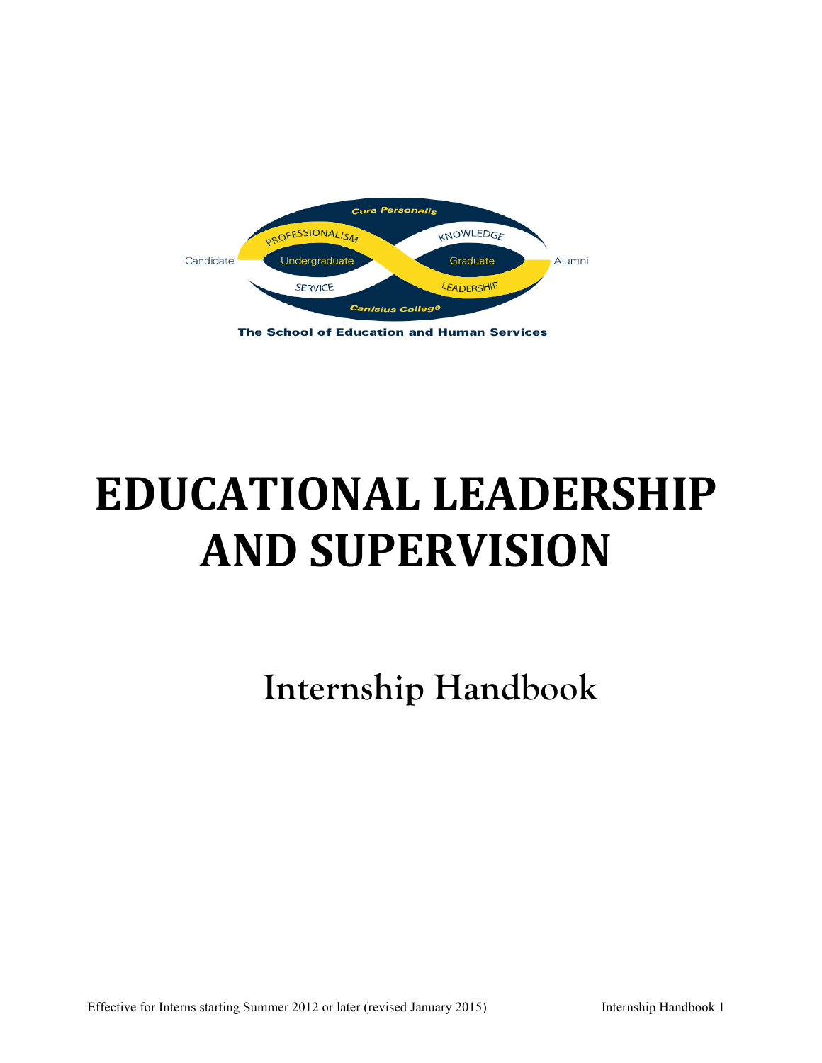Cura Personalis

PROFESSIONALISM

KNOWLEDGE

Candidate

Undergraduate

Graduate

Alumni

SERVICE

LEADERSHIP

Canisius College

The School of Education and Human Services

# EDUCATIONAL LEADERSHIP AND SUPERVISION

## Internship Handbook

Effective for Interns starting Summer 2012 or later (revised January 2015)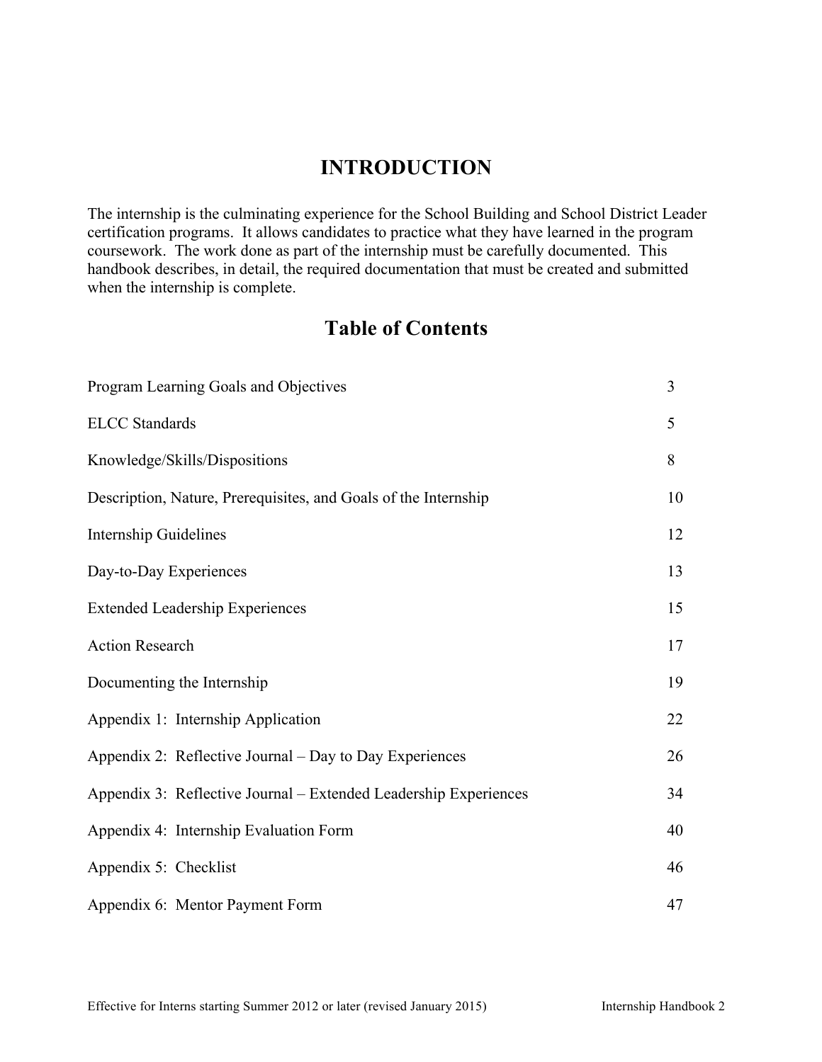# INTRODUCTION

The internship is the culminating experience for the School Building and School District Leader certification programs. It allows candidates to practice what they have learned in the program coursework. The work done as part of the internship must be carefully documented. This handbook describes, in detail, the required documentation that must be created and submitted when the internship is complete.

# Table of Contents

| | |
|---|---|
| Program Learning Goals and Objectives | 3 |
| ELCC Standards | 5 |
| Knowledge/Skills/Dispositions | 8 |
| Description, Nature, Prerequisites, and Goals of the Internship | 10 |
| Internship Guidelines | 12 |
| Day-to-Day Experiences | 13 |
| Extended Leadership Experiences | 15 |
| Action Research | 17 |
| Documenting the Internship | 19 |
| Appendix 1: Internship Application | 22 |
| Appendix 2: Reflective Journal – Day to Day Experiences | 26 |
| Appendix 3: Reflective Journal – Extended Leadership Experiences | 34 |
| Appendix 4: Internship Evaluation Form | 40 |
| Appendix 5: Checklist | 46 |
| Appendix 6: Mentor Payment Form | 47 |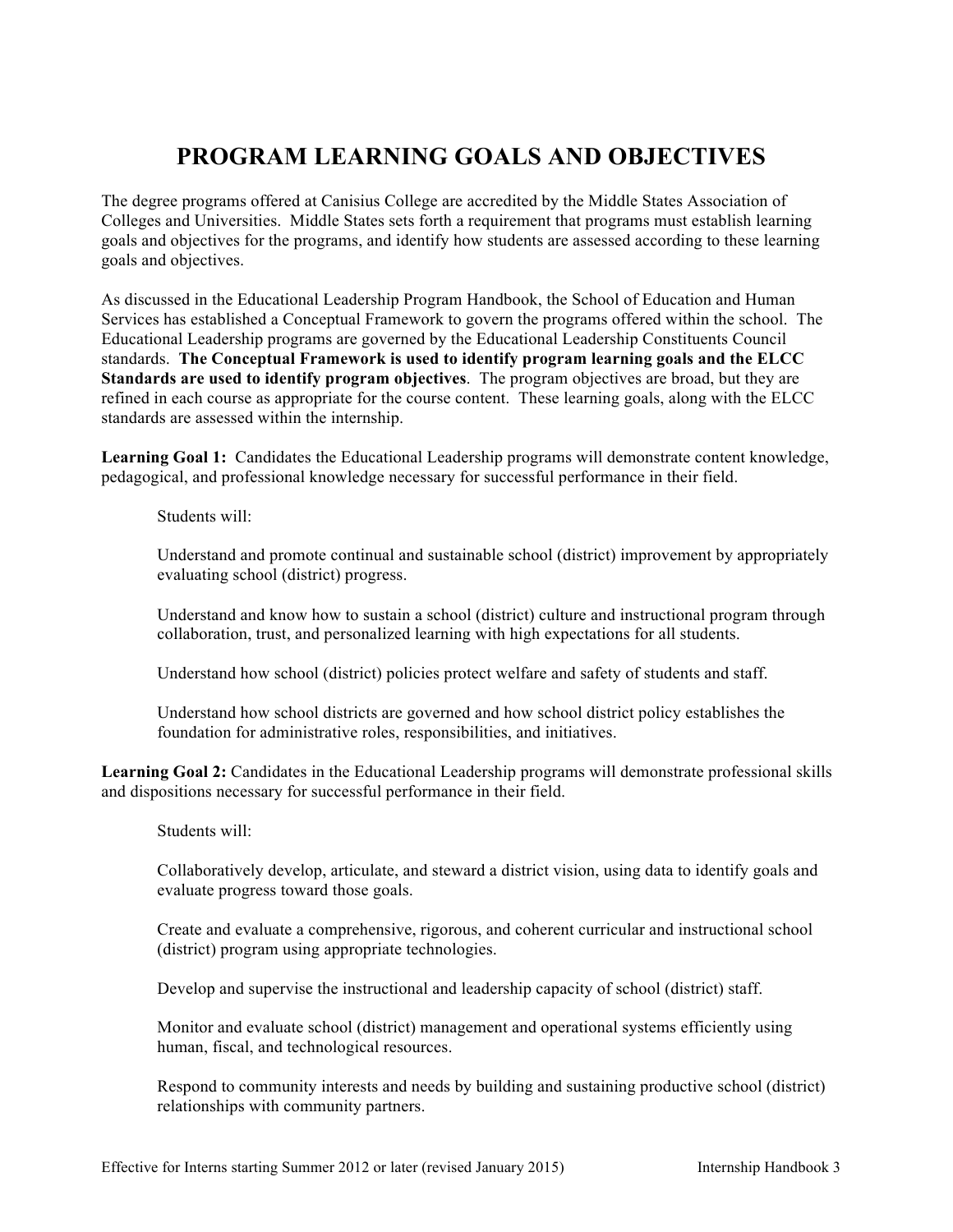# PROGRAM LEARNING GOALS AND OBJECTIVES

The degree programs offered at Canisius College are accredited by the Middle States Association of Colleges and Universities. Middle States sets forth a requirement that programs must establish learning goals and objectives for the programs, and identify how students are assessed according to these learning goals and objectives.

As discussed in the Educational Leadership Program Handbook, the School of Education and Human Services has established a Conceptual Framework to govern the programs offered within the school. The Educational Leadership programs are governed by the Educational Leadership Constituents Council standards. **The Conceptual Framework is used to identify program learning goals and the ELCC Standards are used to identify program objectives**. The program objectives are broad, but they are refined in each course as appropriate for the course content. These learning goals, along with the ELCC standards are assessed within the internship.

**Learning Goal 1:** Candidates the Educational Leadership programs will demonstrate content knowledge, pedagogical, and professional knowledge necessary for successful performance in their field.

Students will:

Understand and promote continual and sustainable school (district) improvement by appropriately evaluating school (district) progress.

Understand and know how to sustain a school (district) culture and instructional program through collaboration, trust, and personalized learning with high expectations for all students.

Understand how school (district) policies protect welfare and safety of students and staff.

Understand how school districts are governed and how school district policy establishes the foundation for administrative roles, responsibilities, and initiatives.

**Learning Goal 2:** Candidates in the Educational Leadership programs will demonstrate professional skills and dispositions necessary for successful performance in their field.

Students will:

Collaboratively develop, articulate, and steward a district vision, using data to identify goals and evaluate progress toward those goals.

Create and evaluate a comprehensive, rigorous, and coherent curricular and instructional school (district) program using appropriate technologies.

Develop and supervise the instructional and leadership capacity of school (district) staff.

Monitor and evaluate school (district) management and operational systems efficiently using human, fiscal, and technological resources.

Respond to community interests and needs by building and sustaining productive school (district) relationships with community partners.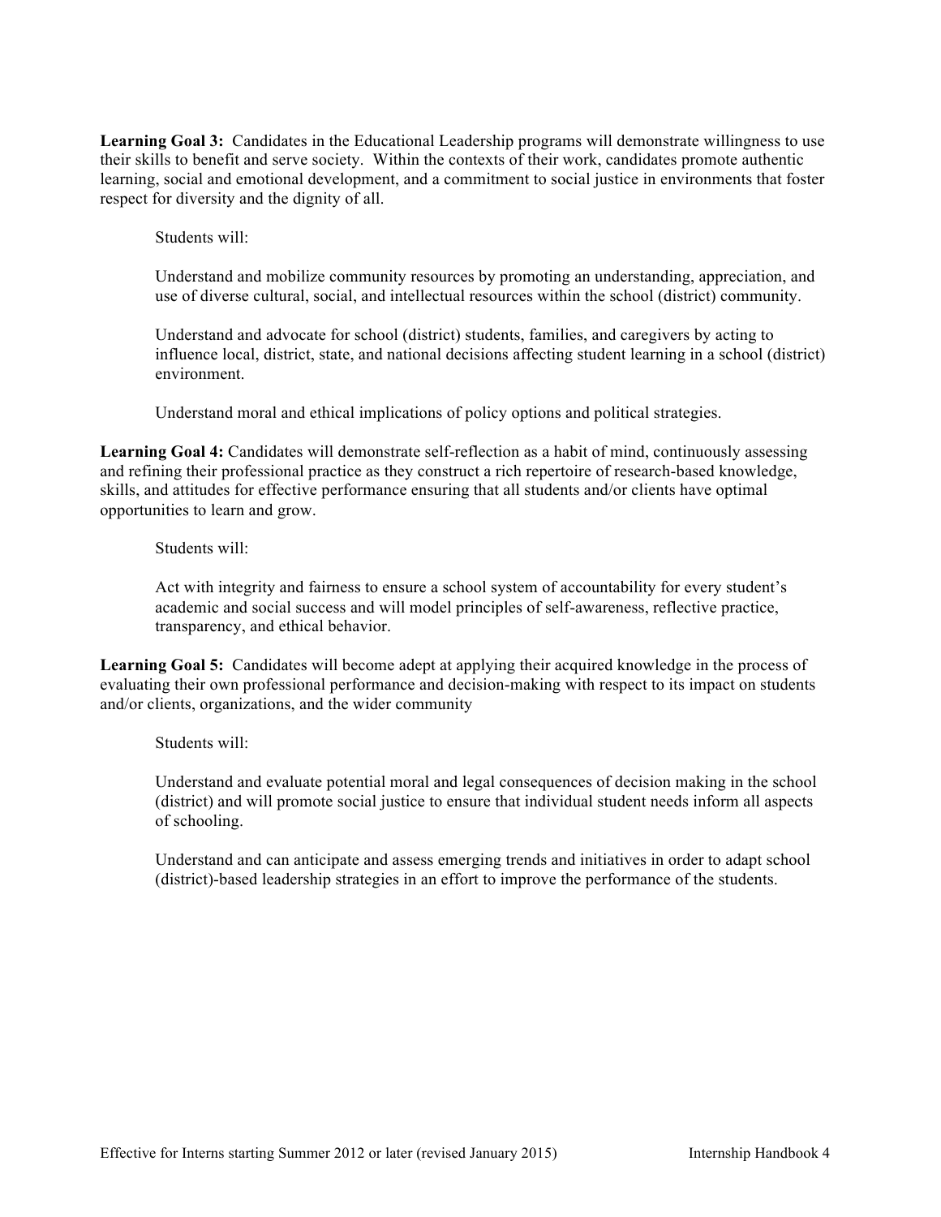**Learning Goal 3:** Candidates in the Educational Leadership programs will demonstrate willingness to use their skills to benefit and serve society. Within the contexts of their work, candidates promote authentic learning, social and emotional development, and a commitment to social justice in environments that foster respect for diversity and the dignity of all.

Students will:

Understand and mobilize community resources by promoting an understanding, appreciation, and use of diverse cultural, social, and intellectual resources within the school (district) community.

Understand and advocate for school (district) students, families, and caregivers by acting to influence local, district, state, and national decisions affecting student learning in a school (district) environment.

Understand moral and ethical implications of policy options and political strategies.

**Learning Goal 4:** Candidates will demonstrate self-reflection as a habit of mind, continuously assessing and refining their professional practice as they construct a rich repertoire of research-based knowledge, skills, and attitudes for effective performance ensuring that all students and/or clients have optimal opportunities to learn and grow.

Students will:

Act with integrity and fairness to ensure a school system of accountability for every student's academic and social success and will model principles of self-awareness, reflective practice, transparency, and ethical behavior.

**Learning Goal 5:** Candidates will become adept at applying their acquired knowledge in the process of evaluating their own professional performance and decision-making with respect to its impact on students and/or clients, organizations, and the wider community

Students will:

Understand and evaluate potential moral and legal consequences of decision making in the school (district) and will promote social justice to ensure that individual student needs inform all aspects of schooling.

Understand and can anticipate and assess emerging trends and initiatives in order to adapt school (district)-based leadership strategies in an effort to improve the performance of the students.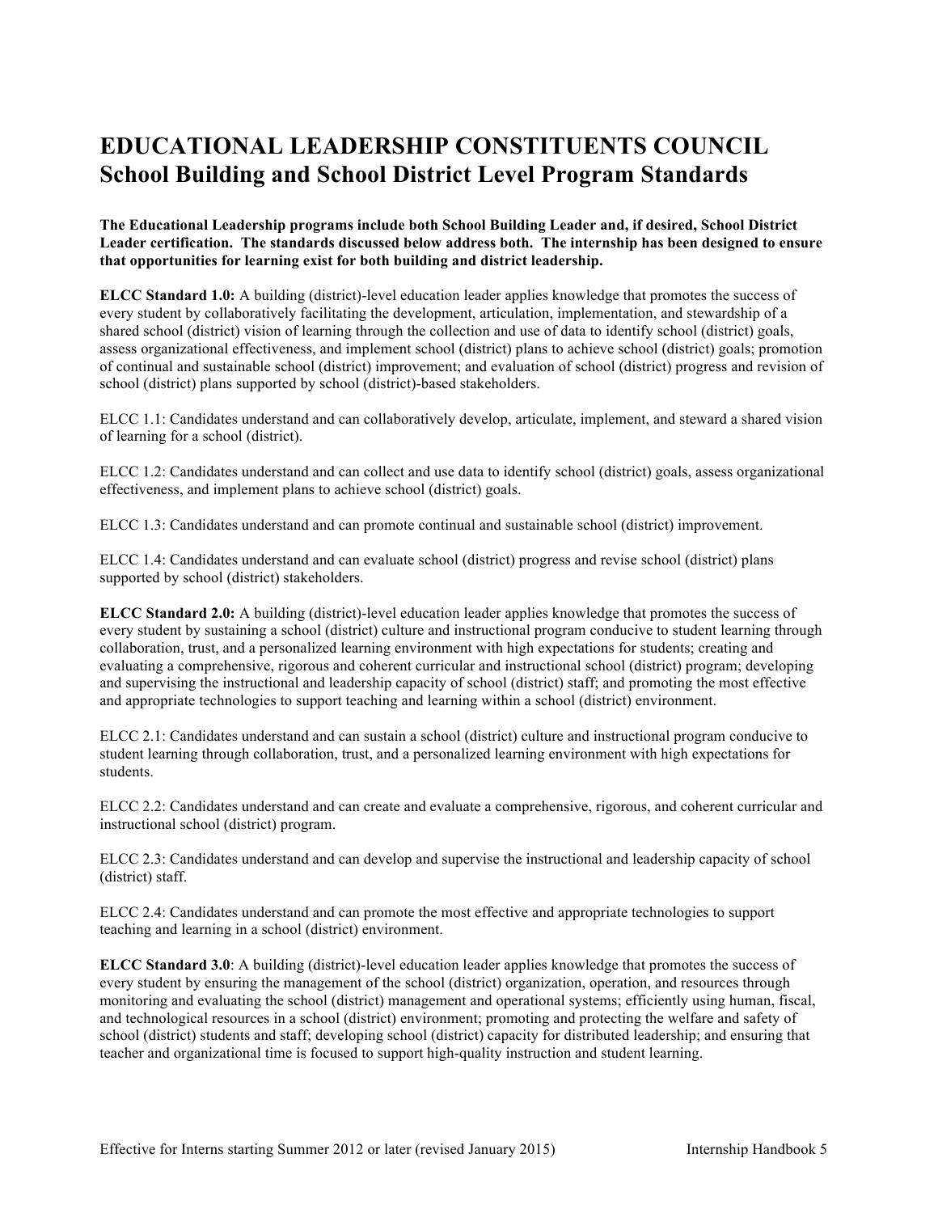# EDUCATIONAL LEADERSHIP CONSTITUENTS COUNCIL School Building and School District Level Program Standards

**The Educational Leadership programs include both School Building Leader and, if desired, School District Leader certification. The standards discussed below address both. The internship has been designed to ensure that opportunities for learning exist for both building and district leadership.**

**ELCC Standard 1.0:** A building (district)-level education leader applies knowledge that promotes the success of every student by collaboratively facilitating the development, articulation, implementation, and stewardship of a shared school (district) vision of learning through the collection and use of data to identify school (district) goals, assess organizational effectiveness, and implement school (district) plans to achieve school (district) goals; promotion of continual and sustainable school (district) improvement; and evaluation of school (district) progress and revision of school (district) plans supported by school (district)-based stakeholders.

ELCC 1.1: Candidates understand and can collaboratively develop, articulate, implement, and steward a shared vision of learning for a school (district).

ELCC 1.2: Candidates understand and can collect and use data to identify school (district) goals, assess organizational effectiveness, and implement plans to achieve school (district) goals.

ELCC 1.3: Candidates understand and can promote continual and sustainable school (district) improvement.

ELCC 1.4: Candidates understand and can evaluate school (district) progress and revise school (district) plans supported by school (district) stakeholders.

**ELCC Standard 2.0:** A building (district)-level education leader applies knowledge that promotes the success of every student by sustaining a school (district) culture and instructional program conducive to student learning through collaboration, trust, and a personalized learning environment with high expectations for students; creating and evaluating a comprehensive, rigorous and coherent curricular and instructional school (district) program; developing and supervising the instructional and leadership capacity of school (district) staff; and promoting the most effective and appropriate technologies to support teaching and learning within a school (district) environment.

ELCC 2.1: Candidates understand and can sustain a school (district) culture and instructional program conducive to student learning through collaboration, trust, and a personalized learning environment with high expectations for students.

ELCC 2.2: Candidates understand and can create and evaluate a comprehensive, rigorous, and coherent curricular and instructional school (district) program.

ELCC 2.3: Candidates understand and can develop and supervise the instructional and leadership capacity of school (district) staff.

ELCC 2.4: Candidates understand and can promote the most effective and appropriate technologies to support teaching and learning in a school (district) environment.

**ELCC Standard 3.0**: A building (district)-level education leader applies knowledge that promotes the success of every student by ensuring the management of the school (district) organization, operation, and resources through monitoring and evaluating the school (district) management and operational systems; efficiently using human, fiscal, and technological resources in a school (district) environment; promoting and protecting the welfare and safety of school (district) students and staff; developing school (district) capacity for distributed leadership; and ensuring that teacher and organizational time is focused to support high-quality instruction and student learning.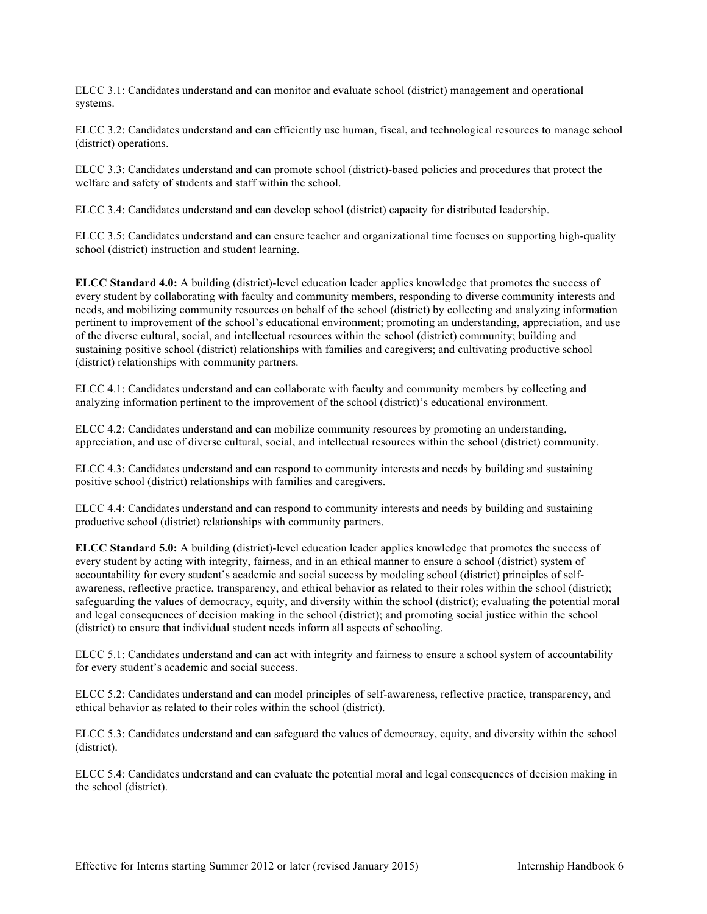ELCC 3.1: Candidates understand and can monitor and evaluate school (district) management and operational systems.

ELCC 3.2: Candidates understand and can efficiently use human, fiscal, and technological resources to manage school (district) operations.

ELCC 3.3: Candidates understand and can promote school (district)-based policies and procedures that protect the welfare and safety of students and staff within the school.

ELCC 3.4: Candidates understand and can develop school (district) capacity for distributed leadership.

ELCC 3.5: Candidates understand and can ensure teacher and organizational time focuses on supporting high-quality school (district) instruction and student learning.

**ELCC Standard 4.0:** A building (district)-level education leader applies knowledge that promotes the success of every student by collaborating with faculty and community members, responding to diverse community interests and needs, and mobilizing community resources on behalf of the school (district) by collecting and analyzing information pertinent to improvement of the school's educational environment; promoting an understanding, appreciation, and use of the diverse cultural, social, and intellectual resources within the school (district) community; building and sustaining positive school (district) relationships with families and caregivers; and cultivating productive school (district) relationships with community partners.

ELCC 4.1: Candidates understand and can collaborate with faculty and community members by collecting and analyzing information pertinent to the improvement of the school (district)'s educational environment.

ELCC 4.2: Candidates understand and can mobilize community resources by promoting an understanding, appreciation, and use of diverse cultural, social, and intellectual resources within the school (district) community.

ELCC 4.3: Candidates understand and can respond to community interests and needs by building and sustaining positive school (district) relationships with families and caregivers.

ELCC 4.4: Candidates understand and can respond to community interests and needs by building and sustaining productive school (district) relationships with community partners.

**ELCC Standard 5.0:** A building (district)-level education leader applies knowledge that promotes the success of every student by acting with integrity, fairness, and in an ethical manner to ensure a school (district) system of accountability for every student's academic and social success by modeling school (district) principles of self-awareness, reflective practice, transparency, and ethical behavior as related to their roles within the school (district); safeguarding the values of democracy, equity, and diversity within the school (district); evaluating the potential moral and legal consequences of decision making in the school (district); and promoting social justice within the school (district) to ensure that individual student needs inform all aspects of schooling.

ELCC 5.1: Candidates understand and can act with integrity and fairness to ensure a school system of accountability for every student's academic and social success.

ELCC 5.2: Candidates understand and can model principles of self-awareness, reflective practice, transparency, and ethical behavior as related to their roles within the school (district).

ELCC 5.3: Candidates understand and can safeguard the values of democracy, equity, and diversity within the school (district).

ELCC 5.4: Candidates understand and can evaluate the potential moral and legal consequences of decision making in the school (district).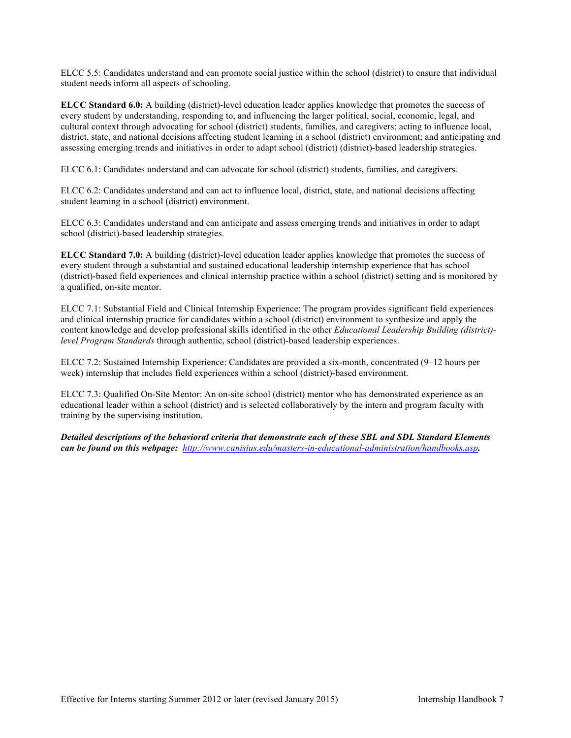ELCC 5.5: Candidates understand and can promote social justice within the school (district) to ensure that individual student needs inform all aspects of schooling.

**ELCC Standard 6.0:** A building (district)-level education leader applies knowledge that promotes the success of every student by understanding, responding to, and influencing the larger political, social, economic, legal, and cultural context through advocating for school (district) students, families, and caregivers; acting to influence local, district, state, and national decisions affecting student learning in a school (district) environment; and anticipating and assessing emerging trends and initiatives in order to adapt school (district) (district)-based leadership strategies.

ELCC 6.1: Candidates understand and can advocate for school (district) students, families, and caregivers.

ELCC 6.2: Candidates understand and can act to influence local, district, state, and national decisions affecting student learning in a school (district) environment.

ELCC 6.3: Candidates understand and can anticipate and assess emerging trends and initiatives in order to adapt school (district)-based leadership strategies.

**ELCC Standard 7.0:** A building (district)-level education leader applies knowledge that promotes the success of every student through a substantial and sustained educational leadership internship experience that has school (district)-based field experiences and clinical internship practice within a school (district) setting and is monitored by a qualified, on-site mentor.

ELCC 7.1: Substantial Field and Clinical Internship Experience: The program provides significant field experiences and clinical internship practice for candidates within a school (district) environment to synthesize and apply the content knowledge and develop professional skills identified in the other *Educational Leadership Building (district)-level Program Standards* through authentic, school (district)-based leadership experiences.

ELCC 7.2: Sustained Internship Experience: Candidates are provided a six-month, concentrated (9–12 hours per week) internship that includes field experiences within a school (district)-based environment.

ELCC 7.3: Qualified On-Site Mentor: An on-site school (district) mentor who has demonstrated experience as an educational leader within a school (district) and is selected collaboratively by the intern and program faculty with training by the supervising institution.

***Detailed descriptions of the behavioral criteria that demonstrate each of these SBL and SDL Standard Elements can be found on this webpage: [http://www.canisius.edu/masters-in-educational-administration/handbooks.asp](http://www.canisius.edu/masters-in-educational-administration/handbooks.asp).***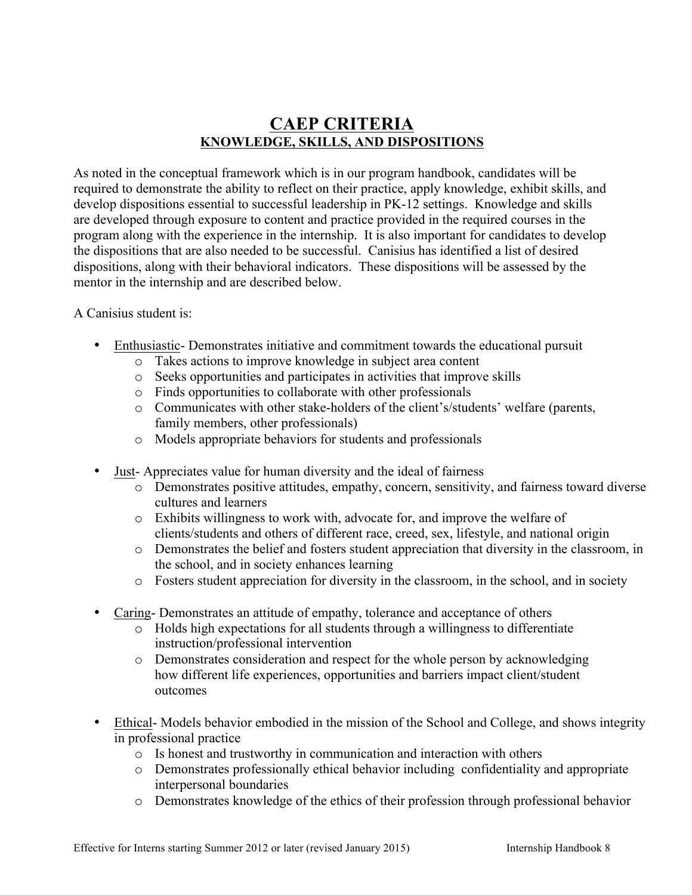## CAEP CRITERIA

### KNOWLEDGE, SKILLS, AND DISPOSITIONS

As noted in the conceptual framework which is in our program handbook, candidates will be required to demonstrate the ability to reflect on their practice, apply knowledge, exhibit skills, and develop dispositions essential to successful leadership in PK-12 settings. Knowledge and skills are developed through exposure to content and practice provided in the required courses in the program along with the experience in the internship. It is also important for candidates to develop the dispositions that are also needed to be successful. Canisius has identified a list of desired dispositions, along with their behavioral indicators. These dispositions will be assessed by the mentor in the internship and are described below.

A Canisius student is:

- Enthusiastic- Demonstrates initiative and commitment towards the educational pursuit
  - Takes actions to improve knowledge in subject area content
  - Seeks opportunities and participates in activities that improve skills
  - Finds opportunities to collaborate with other professionals
  - Communicates with other stake-holders of the client's/students' welfare (parents, family members, other professionals)
  - Models appropriate behaviors for students and professionals

- Just- Appreciates value for human diversity and the ideal of fairness
  - Demonstrates positive attitudes, empathy, concern, sensitivity, and fairness toward diverse cultures and learners
  - Exhibits willingness to work with, advocate for, and improve the welfare of clients/students and others of different race, creed, sex, lifestyle, and national origin
  - Demonstrates the belief and fosters student appreciation that diversity in the classroom, in the school, and in society enhances learning
  - Fosters student appreciation for diversity in the classroom, in the school, and in society

- Caring- Demonstrates an attitude of empathy, tolerance and acceptance of others
  - Holds high expectations for all students through a willingness to differentiate instruction/professional intervention
  - Demonstrates consideration and respect for the whole person by acknowledging how different life experiences, opportunities and barriers impact client/student outcomes

- Ethical- Models behavior embodied in the mission of the School and College, and shows integrity in professional practice
  - Is honest and trustworthy in communication and interaction with others
  - Demonstrates professionally ethical behavior including confidentiality and appropriate interpersonal boundaries
  - Demonstrates knowledge of the ethics of their profession through professional behavior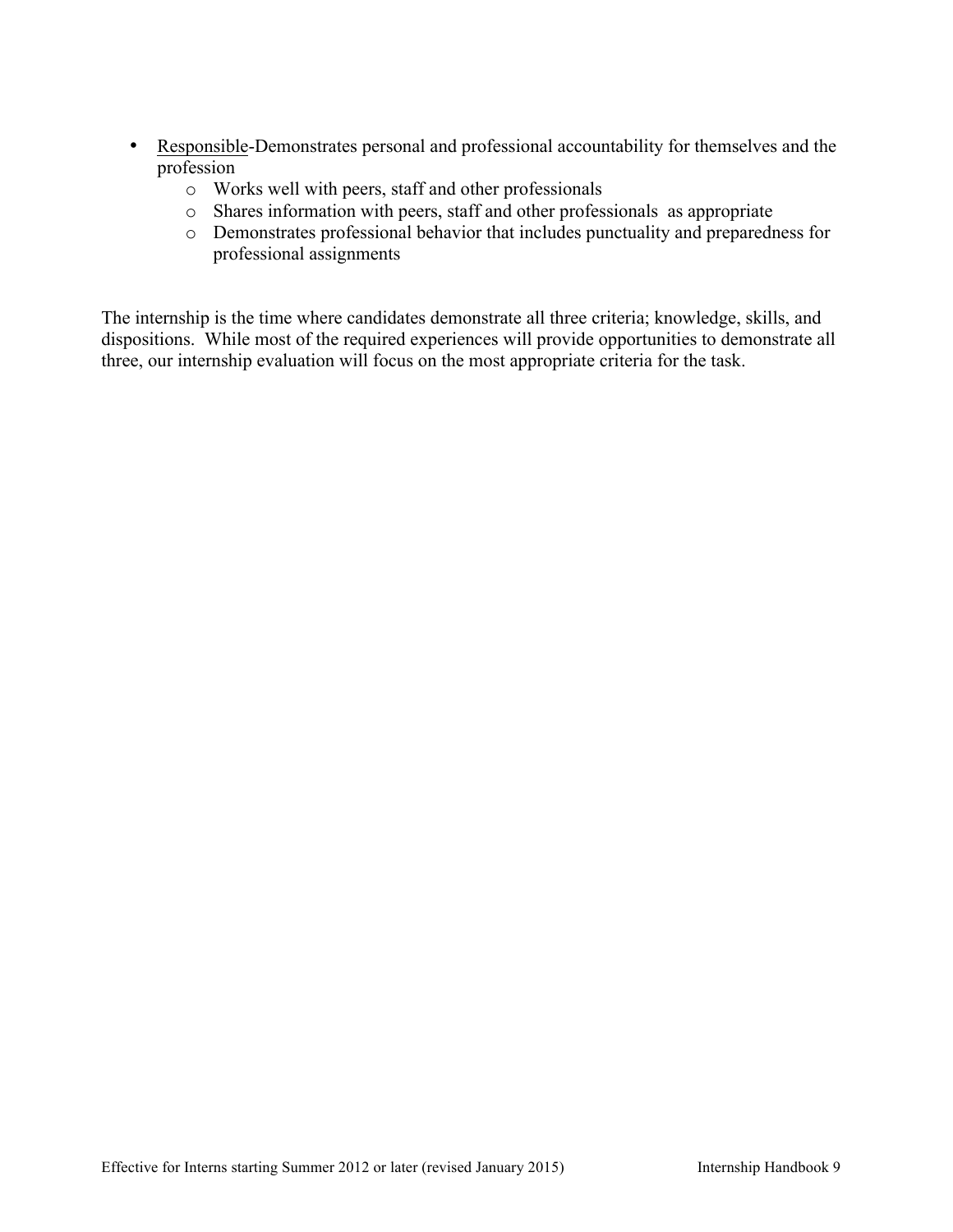- Responsible-Demonstrates personal and professional accountability for themselves and the profession
  - Works well with peers, staff and other professionals
  - Shares information with peers, staff and other professionals as appropriate
  - Demonstrates professional behavior that includes punctuality and preparedness for professional assignments

The internship is the time where candidates demonstrate all three criteria; knowledge, skills, and dispositions. While most of the required experiences will provide opportunities to demonstrate all three, our internship evaluation will focus on the most appropriate criteria for the task.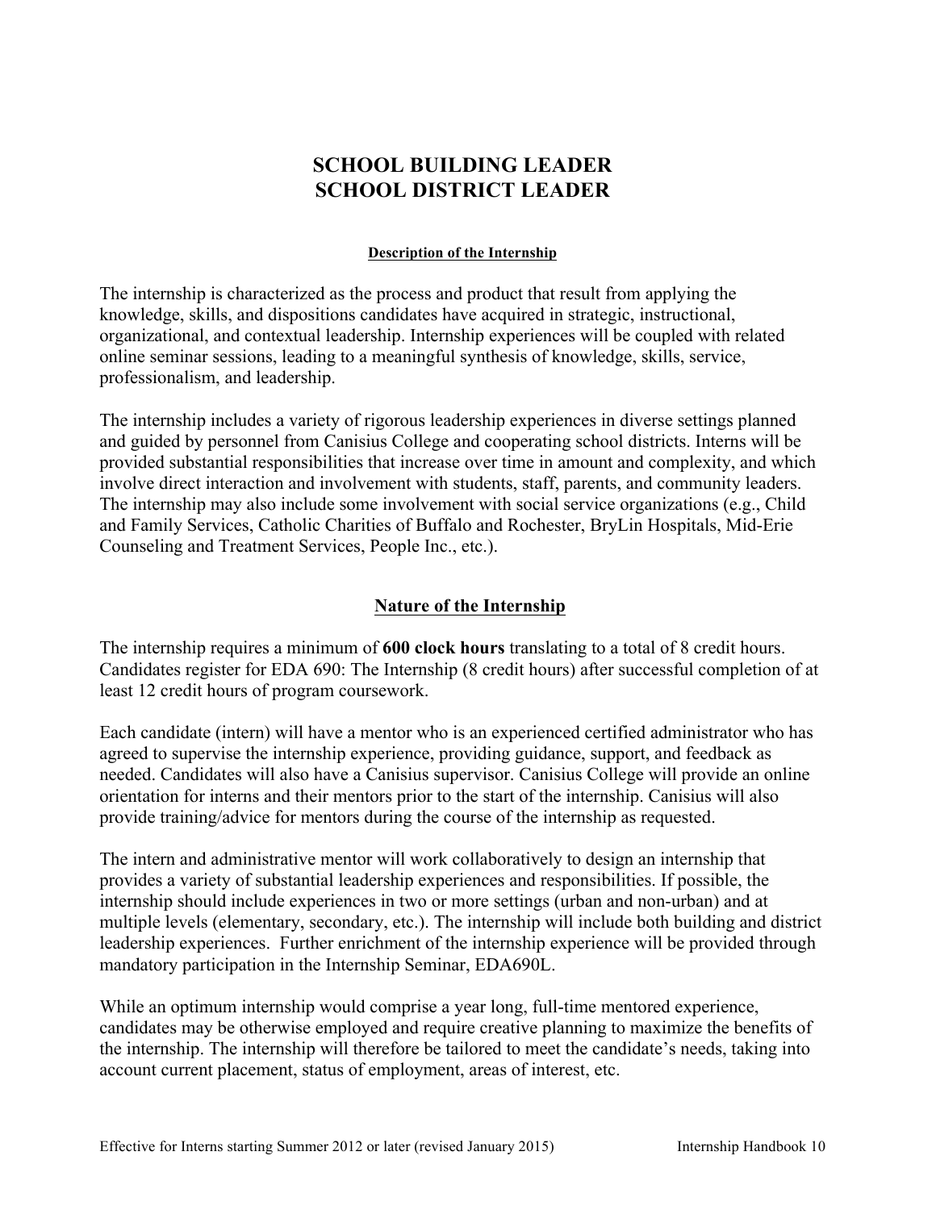# SCHOOL BUILDING LEADER
# SCHOOL DISTRICT LEADER

**Description of the Internship**

The internship is characterized as the process and product that result from applying the knowledge, skills, and dispositions candidates have acquired in strategic, instructional, organizational, and contextual leadership. Internship experiences will be coupled with related online seminar sessions, leading to a meaningful synthesis of knowledge, skills, service, professionalism, and leadership.

The internship includes a variety of rigorous leadership experiences in diverse settings planned and guided by personnel from Canisius College and cooperating school districts. Interns will be provided substantial responsibilities that increase over time in amount and complexity, and which involve direct interaction and involvement with students, staff, parents, and community leaders. The internship may also include some involvement with social service organizations (e.g., Child and Family Services, Catholic Charities of Buffalo and Rochester, BryLin Hospitals, Mid-Erie Counseling and Treatment Services, People Inc., etc.).

## Nature of the Internship

The internship requires a minimum of **600 clock hours** translating to a total of 8 credit hours. Candidates register for EDA 690: The Internship (8 credit hours) after successful completion of at least 12 credit hours of program coursework.

Each candidate (intern) will have a mentor who is an experienced certified administrator who has agreed to supervise the internship experience, providing guidance, support, and feedback as needed. Candidates will also have a Canisius supervisor. Canisius College will provide an online orientation for interns and their mentors prior to the start of the internship. Canisius will also provide training/advice for mentors during the course of the internship as requested.

The intern and administrative mentor will work collaboratively to design an internship that provides a variety of substantial leadership experiences and responsibilities. If possible, the internship should include experiences in two or more settings (urban and non-urban) and at multiple levels (elementary, secondary, etc.). The internship will include both building and district leadership experiences. Further enrichment of the internship experience will be provided through mandatory participation in the Internship Seminar, EDA690L.

While an optimum internship would comprise a year long, full-time mentored experience, candidates may be otherwise employed and require creative planning to maximize the benefits of the internship. The internship will therefore be tailored to meet the candidate's needs, taking into account current placement, status of employment, areas of interest, etc.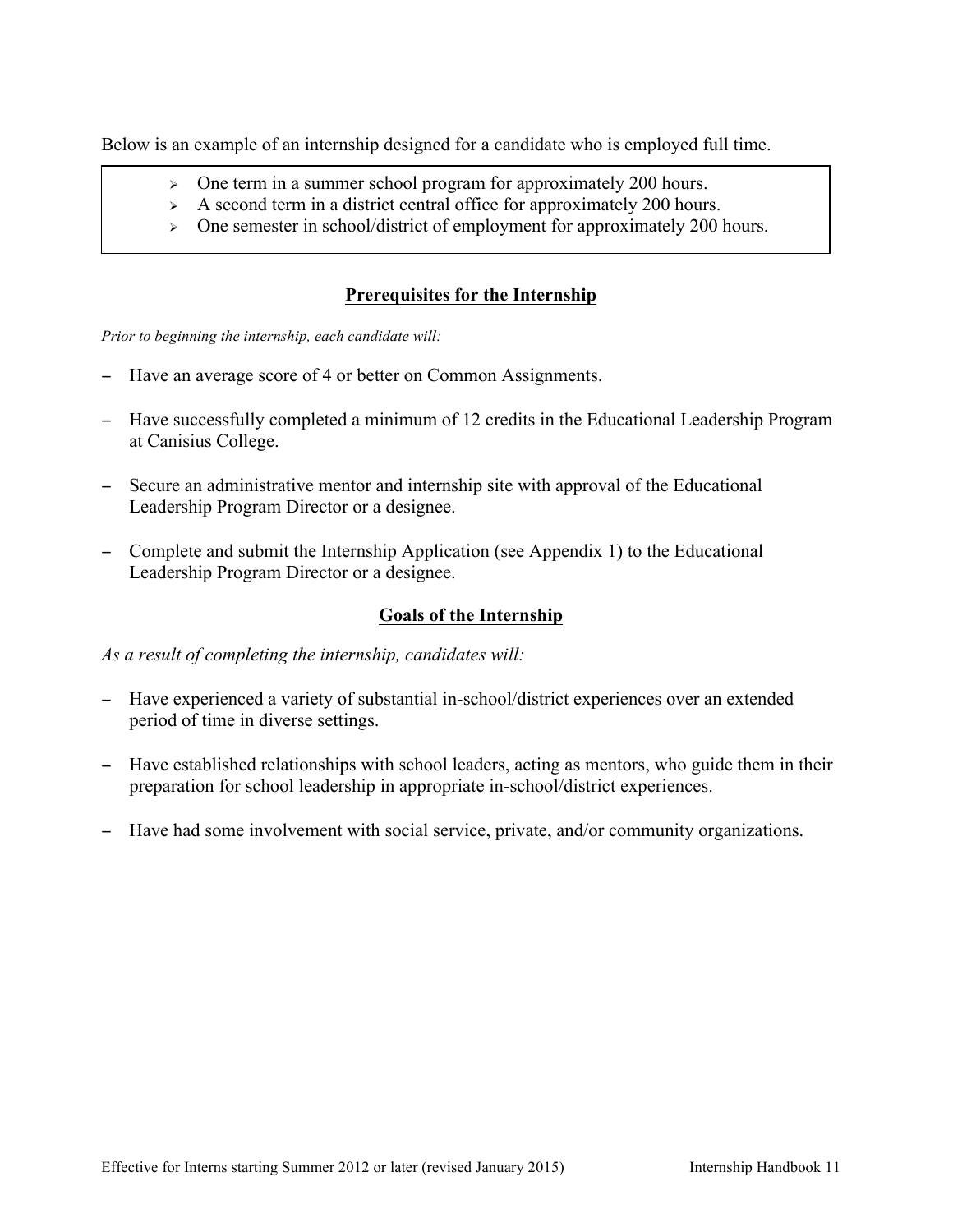Below is an example of an internship designed for a candidate who is employed full time.

- One term in a summer school program for approximately 200 hours.
- A second term in a district central office for approximately 200 hours.
- One semester in school/district of employment for approximately 200 hours.

## Prerequisites for the Internship

*Prior to beginning the internship, each candidate will:*

- Have an average score of 4 or better on Common Assignments.
- Have successfully completed a minimum of 12 credits in the Educational Leadership Program at Canisius College.
- Secure an administrative mentor and internship site with approval of the Educational Leadership Program Director or a designee.
- Complete and submit the Internship Application (see Appendix 1) to the Educational Leadership Program Director or a designee.

## Goals of the Internship

*As a result of completing the internship, candidates will:*

- Have experienced a variety of substantial in-school/district experiences over an extended period of time in diverse settings.
- Have established relationships with school leaders, acting as mentors, who guide them in their preparation for school leadership in appropriate in-school/district experiences.
- Have had some involvement with social service, private, and/or community organizations.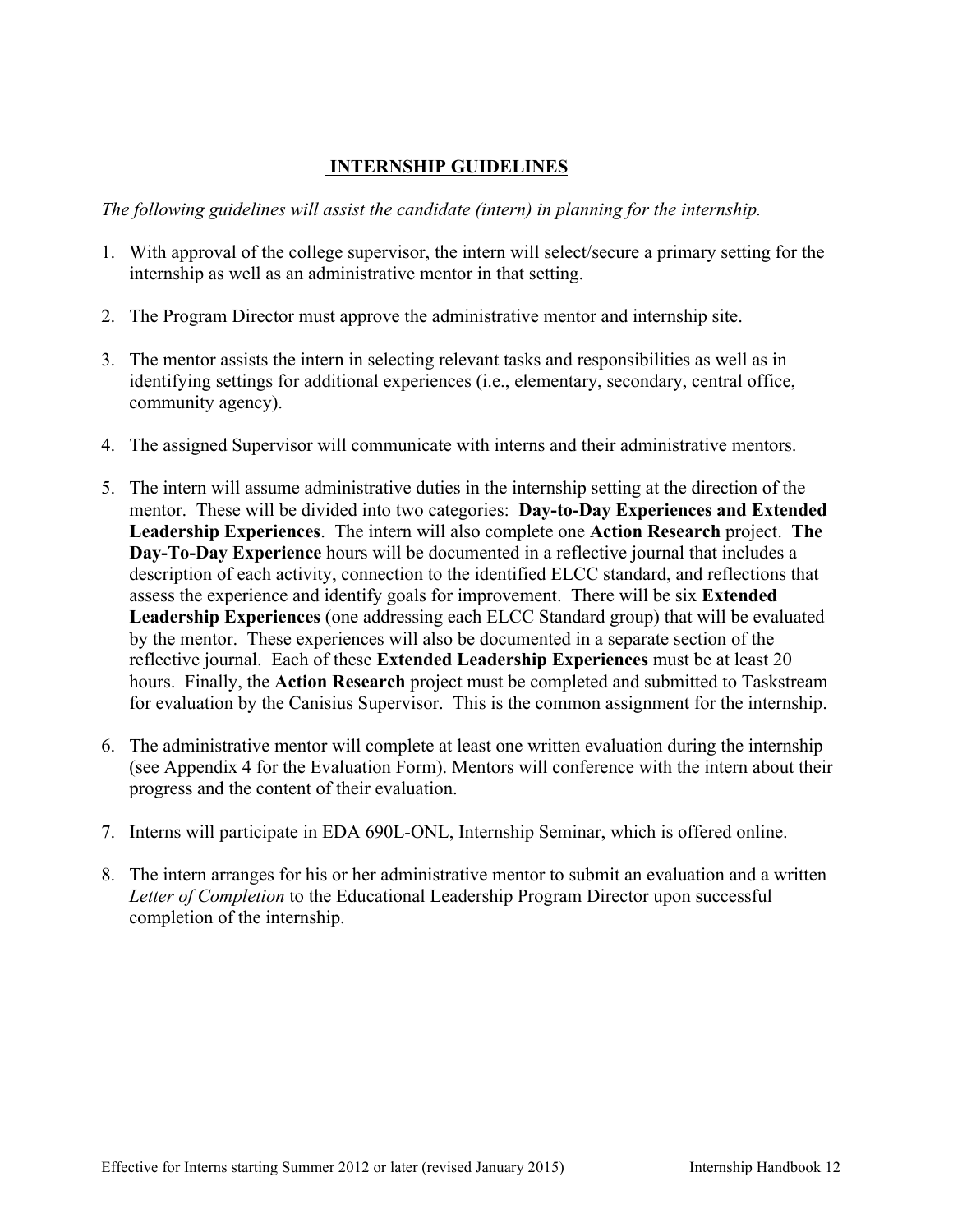## INTERNSHIP GUIDELINES

*The following guidelines will assist the candidate (intern) in planning for the internship.*

1. With approval of the college supervisor, the intern will select/secure a primary setting for the internship as well as an administrative mentor in that setting.

2. The Program Director must approve the administrative mentor and internship site.

3. The mentor assists the intern in selecting relevant tasks and responsibilities as well as in identifying settings for additional experiences (i.e., elementary, secondary, central office, community agency).

4. The assigned Supervisor will communicate with interns and their administrative mentors.

5. The intern will assume administrative duties in the internship setting at the direction of the mentor. These will be divided into two categories: **Day-to-Day Experiences and Extended Leadership Experiences**. The intern will also complete one **Action Research** project. **The Day-To-Day Experience** hours will be documented in a reflective journal that includes a description of each activity, connection to the identified ELCC standard, and reflections that assess the experience and identify goals for improvement. There will be six **Extended Leadership Experiences** (one addressing each ELCC Standard group) that will be evaluated by the mentor. These experiences will also be documented in a separate section of the reflective journal. Each of these **Extended Leadership Experiences** must be at least 20 hours. Finally, the **Action Research** project must be completed and submitted to Taskstream for evaluation by the Canisius Supervisor. This is the common assignment for the internship.

6. The administrative mentor will complete at least one written evaluation during the internship (see Appendix 4 for the Evaluation Form). Mentors will conference with the intern about their progress and the content of their evaluation.

7. Interns will participate in EDA 690L-ONL, Internship Seminar, which is offered online.

8. The intern arranges for his or her administrative mentor to submit an evaluation and a written *Letter of Completion* to the Educational Leadership Program Director upon successful completion of the internship.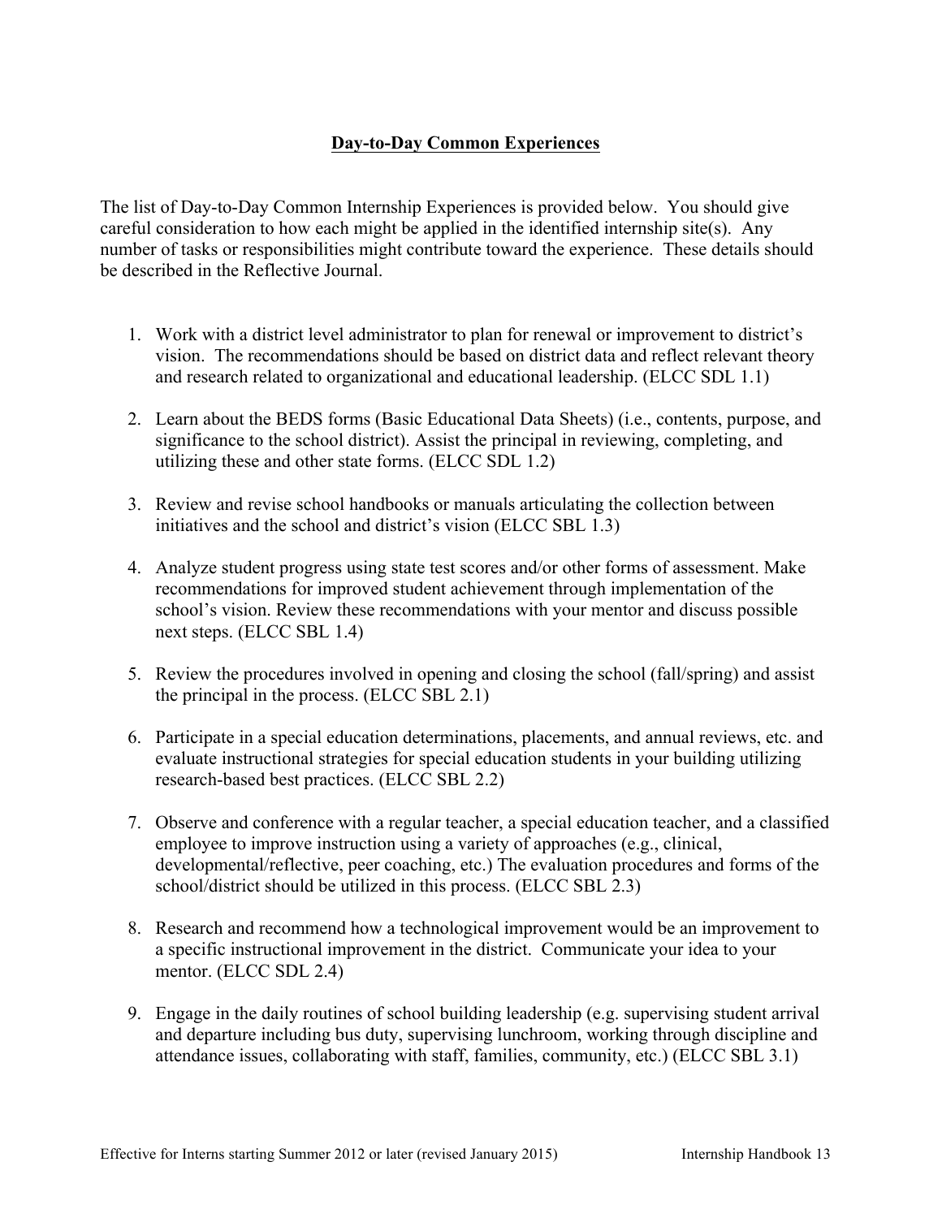## Day-to-Day Common Experiences

The list of Day-to-Day Common Internship Experiences is provided below. You should give careful consideration to how each might be applied in the identified internship site(s). Any number of tasks or responsibilities might contribute toward the experience. These details should be described in the Reflective Journal.

1. Work with a district level administrator to plan for renewal or improvement to district's vision. The recommendations should be based on district data and reflect relevant theory and research related to organizational and educational leadership. (ELCC SDL 1.1)

2. Learn about the BEDS forms (Basic Educational Data Sheets) (i.e., contents, purpose, and significance to the school district). Assist the principal in reviewing, completing, and utilizing these and other state forms. (ELCC SDL 1.2)

3. Review and revise school handbooks or manuals articulating the collection between initiatives and the school and district's vision (ELCC SBL 1.3)

4. Analyze student progress using state test scores and/or other forms of assessment. Make recommendations for improved student achievement through implementation of the school's vision. Review these recommendations with your mentor and discuss possible next steps. (ELCC SBL 1.4)

5. Review the procedures involved in opening and closing the school (fall/spring) and assist the principal in the process. (ELCC SBL 2.1)

6. Participate in a special education determinations, placements, and annual reviews, etc. and evaluate instructional strategies for special education students in your building utilizing research-based best practices. (ELCC SBL 2.2)

7. Observe and conference with a regular teacher, a special education teacher, and a classified employee to improve instruction using a variety of approaches (e.g., clinical, developmental/reflective, peer coaching, etc.) The evaluation procedures and forms of the school/district should be utilized in this process. (ELCC SBL 2.3)

8. Research and recommend how a technological improvement would be an improvement to a specific instructional improvement in the district. Communicate your idea to your mentor. (ELCC SDL 2.4)

9. Engage in the daily routines of school building leadership (e.g. supervising student arrival and departure including bus duty, supervising lunchroom, working through discipline and attendance issues, collaborating with staff, families, community, etc.) (ELCC SBL 3.1)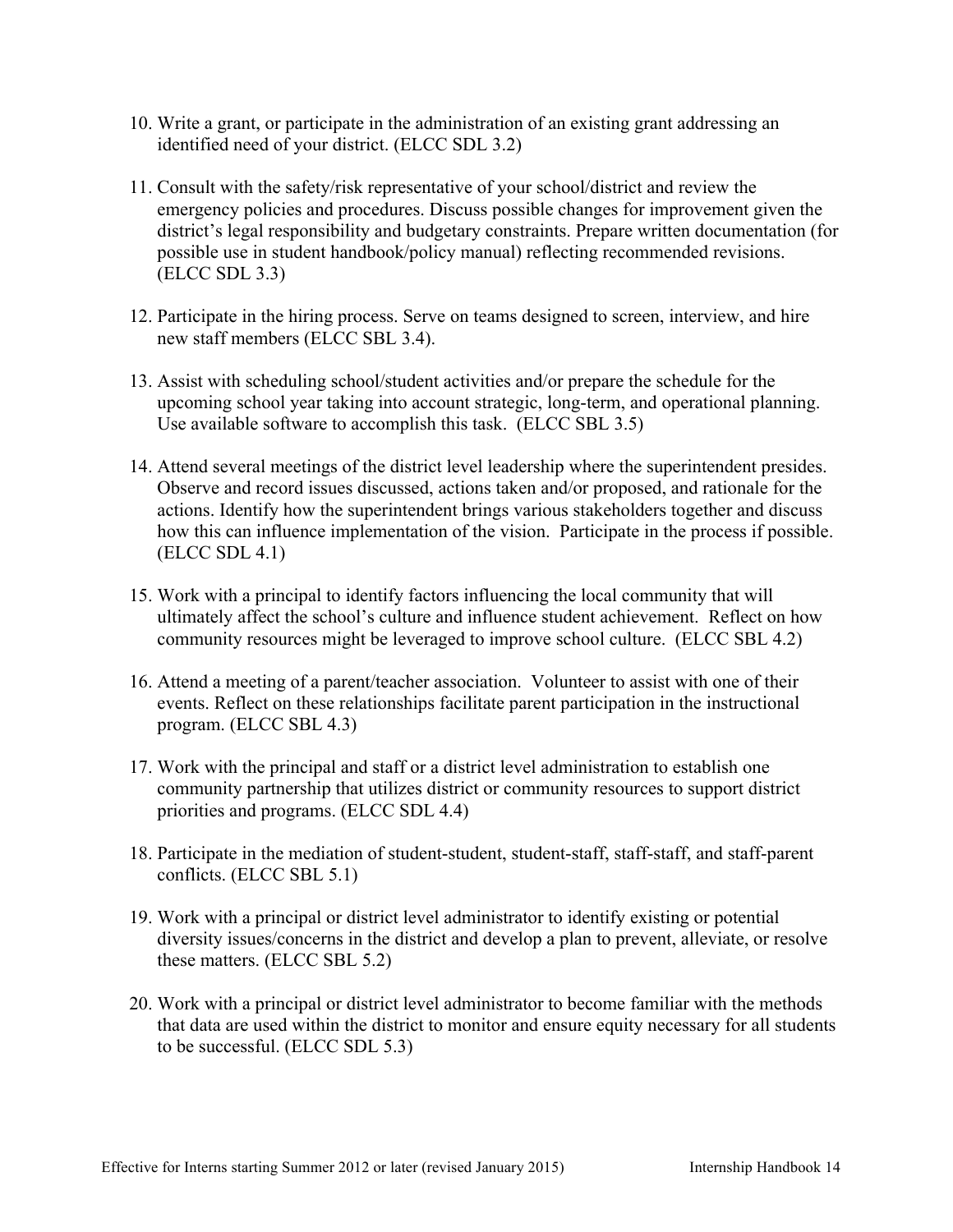10. Write a grant, or participate in the administration of an existing grant addressing an identified need of your district. (ELCC SDL 3.2)

11. Consult with the safety/risk representative of your school/district and review the emergency policies and procedures. Discuss possible changes for improvement given the district's legal responsibility and budgetary constraints. Prepare written documentation (for possible use in student handbook/policy manual) reflecting recommended revisions. (ELCC SDL 3.3)

12. Participate in the hiring process. Serve on teams designed to screen, interview, and hire new staff members (ELCC SBL 3.4).

13. Assist with scheduling school/student activities and/or prepare the schedule for the upcoming school year taking into account strategic, long-term, and operational planning. Use available software to accomplish this task. (ELCC SBL 3.5)

14. Attend several meetings of the district level leadership where the superintendent presides. Observe and record issues discussed, actions taken and/or proposed, and rationale for the actions. Identify how the superintendent brings various stakeholders together and discuss how this can influence implementation of the vision. Participate in the process if possible. (ELCC SDL 4.1)

15. Work with a principal to identify factors influencing the local community that will ultimately affect the school's culture and influence student achievement. Reflect on how community resources might be leveraged to improve school culture. (ELCC SBL 4.2)

16. Attend a meeting of a parent/teacher association. Volunteer to assist with one of their events. Reflect on these relationships facilitate parent participation in the instructional program. (ELCC SBL 4.3)

17. Work with the principal and staff or a district level administration to establish one community partnership that utilizes district or community resources to support district priorities and programs. (ELCC SDL 4.4)

18. Participate in the mediation of student-student, student-staff, staff-staff, and staff-parent conflicts. (ELCC SBL 5.1)

19. Work with a principal or district level administrator to identify existing or potential diversity issues/concerns in the district and develop a plan to prevent, alleviate, or resolve these matters. (ELCC SBL 5.2)

20. Work with a principal or district level administrator to become familiar with the methods that data are used within the district to monitor and ensure equity necessary for all students to be successful. (ELCC SDL 5.3)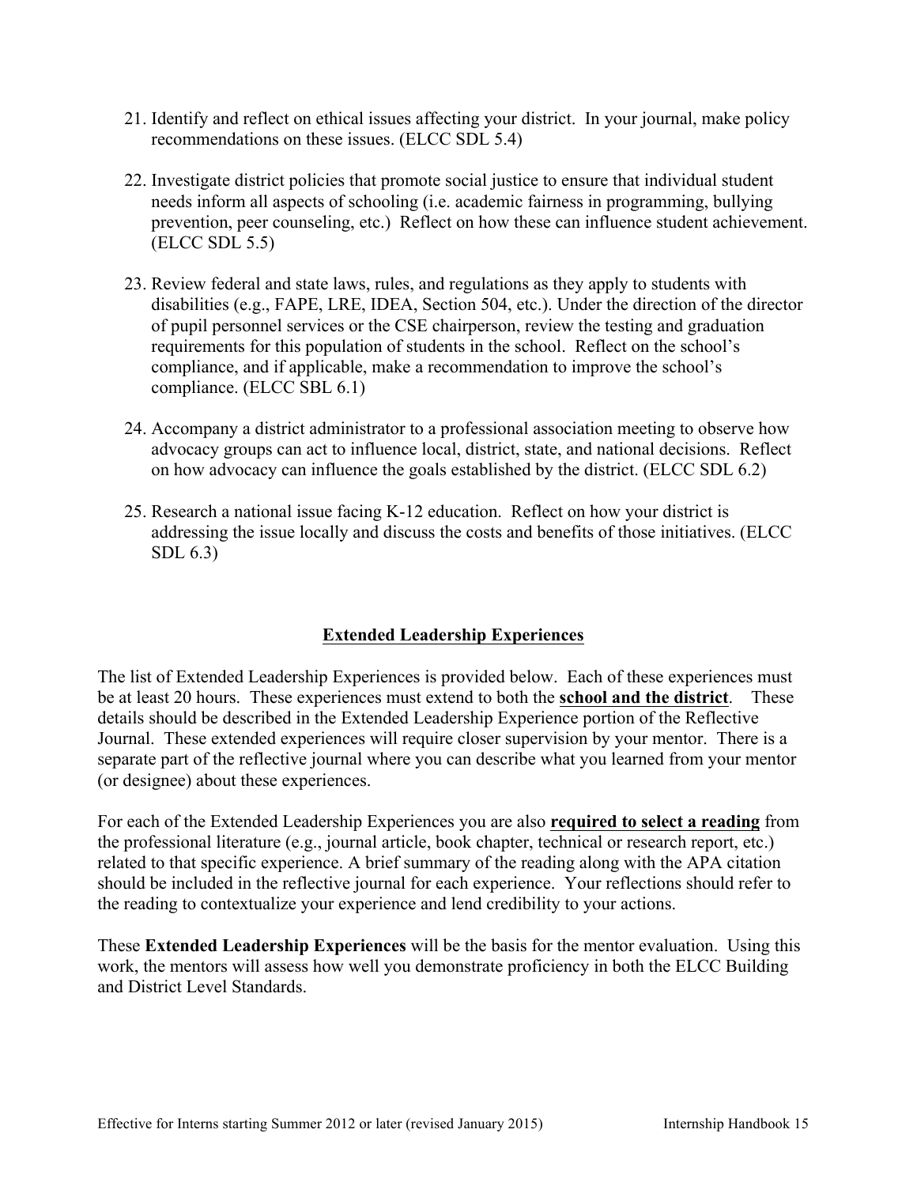21. Identify and reflect on ethical issues affecting your district. In your journal, make policy recommendations on these issues. (ELCC SDL 5.4)

22. Investigate district policies that promote social justice to ensure that individual student needs inform all aspects of schooling (i.e. academic fairness in programming, bullying prevention, peer counseling, etc.) Reflect on how these can influence student achievement. (ELCC SDL 5.5)

23. Review federal and state laws, rules, and regulations as they apply to students with disabilities (e.g., FAPE, LRE, IDEA, Section 504, etc.). Under the direction of the director of pupil personnel services or the CSE chairperson, review the testing and graduation requirements for this population of students in the school. Reflect on the school's compliance, and if applicable, make a recommendation to improve the school's compliance. (ELCC SBL 6.1)

24. Accompany a district administrator to a professional association meeting to observe how advocacy groups can act to influence local, district, state, and national decisions. Reflect on how advocacy can influence the goals established by the district. (ELCC SDL 6.2)

25. Research a national issue facing K-12 education. Reflect on how your district is addressing the issue locally and discuss the costs and benefits of those initiatives. (ELCC SDL 6.3)

## Extended Leadership Experiences

The list of Extended Leadership Experiences is provided below. Each of these experiences must be at least 20 hours. These experiences must extend to both the **school and the district**. These details should be described in the Extended Leadership Experience portion of the Reflective Journal. These extended experiences will require closer supervision by your mentor. There is a separate part of the reflective journal where you can describe what you learned from your mentor (or designee) about these experiences.

For each of the Extended Leadership Experiences you are also **required to select a reading** from the professional literature (e.g., journal article, book chapter, technical or research report, etc.) related to that specific experience. A brief summary of the reading along with the APA citation should be included in the reflective journal for each experience. Your reflections should refer to the reading to contextualize your experience and lend credibility to your actions.

These **Extended Leadership Experiences** will be the basis for the mentor evaluation. Using this work, the mentors will assess how well you demonstrate proficiency in both the ELCC Building and District Level Standards.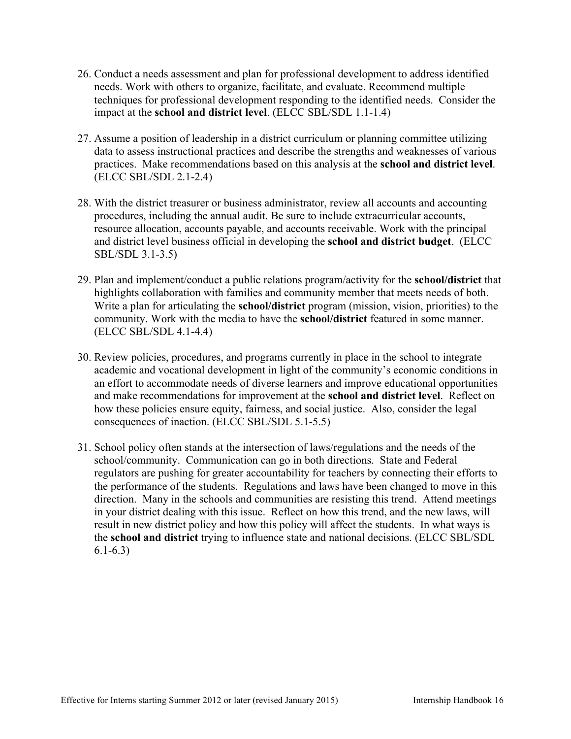26. Conduct a needs assessment and plan for professional development to address identified needs. Work with others to organize, facilitate, and evaluate. Recommend multiple techniques for professional development responding to the identified needs. Consider the impact at the **school and district level**. (ELCC SBL/SDL 1.1-1.4)

27. Assume a position of leadership in a district curriculum or planning committee utilizing data to assess instructional practices and describe the strengths and weaknesses of various practices. Make recommendations based on this analysis at the **school and district level**. (ELCC SBL/SDL 2.1-2.4)

28. With the district treasurer or business administrator, review all accounts and accounting procedures, including the annual audit. Be sure to include extracurricular accounts, resource allocation, accounts payable, and accounts receivable. Work with the principal and district level business official in developing the **school and district budget**. (ELCC SBL/SDL 3.1-3.5)

29. Plan and implement/conduct a public relations program/activity for the **school/district** that highlights collaboration with families and community member that meets needs of both. Write a plan for articulating the **school/district** program (mission, vision, priorities) to the community. Work with the media to have the **school/district** featured in some manner. (ELCC SBL/SDL 4.1-4.4)

30. Review policies, procedures, and programs currently in place in the school to integrate academic and vocational development in light of the community's economic conditions in an effort to accommodate needs of diverse learners and improve educational opportunities and make recommendations for improvement at the **school and district level**. Reflect on how these policies ensure equity, fairness, and social justice. Also, consider the legal consequences of inaction. (ELCC SBL/SDL 5.1-5.5)

31. School policy often stands at the intersection of laws/regulations and the needs of the school/community. Communication can go in both directions. State and Federal regulators are pushing for greater accountability for teachers by connecting their efforts to the performance of the students. Regulations and laws have been changed to move in this direction. Many in the schools and communities are resisting this trend. Attend meetings in your district dealing with this issue. Reflect on how this trend, and the new laws, will result in new district policy and how this policy will affect the students. In what ways is the **school and district** trying to influence state and national decisions. (ELCC SBL/SDL 6.1-6.3)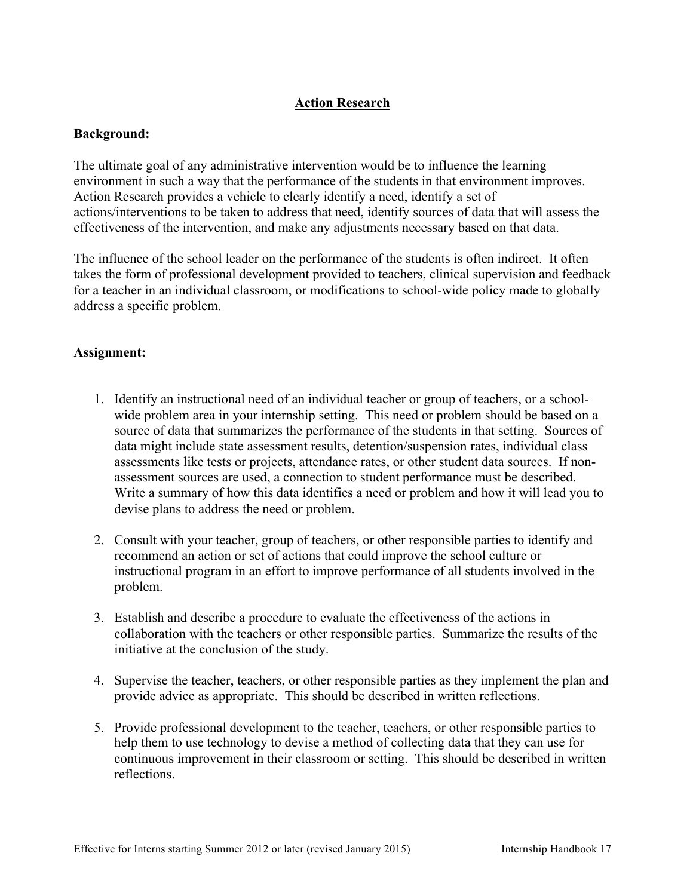## Action Research

**Background:**

The ultimate goal of any administrative intervention would be to influence the learning environment in such a way that the performance of the students in that environment improves. Action Research provides a vehicle to clearly identify a need, identify a set of actions/interventions to be taken to address that need, identify sources of data that will assess the effectiveness of the intervention, and make any adjustments necessary based on that data.

The influence of the school leader on the performance of the students is often indirect. It often takes the form of professional development provided to teachers, clinical supervision and feedback for a teacher in an individual classroom, or modifications to school-wide policy made to globally address a specific problem.

**Assignment:**

1. Identify an instructional need of an individual teacher or group of teachers, or a school-wide problem area in your internship setting. This need or problem should be based on a source of data that summarizes the performance of the students in that setting. Sources of data might include state assessment results, detention/suspension rates, individual class assessments like tests or projects, attendance rates, or other student data sources. If non-assessment sources are used, a connection to student performance must be described. Write a summary of how this data identifies a need or problem and how it will lead you to devise plans to address the need or problem.

2. Consult with your teacher, group of teachers, or other responsible parties to identify and recommend an action or set of actions that could improve the school culture or instructional program in an effort to improve performance of all students involved in the problem.

3. Establish and describe a procedure to evaluate the effectiveness of the actions in collaboration with the teachers or other responsible parties. Summarize the results of the initiative at the conclusion of the study.

4. Supervise the teacher, teachers, or other responsible parties as they implement the plan and provide advice as appropriate. This should be described in written reflections.

5. Provide professional development to the teacher, teachers, or other responsible parties to help them to use technology to devise a method of collecting data that they can use for continuous improvement in their classroom or setting. This should be described in written reflections.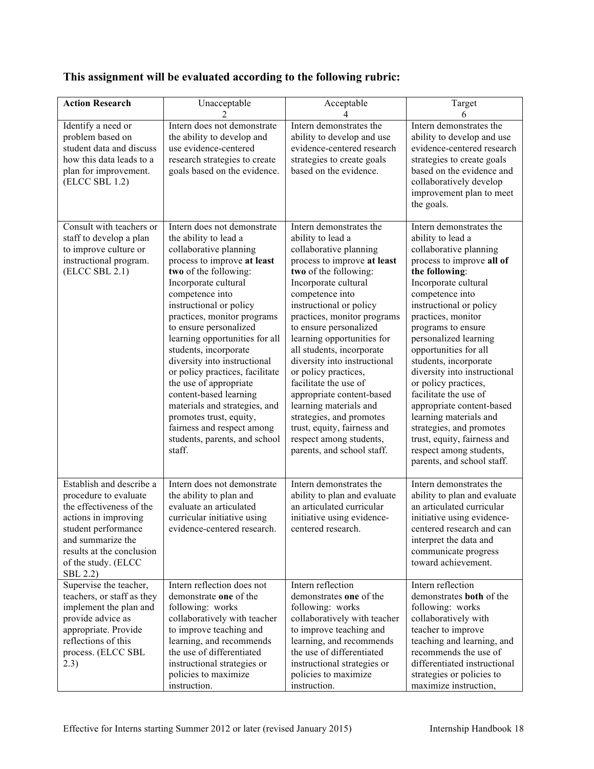**This assignment will be evaluated according to the following rubric:**

| **Action Research** | Unacceptable 2 | Acceptable 4 | Target 6 |
|---|---|---|---|
| Identify a need or problem based on student data and discuss how this data leads to a plan for improvement. (ELCC SBL 1.2) | Intern does not demonstrate the ability to develop and use evidence-centered research strategies to create goals based on the evidence. | Intern demonstrates the ability to develop and use evidence-centered research strategies to create goals based on the evidence. | Intern demonstrates the ability to develop and use evidence-centered research strategies to create goals based on the evidence and collaboratively develop improvement plan to meet the goals. |
| Consult with teachers or staff to develop a plan to improve culture or instructional program. (ELCC SBL 2.1) | Intern does not demonstrate the ability to lead a collaborative planning process to improve **at least two** of the following: Incorporate cultural competence into instructional or policy practices, monitor programs to ensure personalized learning opportunities for all students, incorporate diversity into instructional or policy practices, facilitate the use of appropriate content-based learning materials and strategies, and promotes trust, equity, fairness and respect among students, parents, and school staff. | Intern demonstrates the ability to lead a collaborative planning process to improve **at least two** of the following: Incorporate cultural competence into instructional or policy practices, monitor programs to ensure personalized learning opportunities for all students, incorporate diversity into instructional or policy practices, facilitate the use of appropriate content-based learning materials and strategies, and promotes trust, equity, fairness and respect among students, parents, and school staff. | Intern demonstrates the ability to lead a collaborative planning process to improve **all of the following**: Incorporate cultural competence into instructional or policy practices, monitor programs to ensure personalized learning opportunities for all students, incorporate diversity into instructional or policy practices, facilitate the use of appropriate content-based learning materials and strategies, and promotes trust, equity, fairness and respect among students, parents, and school staff. |
| Establish and describe a procedure to evaluate the effectiveness of the actions in improving student performance and summarize the results at the conclusion of the study. (ELCC SBL 2.2) | Intern does not demonstrate the ability to plan and evaluate an articulated curricular initiative using evidence-centered research. | Intern demonstrates the ability to plan and evaluate an articulated curricular initiative using evidence-centered research. | Intern demonstrates the ability to plan and evaluate an articulated curricular initiative using evidence-centered research and can interpret the data and communicate progress toward achievement. |
| Supervise the teacher, teachers, or staff as they implement the plan and provide advice as appropriate. Provide reflections of this process. (ELCC SBL 2.3) | Intern reflection does not demonstrate **one** of the following: works collaboratively with teacher to improve teaching and learning, and recommends the use of differentiated instructional strategies or policies to maximize instruction. | Intern reflection demonstrates **one** of the following: works collaboratively with teacher to improve teaching and learning, and recommends the use of differentiated instructional strategies or policies to maximize instruction. | Intern reflection demonstrates **both** of the following: works collaboratively with teacher to improve teaching and learning, and recommends the use of differentiated instructional strategies or policies to maximize instruction, |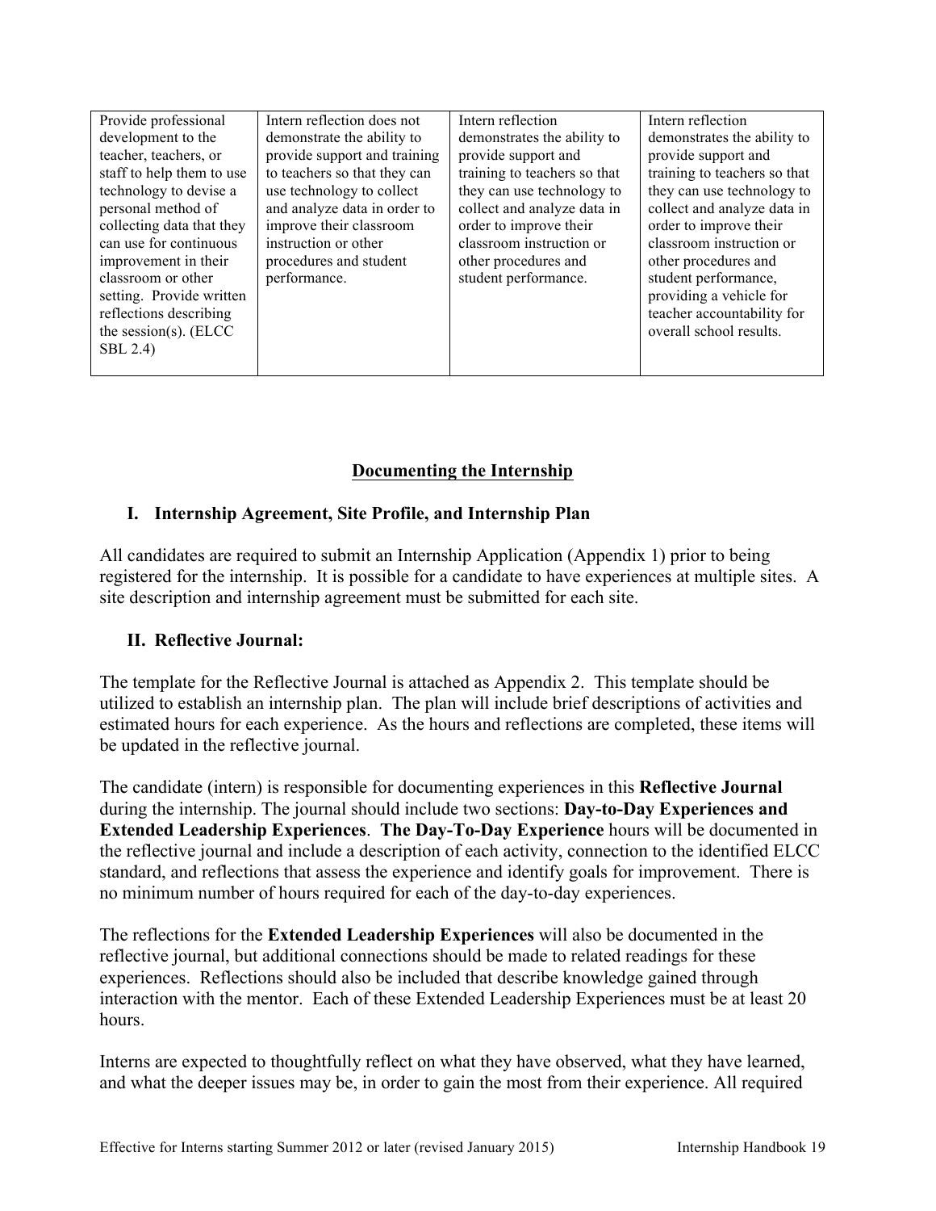| | | | |
|---|---|---|---|
| Provide professional development to the teacher, teachers, or staff to help them to use technology to devise a personal method of collecting data that they can use for continuous improvement in their classroom or other setting. Provide written reflections describing the session(s). (ELCC SBL 2.4) | Intern reflection does not demonstrate the ability to provide support and training to teachers so that they can use technology to collect and analyze data in order to improve their classroom instruction or other procedures and student performance. | Intern reflection demonstrates the ability to provide support and training to teachers so that they can use technology to collect and analyze data in order to improve their classroom instruction or other procedures and student performance. | Intern reflection demonstrates the ability to provide support and training to teachers so that they can use technology to collect and analyze data in order to improve their classroom instruction or other procedures and student performance, providing a vehicle for teacher accountability for overall school results. |

## Documenting the Internship

### I. Internship Agreement, Site Profile, and Internship Plan

All candidates are required to submit an Internship Application (Appendix 1) prior to being registered for the internship. It is possible for a candidate to have experiences at multiple sites. A site description and internship agreement must be submitted for each site.

### II. Reflective Journal:

The template for the Reflective Journal is attached as Appendix 2. This template should be utilized to establish an internship plan. The plan will include brief descriptions of activities and estimated hours for each experience. As the hours and reflections are completed, these items will be updated in the reflective journal.

The candidate (intern) is responsible for documenting experiences in this **Reflective Journal** during the internship. The journal should include two sections: **Day-to-Day Experiences and Extended Leadership Experiences**. **The Day-To-Day Experience** hours will be documented in the reflective journal and include a description of each activity, connection to the identified ELCC standard, and reflections that assess the experience and identify goals for improvement. There is no minimum number of hours required for each of the day-to-day experiences.

The reflections for the **Extended Leadership Experiences** will also be documented in the reflective journal, but additional connections should be made to related readings for these experiences. Reflections should also be included that describe knowledge gained through interaction with the mentor. Each of these Extended Leadership Experiences must be at least 20 hours.

Interns are expected to thoughtfully reflect on what they have observed, what they have learned, and what the deeper issues may be, in order to gain the most from their experience. All required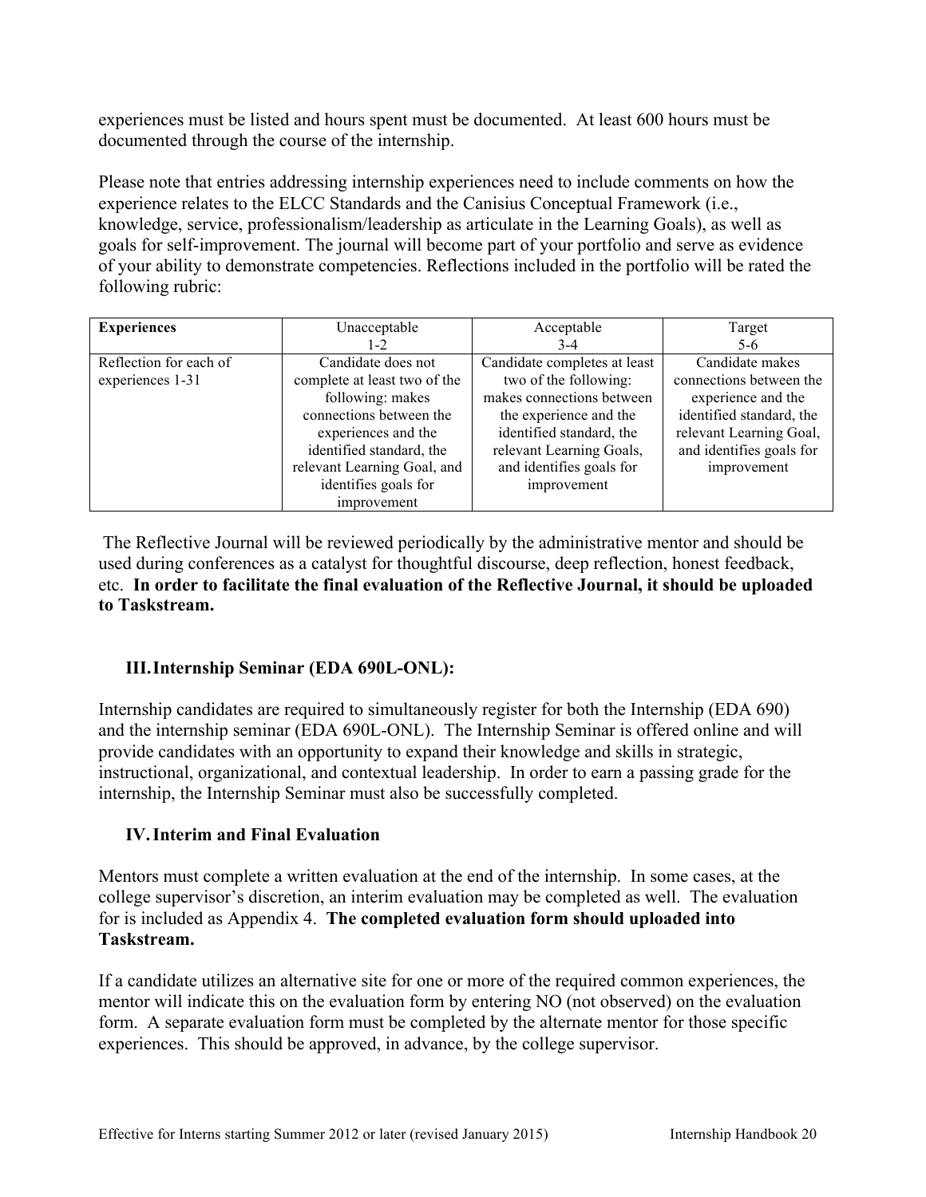experiences must be listed and hours spent must be documented. At least 600 hours must be documented through the course of the internship.

Please note that entries addressing internship experiences need to include comments on how the experience relates to the ELCC Standards and the Canisius Conceptual Framework (i.e., knowledge, service, professionalism/leadership as articulate in the Learning Goals), as well as goals for self-improvement. The journal will become part of your portfolio and serve as evidence of your ability to demonstrate competencies. Reflections included in the portfolio will be rated the following rubric:

| **Experiences** | Unacceptable 1-2 | Acceptable 3-4 | Target 5-6 |
|---|---|---|---|
| Reflection for each of experiences 1-31 | Candidate does not complete at least two of the following: makes connections between the experiences and the identified standard, the relevant Learning Goal, and identifies goals for improvement | Candidate completes at least two of the following: makes connections between the experience and the identified standard, the relevant Learning Goals, and identifies goals for improvement | Candidate makes connections between the experience and the identified standard, the relevant Learning Goal, and identifies goals for improvement |

The Reflective Journal will be reviewed periodically by the administrative mentor and should be used during conferences as a catalyst for thoughtful discourse, deep reflection, honest feedback, etc. **In order to facilitate the final evaluation of the Reflective Journal, it should be uploaded to Taskstream.**

### III. Internship Seminar (EDA 690L-ONL):

Internship candidates are required to simultaneously register for both the Internship (EDA 690) and the internship seminar (EDA 690L-ONL). The Internship Seminar is offered online and will provide candidates with an opportunity to expand their knowledge and skills in strategic, instructional, organizational, and contextual leadership. In order to earn a passing grade for the internship, the Internship Seminar must also be successfully completed.

### IV. Interim and Final Evaluation

Mentors must complete a written evaluation at the end of the internship. In some cases, at the college supervisor's discretion, an interim evaluation may be completed as well. The evaluation for is included as Appendix 4. **The completed evaluation form should uploaded into Taskstream.**

If a candidate utilizes an alternative site for one or more of the required common experiences, the mentor will indicate this on the evaluation form by entering NO (not observed) on the evaluation form. A separate evaluation form must be completed by the alternate mentor for those specific experiences. This should be approved, in advance, by the college supervisor.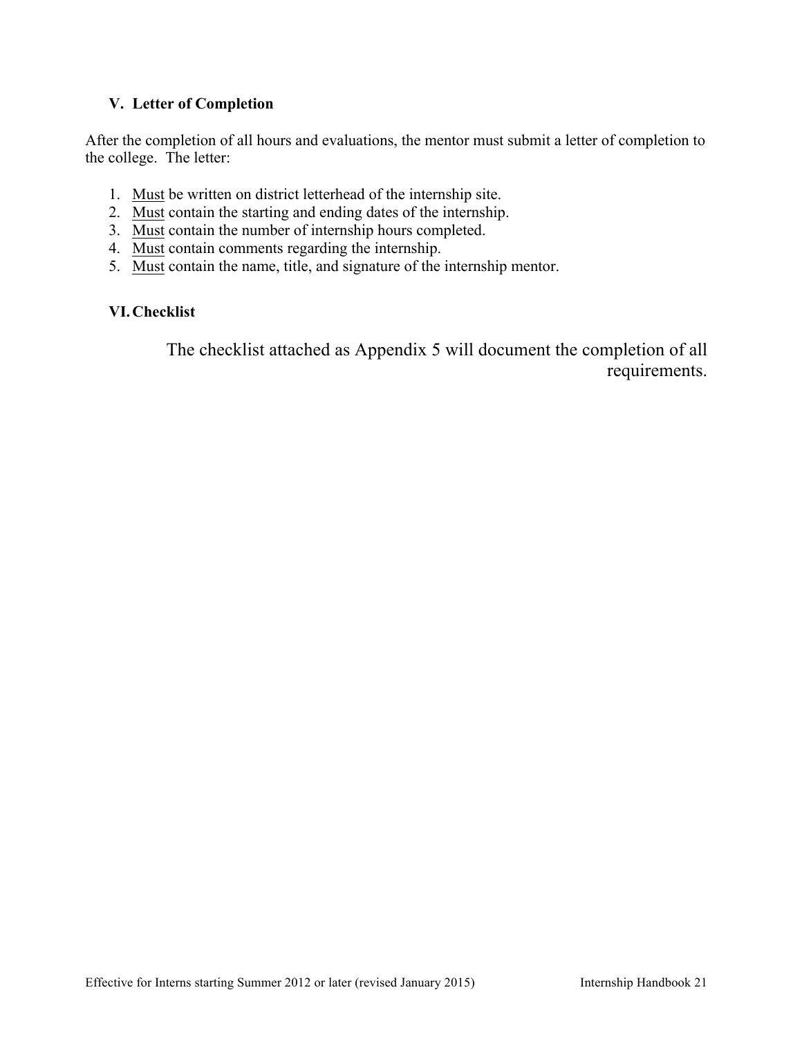### V. Letter of Completion

After the completion of all hours and evaluations, the mentor must submit a letter of completion to the college. The letter:

1. <u>Must</u> be written on district letterhead of the internship site.
2. <u>Must</u> contain the starting and ending dates of the internship.
3. <u>Must</u> contain the number of internship hours completed.
4. <u>Must</u> contain comments regarding the internship.
5. <u>Must</u> contain the name, title, and signature of the internship mentor.

### VI. Checklist

The checklist attached as Appendix 5 will document the completion of all requirements.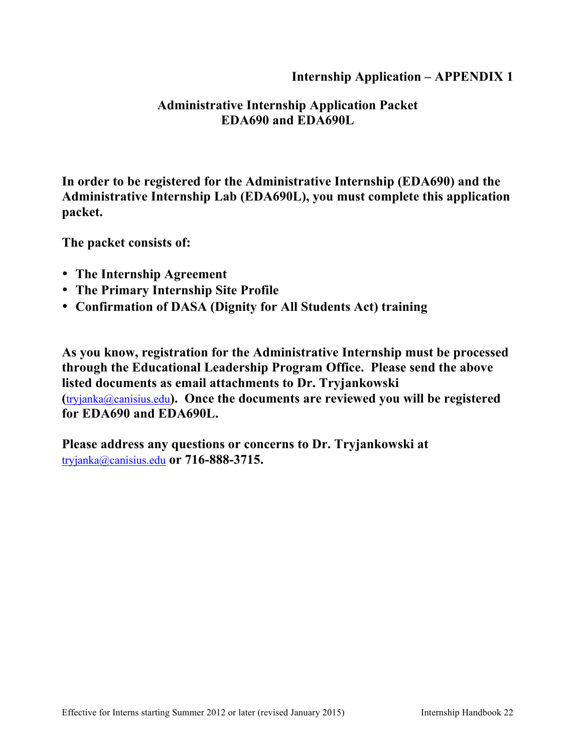**Internship Application – APPENDIX 1**

## Administrative Internship Application Packet
## EDA690 and EDA690L

**In order to be registered for the Administrative Internship (EDA690) and the Administrative Internship Lab (EDA690L), you must complete this application packet.**

**The packet consists of:**

- **The Internship Agreement**
- **The Primary Internship Site Profile**
- **Confirmation of DASA (Dignity for All Students Act) training**

**As you know, registration for the Administrative Internship must be processed through the Educational Leadership Program Office. Please send the above listed documents as email attachments to Dr. Tryjankowski (tryjanka@canisius.edu). Once the documents are reviewed you will be registered for EDA690 and EDA690L.**

**Please address any questions or concerns to Dr. Tryjankowski at tryjanka@canisius.edu or 716-888-3715.**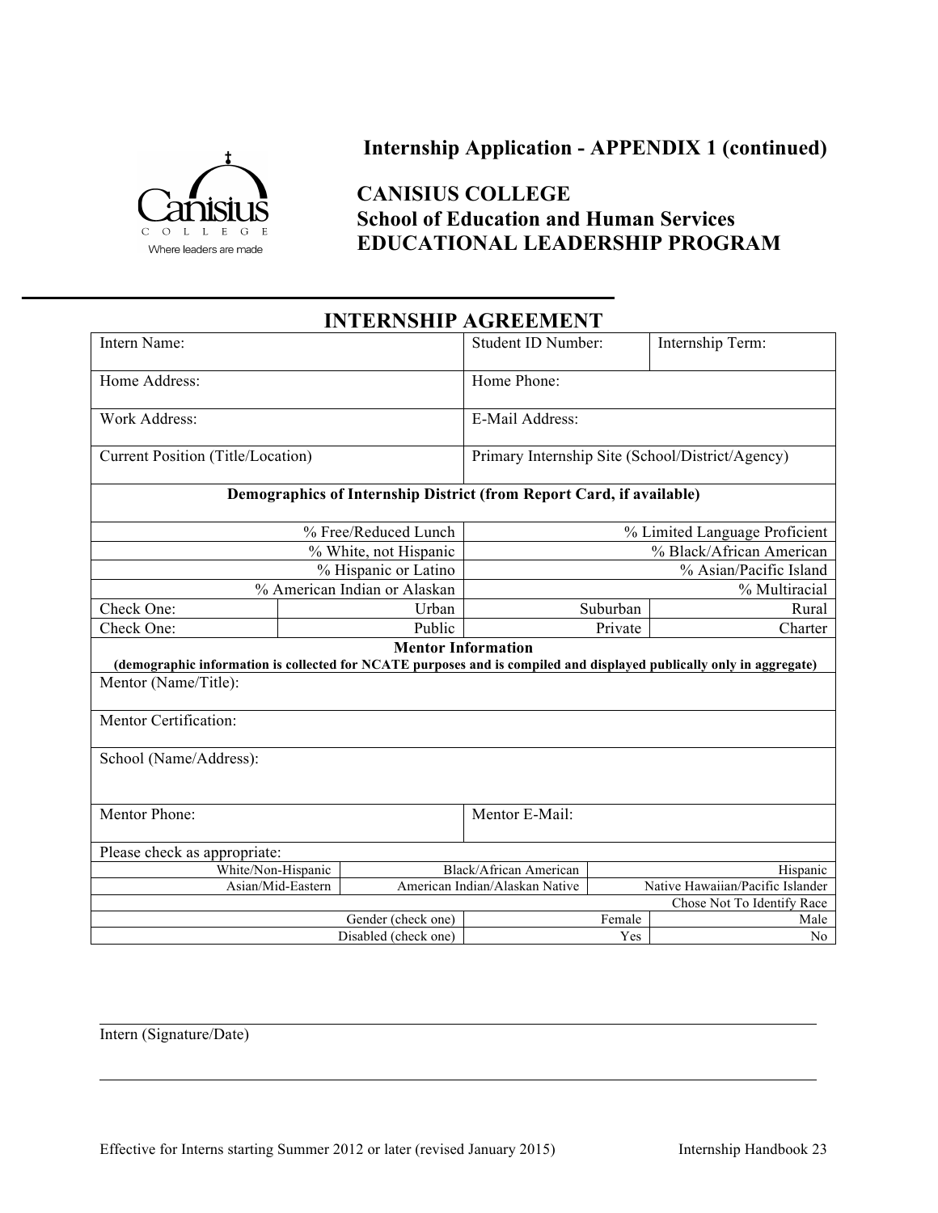## Internship Application - APPENDIX 1 (continued)

**CANISIUS COLLEGE**
**School of Education and Human Services**
**EDUCATIONAL LEADERSHIP PROGRAM**

## INTERNSHIP AGREEMENT

| | | |
|---|---|---|
| Intern Name: | Student ID Number: | Internship Term: |
| Home Address: | Home Phone: | |
| Work Address: | E-Mail Address: | |
| Current Position (Title/Location) | Primary Internship Site (School/District/Agency) | |

**Demographics of Internship District (from Report Card, if available)**

| | | | |
|---|---|---|---|
| | % Free/Reduced Lunch | | % Limited Language Proficient |
| | % White, not Hispanic | | % Black/African American |
| | % Hispanic or Latino | | % Asian/Pacific Island |
| | % American Indian or Alaskan | | % Multiracial |
| Check One: | Urban | Suburban | Rural |
| Check One: | Public | Private | Charter |

**Mentor Information**
**(demographic information is collected for NCATE purposes and is compiled and displayed publically only in aggregate)**

| | |
|---|---|
| Mentor (Name/Title): | |
| Mentor Certification: | |
| School (Name/Address): | |
| Mentor Phone: | Mentor E-Mail: |

Please check as appropriate:

| | | |
|---|---|---|
| White/Non-Hispanic | Black/African American | Hispanic |
| Asian/Mid-Eastern | American Indian/Alaskan Native | Native Hawaiian/Pacific Islander |
| | | Chose Not To Identify Race |

| | | |
|---|---|---|
| Gender (check one) | Female | Male |
| Disabled (check one) | Yes | No |

Intern (Signature/Date)

Effective for Interns starting Summer 2012 or later (revised January 2015)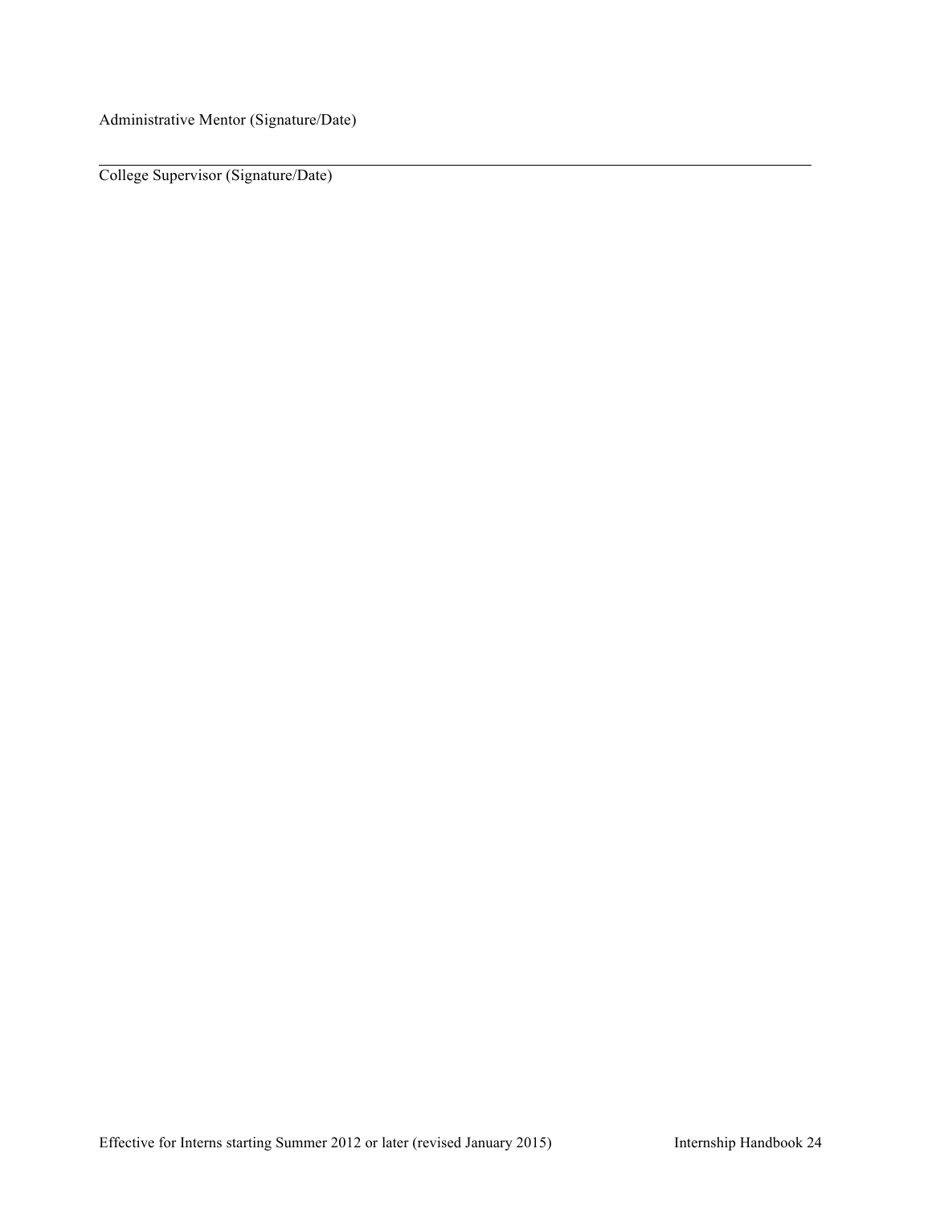Administrative Mentor (Signature/Date)

_______________________________________________________________________________

College Supervisor (Signature/Date)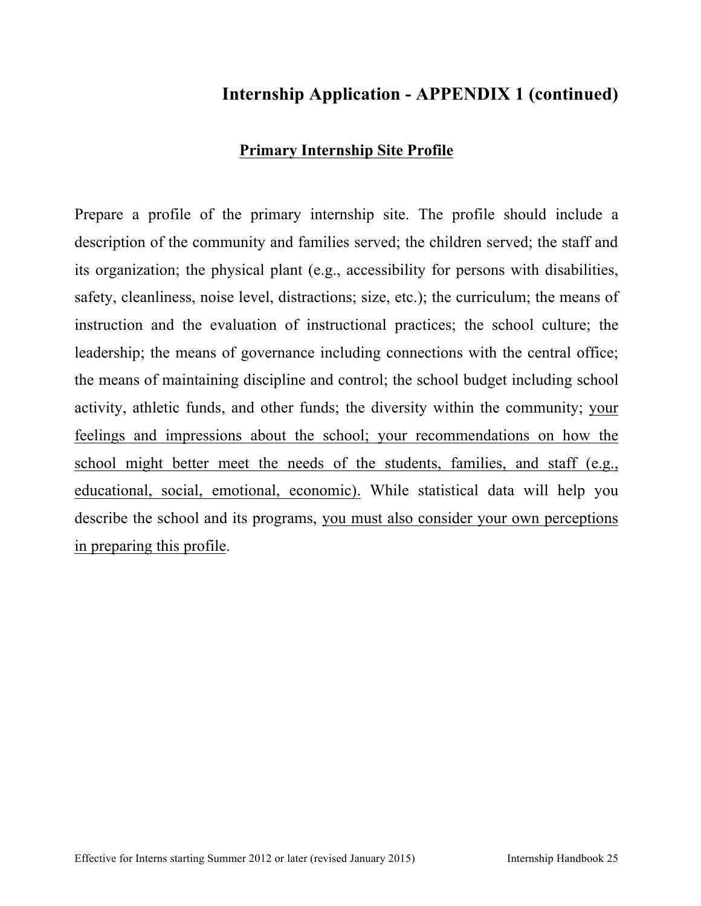## Internship Application - APPENDIX 1 (continued)

### Primary Internship Site Profile

Prepare a profile of the primary internship site. The profile should include a description of the community and families served; the children served; the staff and its organization; the physical plant (e.g., accessibility for persons with disabilities, safety, cleanliness, noise level, distractions; size, etc.); the curriculum; the means of instruction and the evaluation of instructional practices; the school culture; the leadership; the means of governance including connections with the central office; the means of maintaining discipline and control; the school budget including school activity, athletic funds, and other funds; the diversity within the community; <u>your feelings and impressions about the school; your recommendations on how the school might better meet the needs of the students, families, and staff (e.g., educational, social, emotional, economic).</u> While statistical data will help you describe the school and its programs, <u>you must also consider your own perceptions in preparing this profile</u>.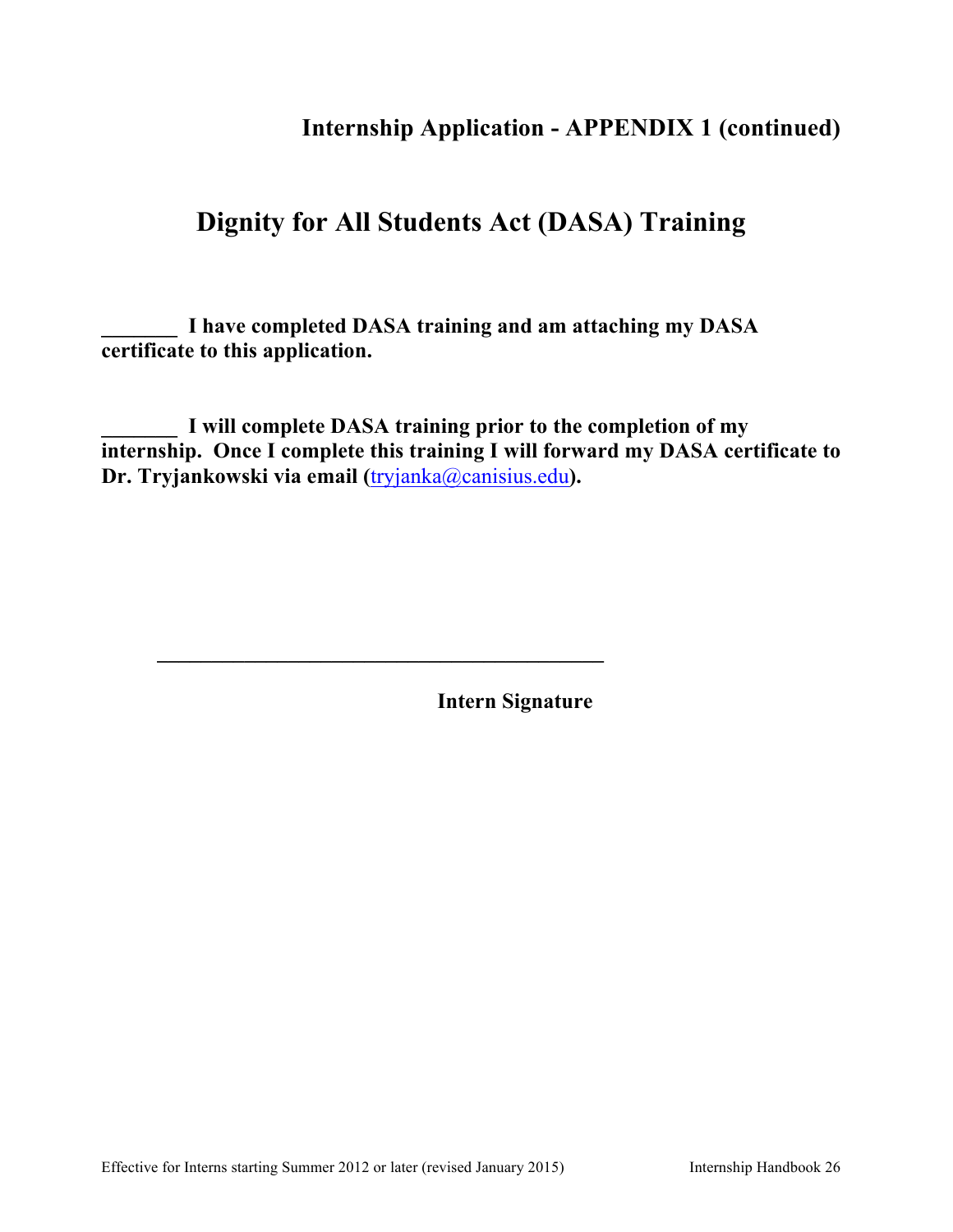**Internship Application - APPENDIX 1 (continued)**

# Dignity for All Students Act (DASA) Training

**_______ I have completed DASA training and am attaching my DASA certificate to this application.**

**_______ I will complete DASA training prior to the completion of my internship. Once I complete this training I will forward my DASA certificate to Dr. Tryjankowski via email (tryjanka@canisius.edu).**

_____________________________________________

**Intern Signature**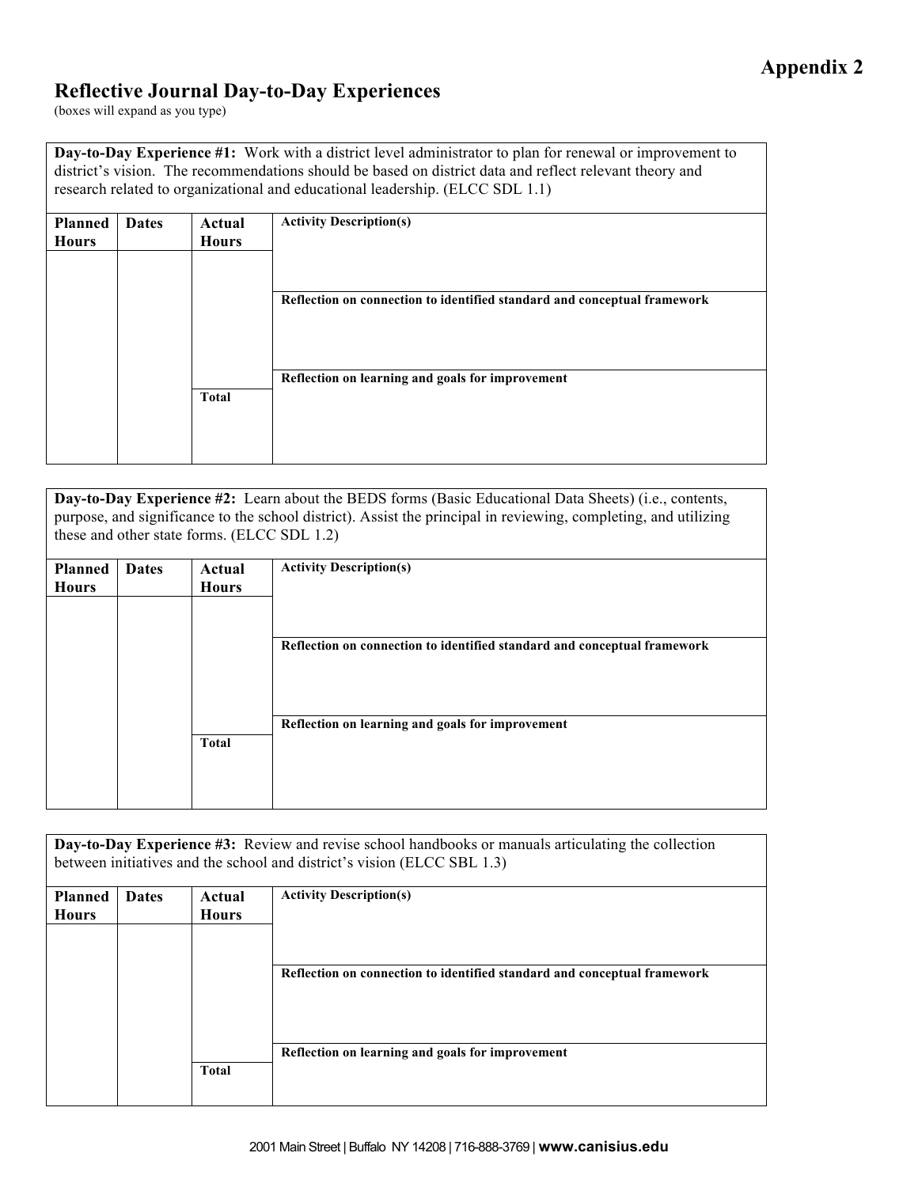# Appendix 2

## Reflective Journal Day-to-Day Experiences

(boxes will expand as you type)

**Day-to-Day Experience #1:** Work with a district level administrator to plan for renewal or improvement to district's vision. The recommendations should be based on district data and reflect relevant theory and research related to organizational and educational leadership. (ELCC SDL 1.1)

| Planned Hours | Dates | Actual Hours | Activity Description(s) |
|---|---|---|---|
| | | | |
| | | | **Reflection on connection to identified standard and conceptual framework** |
| | | | **Reflection on learning and goals for improvement** |
| | | **Total** | |

**Day-to-Day Experience #2:** Learn about the BEDS forms (Basic Educational Data Sheets) (i.e., contents, purpose, and significance to the school district). Assist the principal in reviewing, completing, and utilizing these and other state forms. (ELCC SDL 1.2)

| Planned Hours | Dates | Actual Hours | Activity Description(s) |
|---|---|---|---|
| | | | |
| | | | **Reflection on connection to identified standard and conceptual framework** |
| | | | **Reflection on learning and goals for improvement** |
| | | **Total** | |

**Day-to-Day Experience #3:** Review and revise school handbooks or manuals articulating the collection between initiatives and the school and district's vision (ELCC SBL 1.3)

| Planned Hours | Dates | Actual Hours | Activity Description(s) |
|---|---|---|---|
| | | | |
| | | | **Reflection on connection to identified standard and conceptual framework** |
| | | | **Reflection on learning and goals for improvement** |
| | | **Total** | |

2001 Main Street | Buffalo NY 14208 | 716-888-3769 | **www.canisius.edu**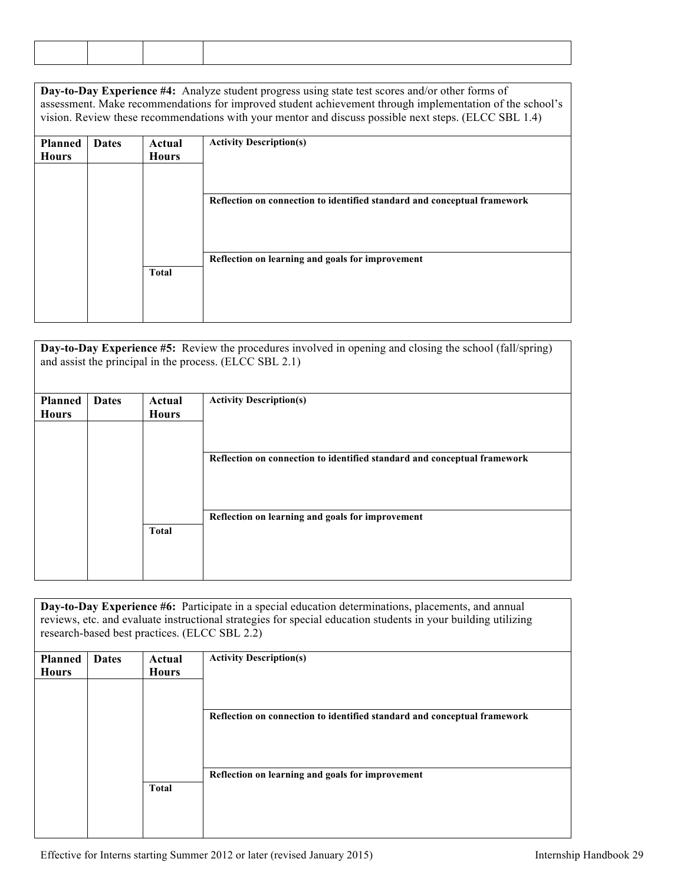| | | | |
|---|---|---|---|
| | | | |

**Day-to-Day Experience #4:** Analyze student progress using state test scores and/or other forms of assessment. Make recommendations for improved student achievement through implementation of the school's vision. Review these recommendations with your mentor and discuss possible next steps. (ELCC SBL 1.4)

| Planned Hours | Dates | Actual Hours | Activity Description(s) |
|---|---|---|---|
| | | | |
| | | | **Reflection on connection to identified standard and conceptual framework** |
| | | | **Reflection on learning and goals for improvement** |
| | | **Total** | |

**Day-to-Day Experience #5:** Review the procedures involved in opening and closing the school (fall/spring) and assist the principal in the process. (ELCC SBL 2.1)

| Planned Hours | Dates | Actual Hours | Activity Description(s) |
|---|---|---|---|
| | | | |
| | | | **Reflection on connection to identified standard and conceptual framework** |
| | | | **Reflection on learning and goals for improvement** |
| | | **Total** | |

**Day-to-Day Experience #6:** Participate in a special education determinations, placements, and annual reviews, etc. and evaluate instructional strategies for special education students in your building utilizing research-based best practices. (ELCC SBL 2.2)

| Planned Hours | Dates | Actual Hours | Activity Description(s) |
|---|---|---|---|
| | | | |
| | | | **Reflection on connection to identified standard and conceptual framework** |
| | | | **Reflection on learning and goals for improvement** |
| | | **Total** | |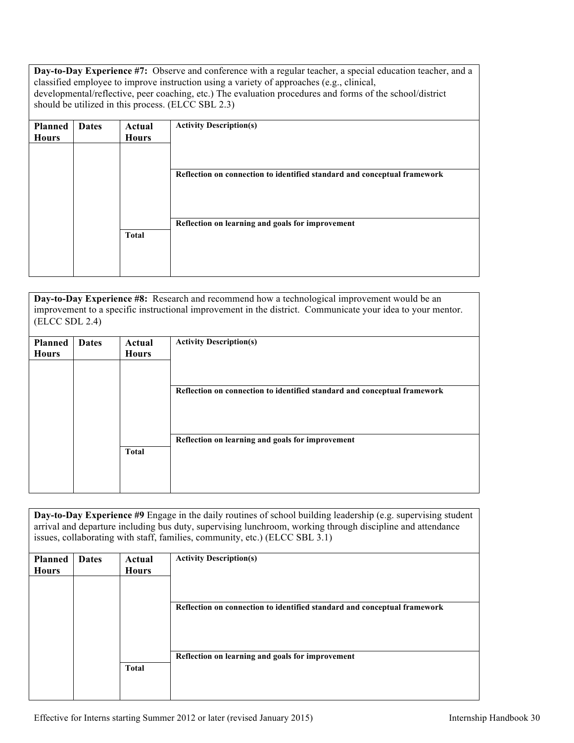**Day-to-Day Experience #7:** Observe and conference with a regular teacher, a special education teacher, and a classified employee to improve instruction using a variety of approaches (e.g., clinical, developmental/reflective, peer coaching, etc.) The evaluation procedures and forms of the school/district should be utilized in this process. (ELCC SBL 2.3)

| Planned Hours | Dates | Actual Hours | Activity Description(s) |
|---|---|---|---|
| | | | |
| | | | **Reflection on connection to identified standard and conceptual framework** |
| | | | **Reflection on learning and goals for improvement** |
| | | **Total** | |

**Day-to-Day Experience #8:** Research and recommend how a technological improvement would be an improvement to a specific instructional improvement in the district. Communicate your idea to your mentor. (ELCC SDL 2.4)

| Planned Hours | Dates | Actual Hours | Activity Description(s) |
|---|---|---|---|
| | | | |
| | | | **Reflection on connection to identified standard and conceptual framework** |
| | | | **Reflection on learning and goals for improvement** |
| | | **Total** | |

**Day-to-Day Experience #9** Engage in the daily routines of school building leadership (e.g. supervising student arrival and departure including bus duty, supervising lunchroom, working through discipline and attendance issues, collaborating with staff, families, community, etc.) (ELCC SBL 3.1)

| Planned Hours | Dates | Actual Hours | Activity Description(s) |
|---|---|---|---|
| | | | |
| | | | **Reflection on connection to identified standard and conceptual framework** |
| | | | **Reflection on learning and goals for improvement** |
| | | **Total** | |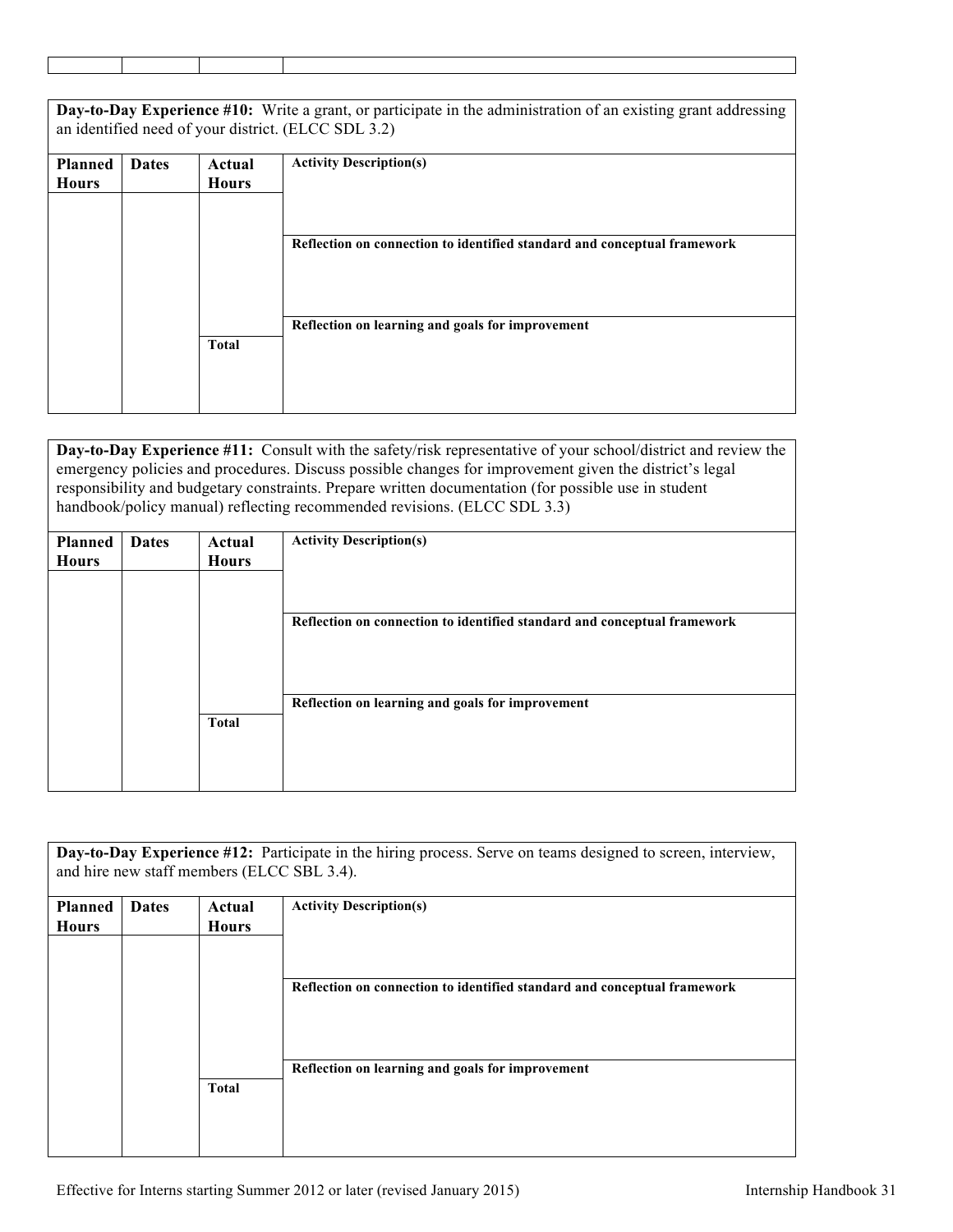| | | | |
|---|---|---|---|
| | | | |

**Day-to-Day Experience #10:** Write a grant, or participate in the administration of an existing grant addressing an identified need of your district. (ELCC SDL 3.2)

| Planned Hours | Dates | Actual Hours | Activity Description(s) |
|---|---|---|---|
| | | | **Reflection on connection to identified standard and conceptual framework** |
| | | | **Reflection on learning and goals for improvement** |
| | | **Total** | |

**Day-to-Day Experience #11:** Consult with the safety/risk representative of your school/district and review the emergency policies and procedures. Discuss possible changes for improvement given the district's legal responsibility and budgetary constraints. Prepare written documentation (for possible use in student handbook/policy manual) reflecting recommended revisions. (ELCC SDL 3.3)

| Planned Hours | Dates | Actual Hours | Activity Description(s) |
|---|---|---|---|
| | | | **Reflection on connection to identified standard and conceptual framework** |
| | | | **Reflection on learning and goals for improvement** |
| | | **Total** | |

**Day-to-Day Experience #12:** Participate in the hiring process. Serve on teams designed to screen, interview, and hire new staff members (ELCC SBL 3.4).

| Planned Hours | Dates | Actual Hours | Activity Description(s) |
|---|---|---|---|
| | | | **Reflection on connection to identified standard and conceptual framework** |
| | | | **Reflection on learning and goals for improvement** |
| | | **Total** | |

Effective for Interns starting Summer 2012 or later (revised January 2015)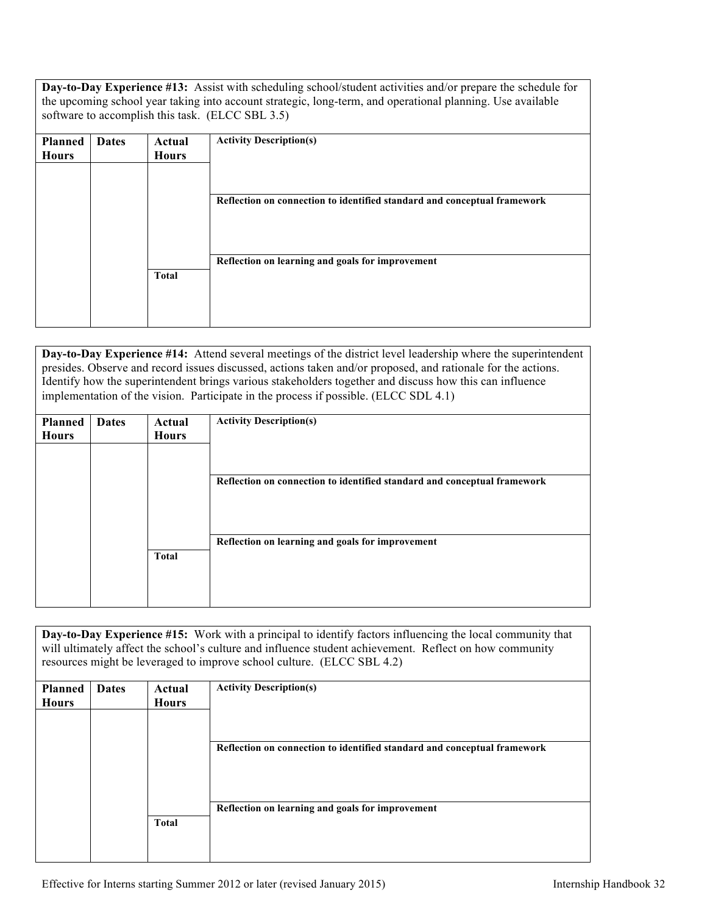**Day-to-Day Experience #13:** Assist with scheduling school/student activities and/or prepare the schedule for the upcoming school year taking into account strategic, long-term, and operational planning. Use available software to accomplish this task. (ELCC SBL 3.5)

| Planned Hours | Dates | Actual Hours | Activity Description(s) |
|---|---|---|---|
| | | | |
| | | | **Reflection on connection to identified standard and conceptual framework** |
| | | | **Reflection on learning and goals for improvement** |
| | | **Total** | |

**Day-to-Day Experience #14:** Attend several meetings of the district level leadership where the superintendent presides. Observe and record issues discussed, actions taken and/or proposed, and rationale for the actions. Identify how the superintendent brings various stakeholders together and discuss how this can influence implementation of the vision. Participate in the process if possible. (ELCC SDL 4.1)

| Planned Hours | Dates | Actual Hours | Activity Description(s) |
|---|---|---|---|
| | | | |
| | | | **Reflection on connection to identified standard and conceptual framework** |
| | | | **Reflection on learning and goals for improvement** |
| | | **Total** | |

**Day-to-Day Experience #15:** Work with a principal to identify factors influencing the local community that will ultimately affect the school's culture and influence student achievement. Reflect on how community resources might be leveraged to improve school culture. (ELCC SBL 4.2)

| Planned Hours | Dates | Actual Hours | Activity Description(s) |
|---|---|---|---|
| | | | |
| | | | **Reflection on connection to identified standard and conceptual framework** |
| | | | **Reflection on learning and goals for improvement** |
| | | **Total** | |

Effective for Interns starting Summer 2012 or later (revised January 2015)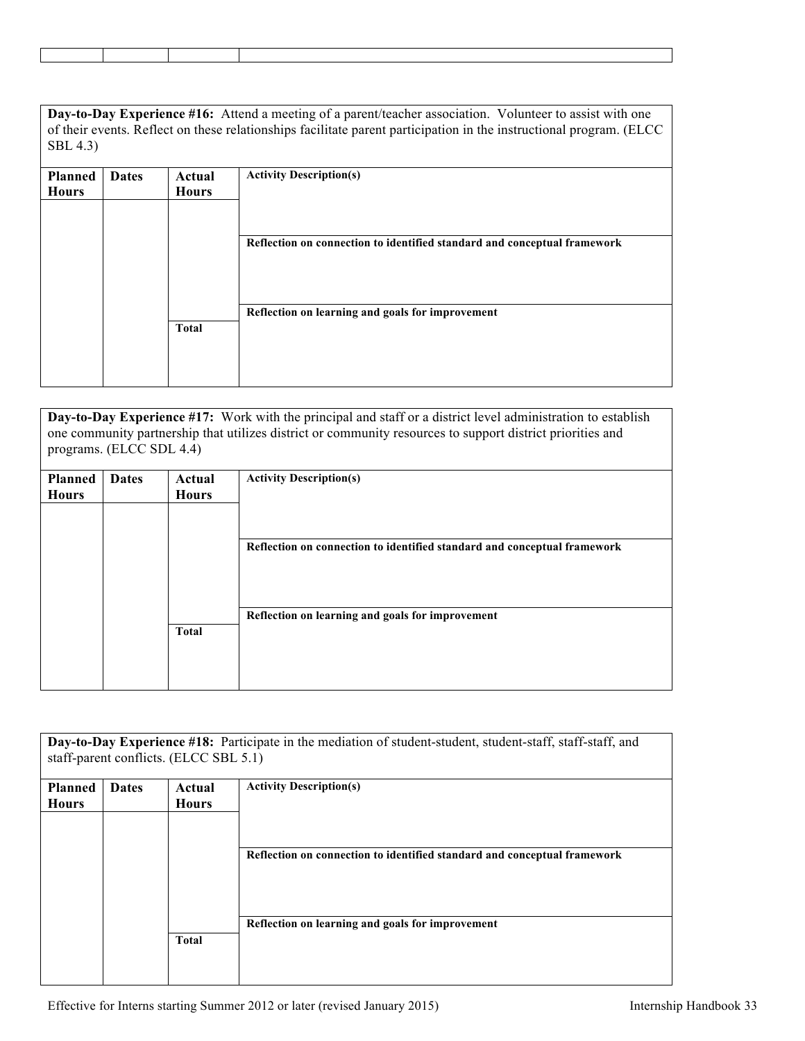| | | | |
|---|---|---|---|
| | | | |

**Day-to-Day Experience #16:** Attend a meeting of a parent/teacher association. Volunteer to assist with one of their events. Reflect on these relationships facilitate parent participation in the instructional program. (ELCC SBL 4.3)

| Planned Hours | Dates | Actual Hours | Activity Description(s) |
|---|---|---|---|
| | | | |
| | | | **Reflection on connection to identified standard and conceptual framework** |
| | | | **Reflection on learning and goals for improvement** |
| | | **Total** | |

**Day-to-Day Experience #17:** Work with the principal and staff or a district level administration to establish one community partnership that utilizes district or community resources to support district priorities and programs. (ELCC SDL 4.4)

| Planned Hours | Dates | Actual Hours | Activity Description(s) |
|---|---|---|---|
| | | | |
| | | | **Reflection on connection to identified standard and conceptual framework** |
| | | | **Reflection on learning and goals for improvement** |
| | | **Total** | |

**Day-to-Day Experience #18:** Participate in the mediation of student-student, student-staff, staff-staff, and staff-parent conflicts. (ELCC SBL 5.1)

| Planned Hours | Dates | Actual Hours | Activity Description(s) |
|---|---|---|---|
| | | | |
| | | | **Reflection on connection to identified standard and conceptual framework** |
| | | | **Reflection on learning and goals for improvement** |
| | | **Total** | |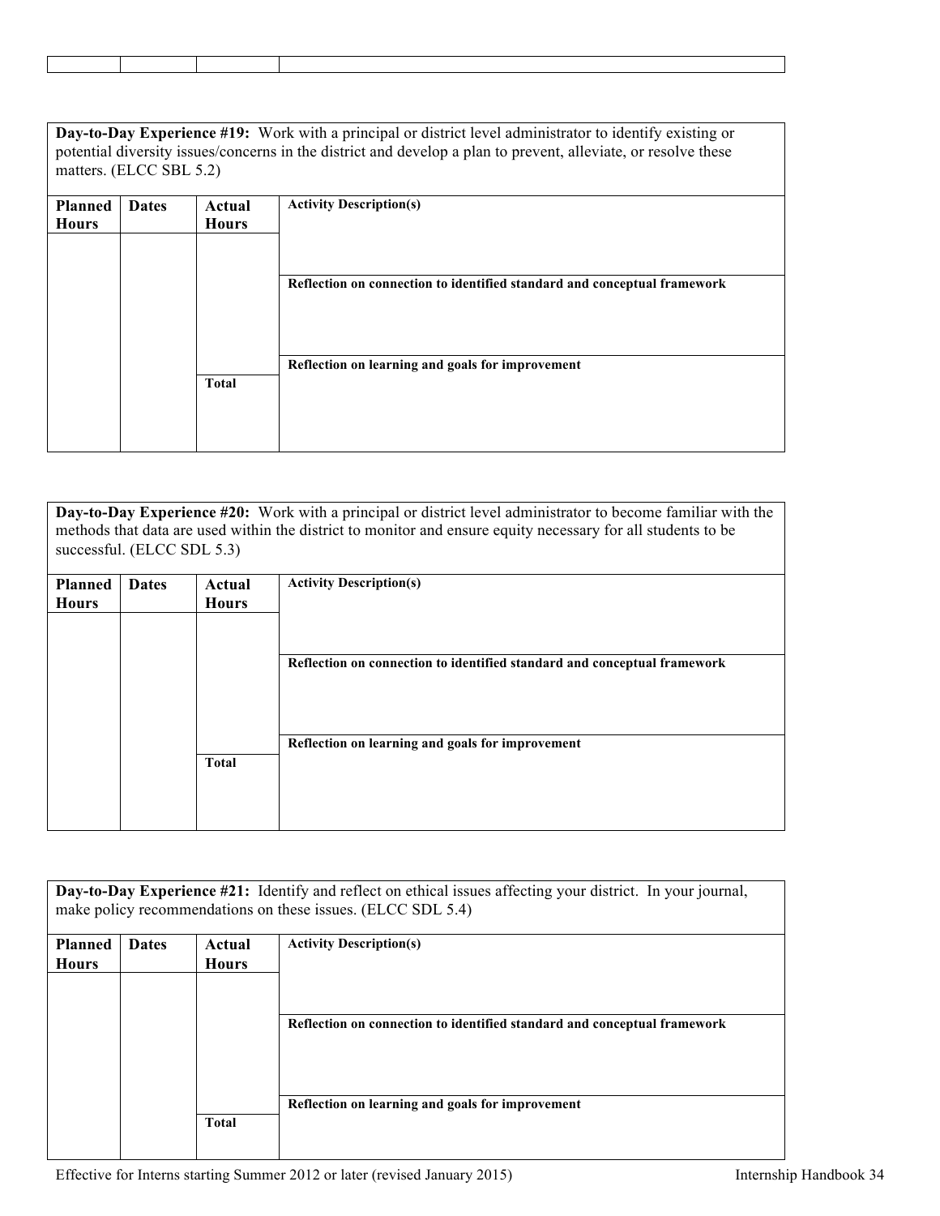| | | | |
|---|---|---|---|
| | | | |

**Day-to-Day Experience #19:** Work with a principal or district level administrator to identify existing or potential diversity issues/concerns in the district and develop a plan to prevent, alleviate, or resolve these matters. (ELCC SBL 5.2)

| Planned Hours | Dates | Actual Hours | Activity Description(s) |
|---|---|---|---|
| | | | |
| | | | **Reflection on connection to identified standard and conceptual framework** |
| | | | **Reflection on learning and goals for improvement** |
| | | **Total** | |

**Day-to-Day Experience #20:** Work with a principal or district level administrator to become familiar with the methods that data are used within the district to monitor and ensure equity necessary for all students to be successful. (ELCC SDL 5.3)

| Planned Hours | Dates | Actual Hours | Activity Description(s) |
|---|---|---|---|
| | | | |
| | | | **Reflection on connection to identified standard and conceptual framework** |
| | | | **Reflection on learning and goals for improvement** |
| | | **Total** | |

**Day-to-Day Experience #21:** Identify and reflect on ethical issues affecting your district. In your journal, make policy recommendations on these issues. (ELCC SDL 5.4)

| Planned Hours | Dates | Actual Hours | Activity Description(s) |
|---|---|---|---|
| | | | |
| | | | **Reflection on connection to identified standard and conceptual framework** |
| | | | **Reflection on learning and goals for improvement** |
| | | **Total** | |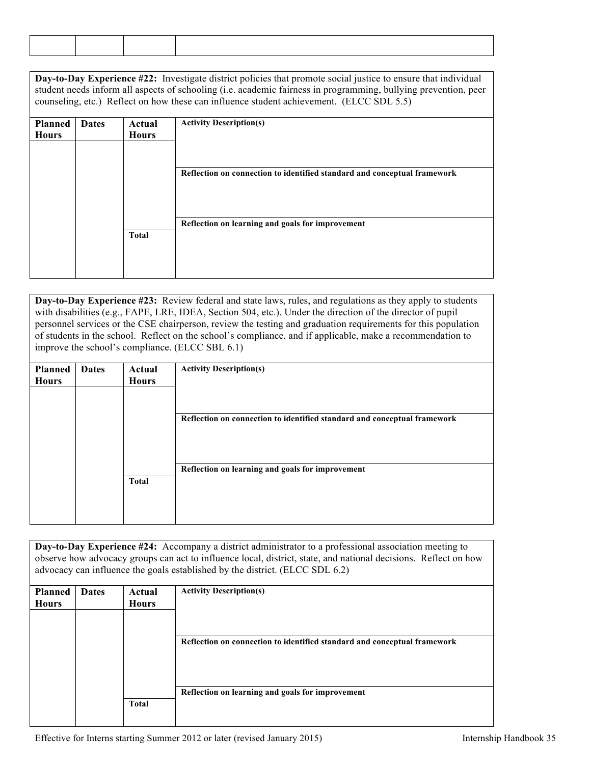| | | | |
|---|---|---|---|
| | | | |

**Day-to-Day Experience #22:** Investigate district policies that promote social justice to ensure that individual student needs inform all aspects of schooling (i.e. academic fairness in programming, bullying prevention, peer counseling, etc.) Reflect on how these can influence student achievement. (ELCC SDL 5.5)

| Planned Hours | Dates | Actual Hours | Activity Description(s) |
|---|---|---|---|
| | | | |
| | | | **Reflection on connection to identified standard and conceptual framework** |
| | | | **Reflection on learning and goals for improvement** |
| | | **Total** | |

**Day-to-Day Experience #23:** Review federal and state laws, rules, and regulations as they apply to students with disabilities (e.g., FAPE, LRE, IDEA, Section 504, etc.). Under the direction of the director of pupil personnel services or the CSE chairperson, review the testing and graduation requirements for this population of students in the school. Reflect on the school's compliance, and if applicable, make a recommendation to improve the school's compliance. (ELCC SBL 6.1)

| Planned Hours | Dates | Actual Hours | Activity Description(s) |
|---|---|---|---|
| | | | |
| | | | **Reflection on connection to identified standard and conceptual framework** |
| | | | **Reflection on learning and goals for improvement** |
| | | **Total** | |

**Day-to-Day Experience #24:** Accompany a district administrator to a professional association meeting to observe how advocacy groups can act to influence local, district, state, and national decisions. Reflect on how advocacy can influence the goals established by the district. (ELCC SDL 6.2)

| Planned Hours | Dates | Actual Hours | Activity Description(s) |
|---|---|---|---|
| | | | |
| | | | **Reflection on connection to identified standard and conceptual framework** |
| | | | **Reflection on learning and goals for improvement** |
| | | **Total** | |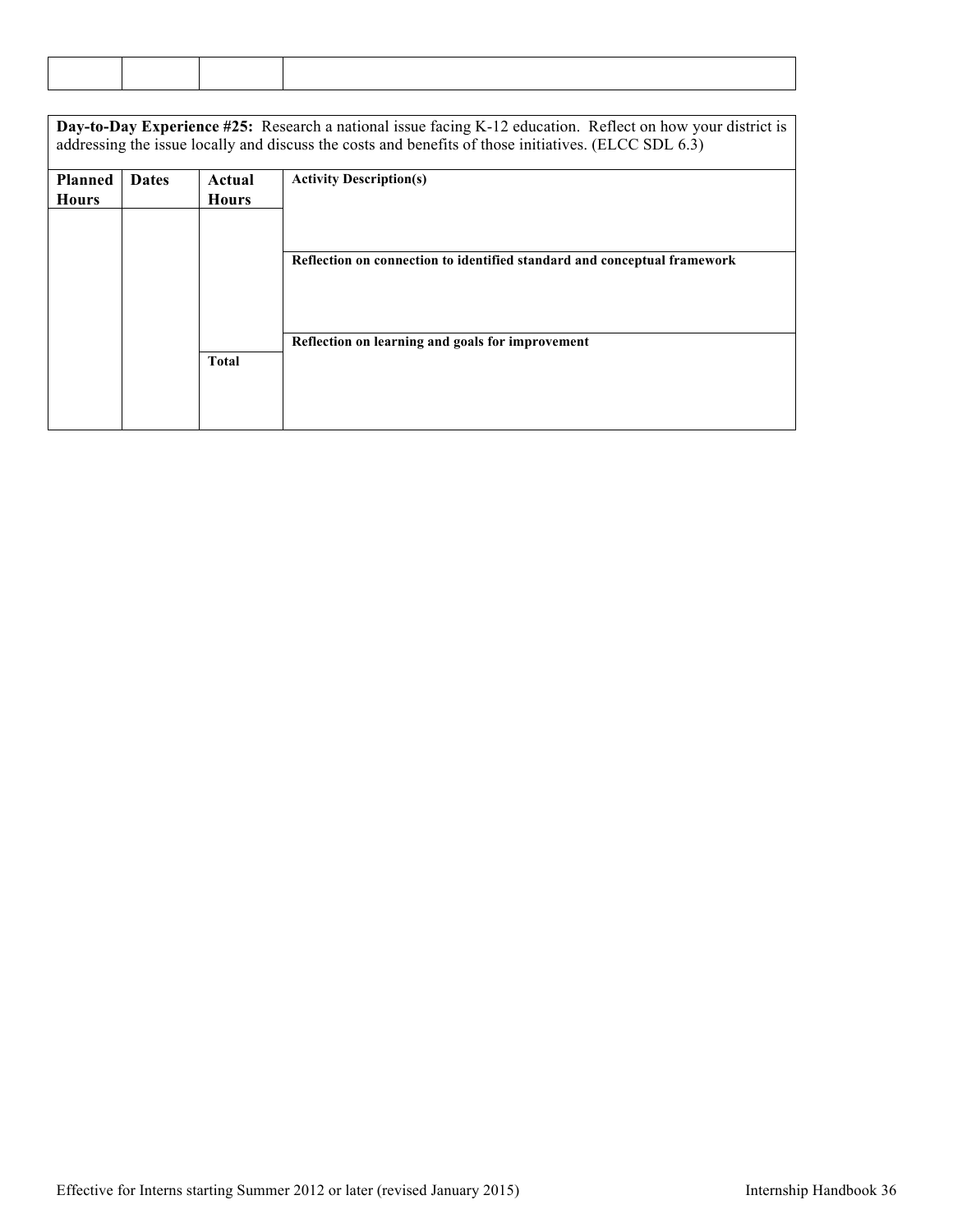| | | | |
|---|---|---|---|
| | | | |

**Day-to-Day Experience #25:** Research a national issue facing K-12 education. Reflect on how your district is addressing the issue locally and discuss the costs and benefits of those initiatives. (ELCC SDL 6.3)

| Planned Hours | Dates | Actual Hours | Activity Description(s) |
|---|---|---|---|
| | | | |
| | | | **Reflection on connection to identified standard and conceptual framework** |
| | | | |
| | | | **Reflection on learning and goals for improvement** |
| | | **Total** | |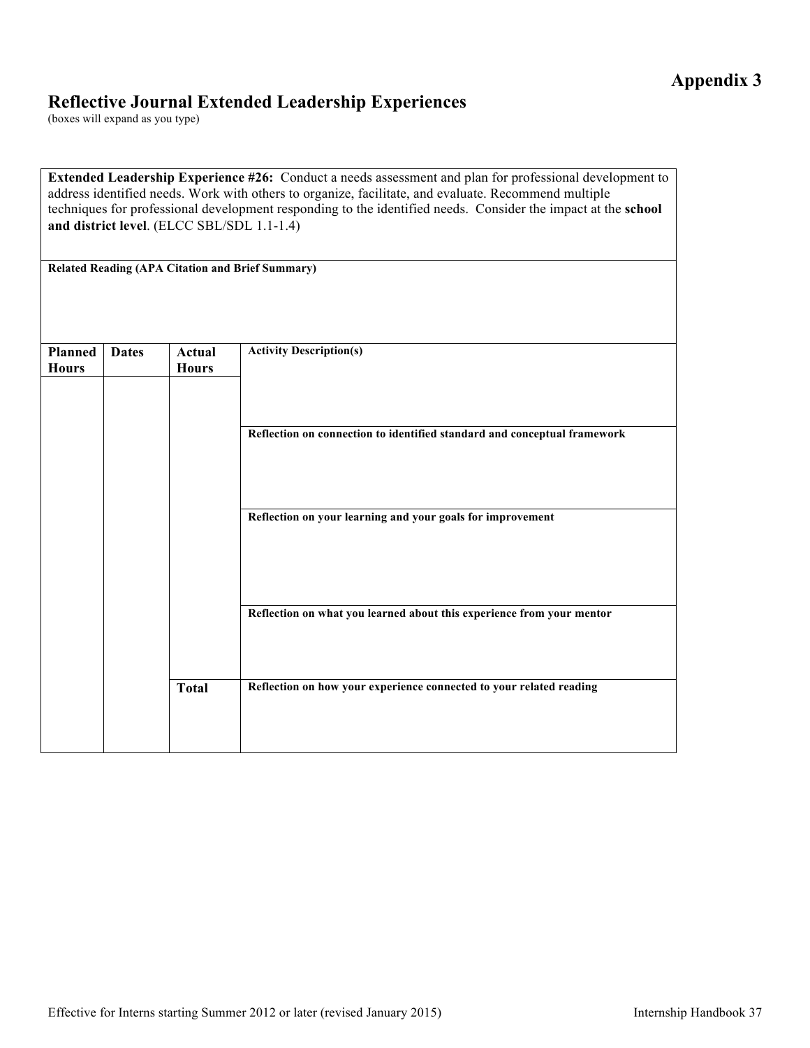# Appendix 3

## Reflective Journal Extended Leadership Experiences

(boxes will expand as you type)

**Extended Leadership Experience #26:** Conduct a needs assessment and plan for professional development to address identified needs. Work with others to organize, facilitate, and evaluate. Recommend multiple techniques for professional development responding to the identified needs. Consider the impact at the **school and district level**. (ELCC SBL/SDL 1.1-1.4)

**Related Reading (APA Citation and Brief Summary)**

| Planned Hours | Dates | Actual Hours | Activity Description(s) |
|---|---|---|---|
| | | | **Reflection on connection to identified standard and conceptual framework** |
| | | | **Reflection on your learning and your goals for improvement** |
| | | | **Reflection on what you learned about this experience from your mentor** |
| | | **Total** | **Reflection on how your experience connected to your related reading** |

Effective for Interns starting Summer 2012 or later (revised January 2015)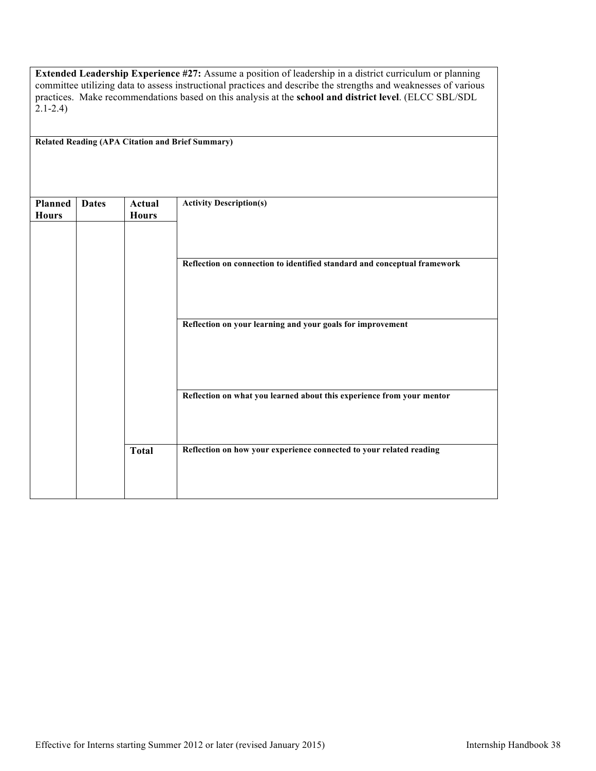**Extended Leadership Experience #27:** Assume a position of leadership in a district curriculum or planning committee utilizing data to assess instructional practices and describe the strengths and weaknesses of various practices. Make recommendations based on this analysis at the **school and district level**. (ELCC SBL/SDL 2.1-2.4)

**Related Reading (APA Citation and Brief Summary)**

| Planned Hours | Dates | Actual Hours | Activity Description(s) |
|---|---|---|---|
| | | | **Reflection on connection to identified standard and conceptual framework** |
| | | | **Reflection on your learning and your goals for improvement** |
| | | | **Reflection on what you learned about this experience from your mentor** |
| | | **Total** | **Reflection on how your experience connected to your related reading** |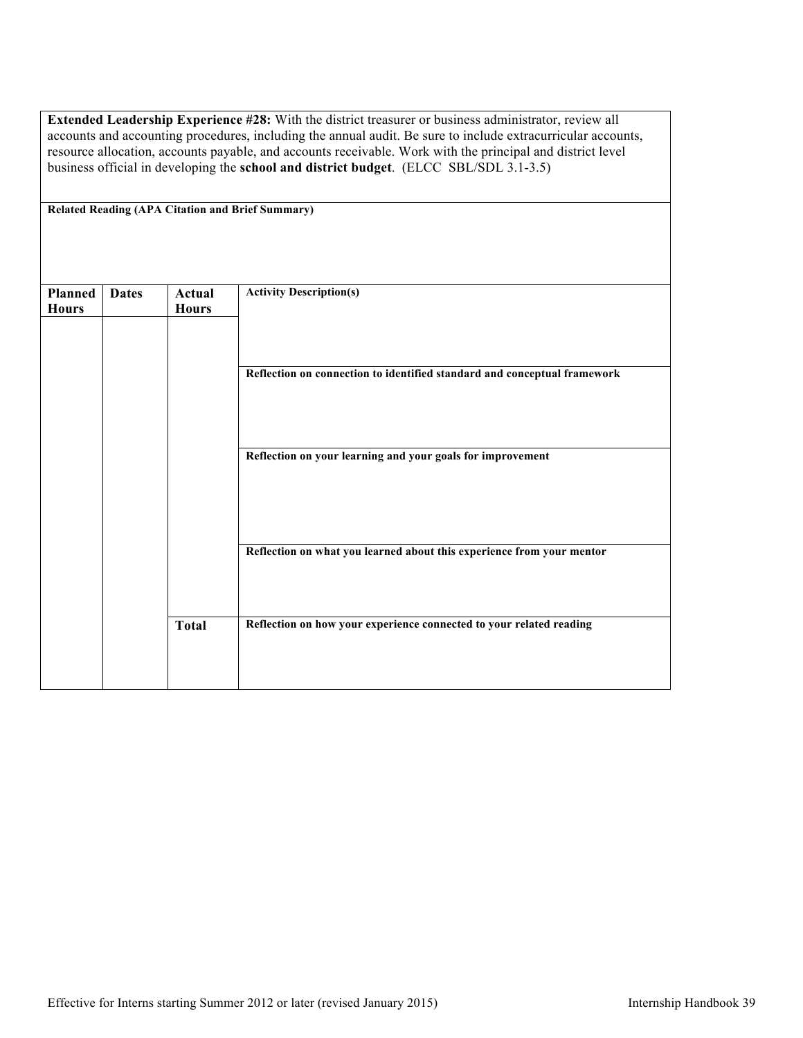**Extended Leadership Experience #28:** With the district treasurer or business administrator, review all accounts and accounting procedures, including the annual audit. Be sure to include extracurricular accounts, resource allocation, accounts payable, and accounts receivable. Work with the principal and district level business official in developing the **school and district budget**. (ELCC SBL/SDL 3.1-3.5)

**Related Reading (APA Citation and Brief Summary)**

| Planned Hours | Dates | Actual Hours | Activity Description(s) |
|---|---|---|---|
| | | | **Reflection on connection to identified standard and conceptual framework** |
| | | | **Reflection on your learning and your goals for improvement** |
| | | | **Reflection on what you learned about this experience from your mentor** |
| | | **Total** | **Reflection on how your experience connected to your related reading** |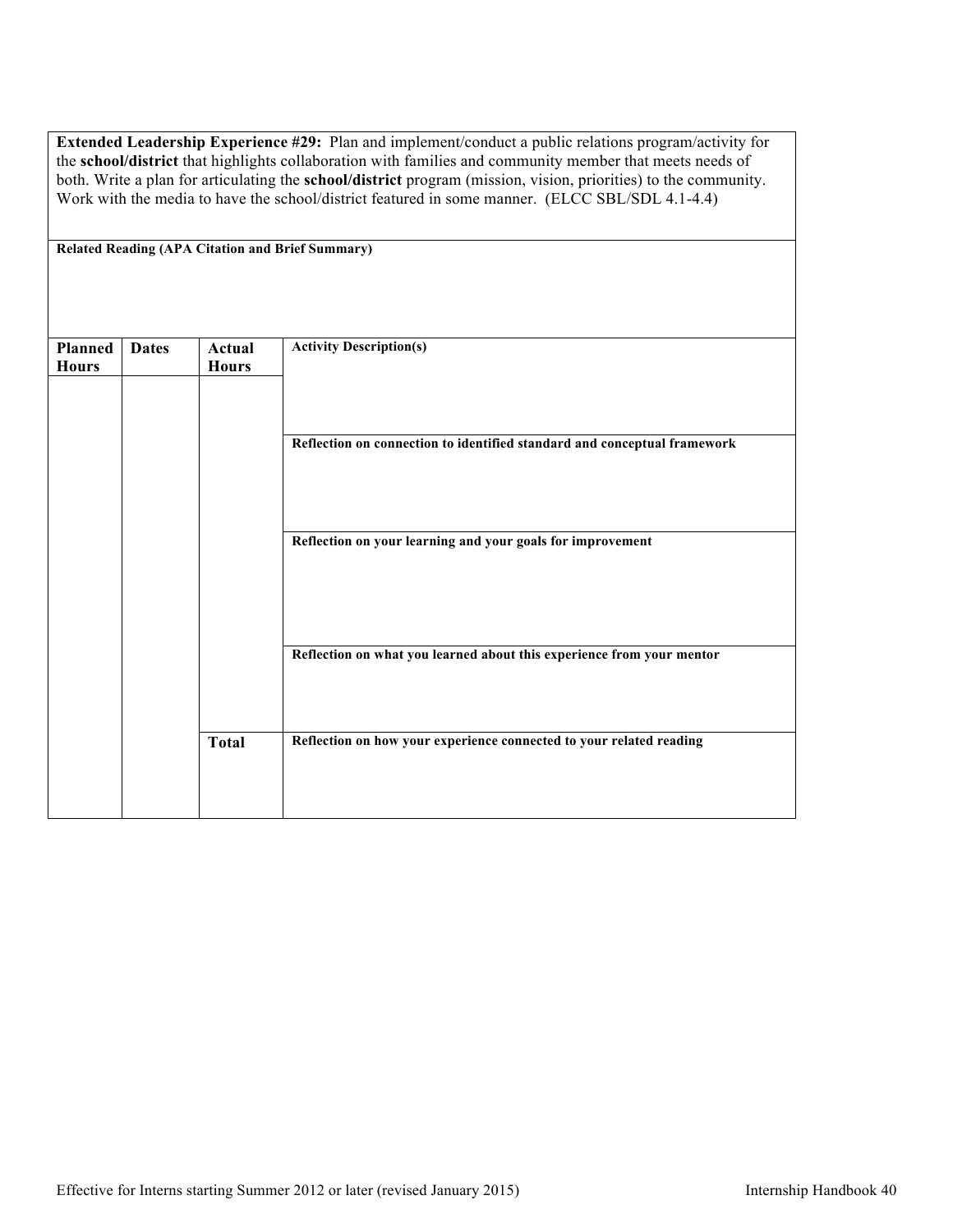**Extended Leadership Experience #29:** Plan and implement/conduct a public relations program/activity for the **school/district** that highlights collaboration with families and community member that meets needs of both. Write a plan for articulating the **school/district** program (mission, vision, priorities) to the community. Work with the media to have the school/district featured in some manner. (ELCC SBL/SDL 4.1-4.4)

**Related Reading (APA Citation and Brief Summary)**

| Planned Hours | Dates | Actual Hours | Activity Description(s) |
|---|---|---|---|
| | | | **Reflection on connection to identified standard and conceptual framework** |
| | | | **Reflection on your learning and your goals for improvement** |
| | | | **Reflection on what you learned about this experience from your mentor** |
| | | **Total** | **Reflection on how your experience connected to your related reading** |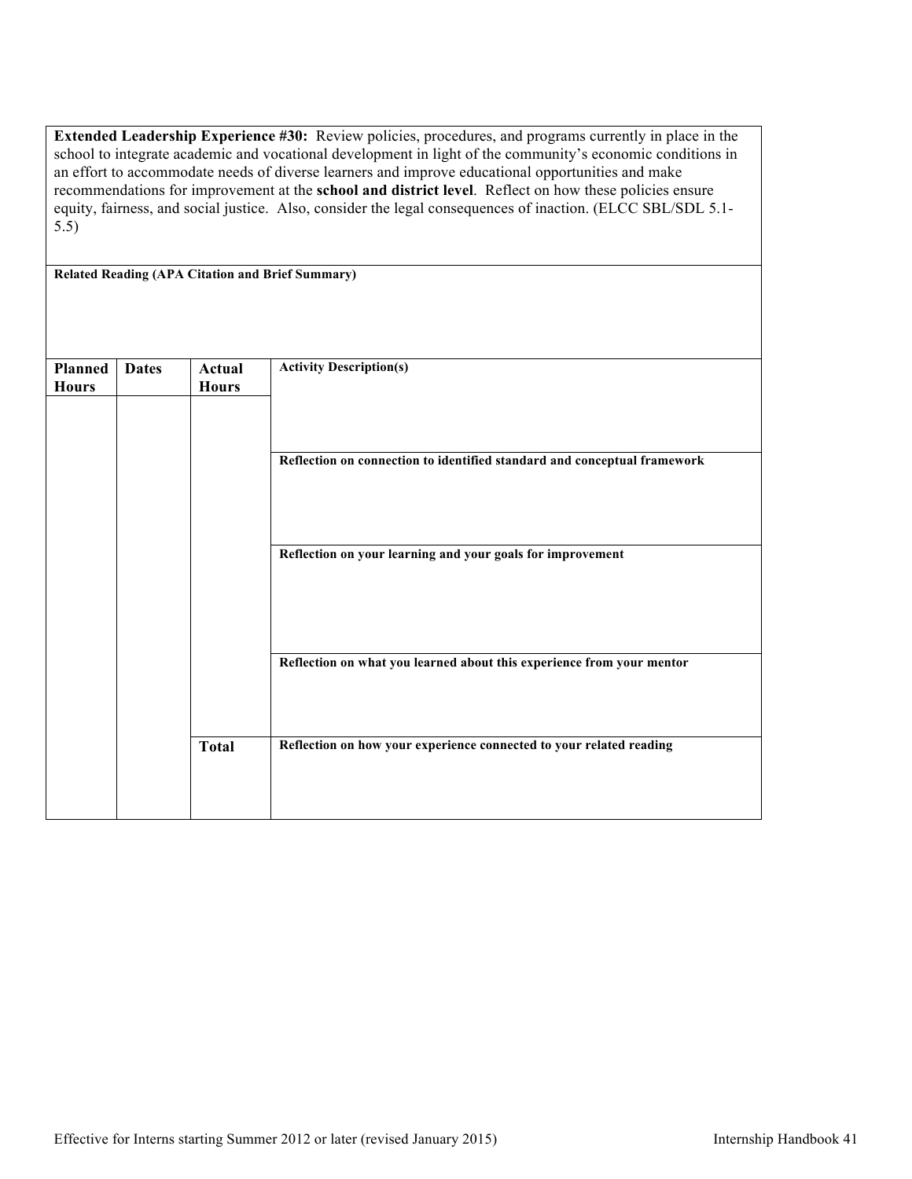**Extended Leadership Experience #30:** Review policies, procedures, and programs currently in place in the school to integrate academic and vocational development in light of the community's economic conditions in an effort to accommodate needs of diverse learners and improve educational opportunities and make recommendations for improvement at the **school and district level**. Reflect on how these policies ensure equity, fairness, and social justice. Also, consider the legal consequences of inaction. (ELCC SBL/SDL 5.1-5.5)

**Related Reading (APA Citation and Brief Summary)**

| Planned Hours | Dates | Actual Hours | Activity Description(s) |
|---|---|---|---|
| | | | **Reflection on connection to identified standard and conceptual framework** |
| | | | **Reflection on your learning and your goals for improvement** |
| | | | **Reflection on what you learned about this experience from your mentor** |
| | | **Total** | **Reflection on how your experience connected to your related reading** |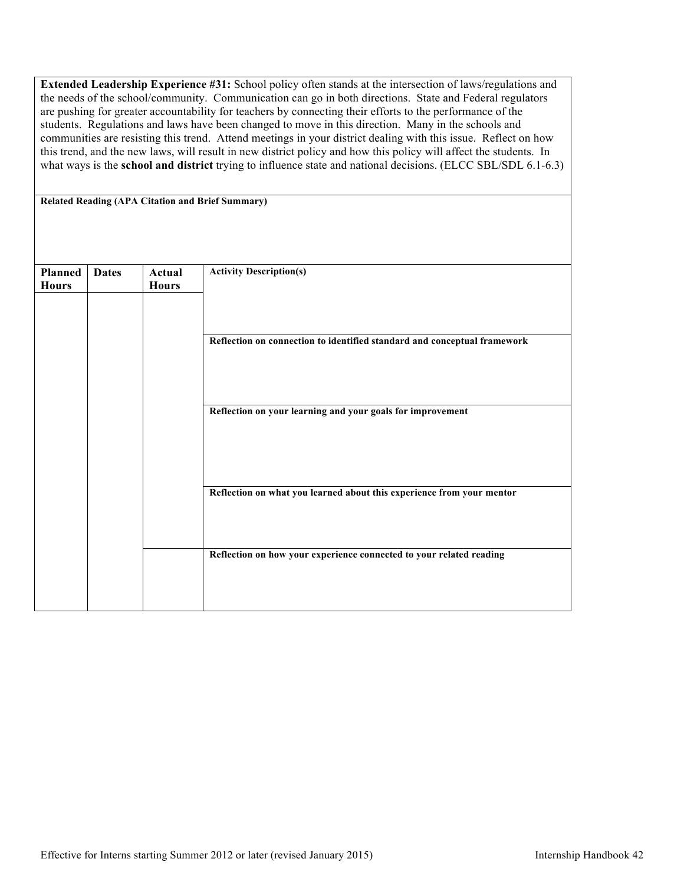**Extended Leadership Experience #31:** School policy often stands at the intersection of laws/regulations and the needs of the school/community. Communication can go in both directions. State and Federal regulators are pushing for greater accountability for teachers by connecting their efforts to the performance of the students. Regulations and laws have been changed to move in this direction. Many in the schools and communities are resisting this trend. Attend meetings in your district dealing with this issue. Reflect on how this trend, and the new laws, will result in new district policy and how this policy will affect the students. In what ways is the **school and district** trying to influence state and national decisions. (ELCC SBL/SDL 6.1-6.3)

**Related Reading (APA Citation and Brief Summary)**

| Planned Hours | Dates | Actual Hours | Activity Description(s) |
|---|---|---|---|
| | | | **Reflection on connection to identified standard and conceptual framework** |
| | | | **Reflection on your learning and your goals for improvement** |
| | | | **Reflection on what you learned about this experience from your mentor** |
| | | | **Reflection on how your experience connected to your related reading** |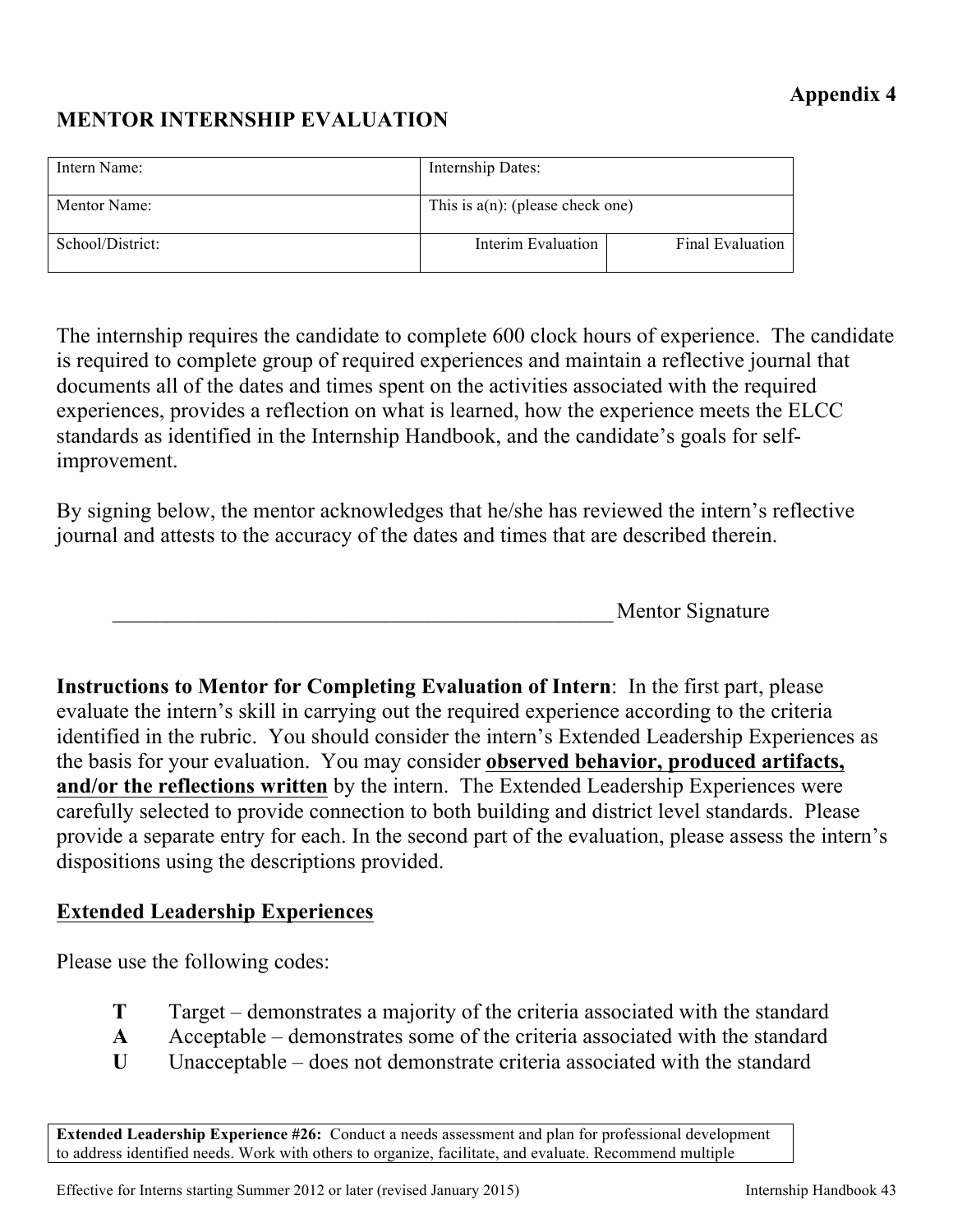**Appendix 4**

## MENTOR INTERNSHIP EVALUATION

| | | |
|---|---|---|
| Intern Name: | Internship Dates: | |
| Mentor Name: | This is a(n): (please check one) | |
| School/District: | Interim Evaluation | Final Evaluation |

The internship requires the candidate to complete 600 clock hours of experience. The candidate is required to complete group of required experiences and maintain a reflective journal that documents all of the dates and times spent on the activities associated with the required experiences, provides a reflection on what is learned, how the experience meets the ELCC standards as identified in the Internship Handbook, and the candidate's goals for self-improvement.

By signing below, the mentor acknowledges that he/she has reviewed the intern's reflective journal and attests to the accuracy of the dates and times that are described therein.

_______________________________________________ Mentor Signature

**Instructions to Mentor for Completing Evaluation of Intern**: In the first part, please evaluate the intern's skill in carrying out the required experience according to the criteria identified in the rubric. You should consider the intern's Extended Leadership Experiences as the basis for your evaluation. You may consider **observed behavior, produced artifacts, and/or the reflections written** by the intern. The Extended Leadership Experiences were carefully selected to provide connection to both building and district level standards. Please provide a separate entry for each. In the second part of the evaluation, please assess the intern's dispositions using the descriptions provided.

### Extended Leadership Experiences

Please use the following codes:

- **T** Target – demonstrates a majority of the criteria associated with the standard
- **A** Acceptable – demonstrates some of the criteria associated with the standard
- **U** Unacceptable – does not demonstrate criteria associated with the standard

| |
|---|
| **Extended Leadership Experience #26:** Conduct a needs assessment and plan for professional development to address identified needs. Work with others to organize, facilitate, and evaluate. Recommend multiple |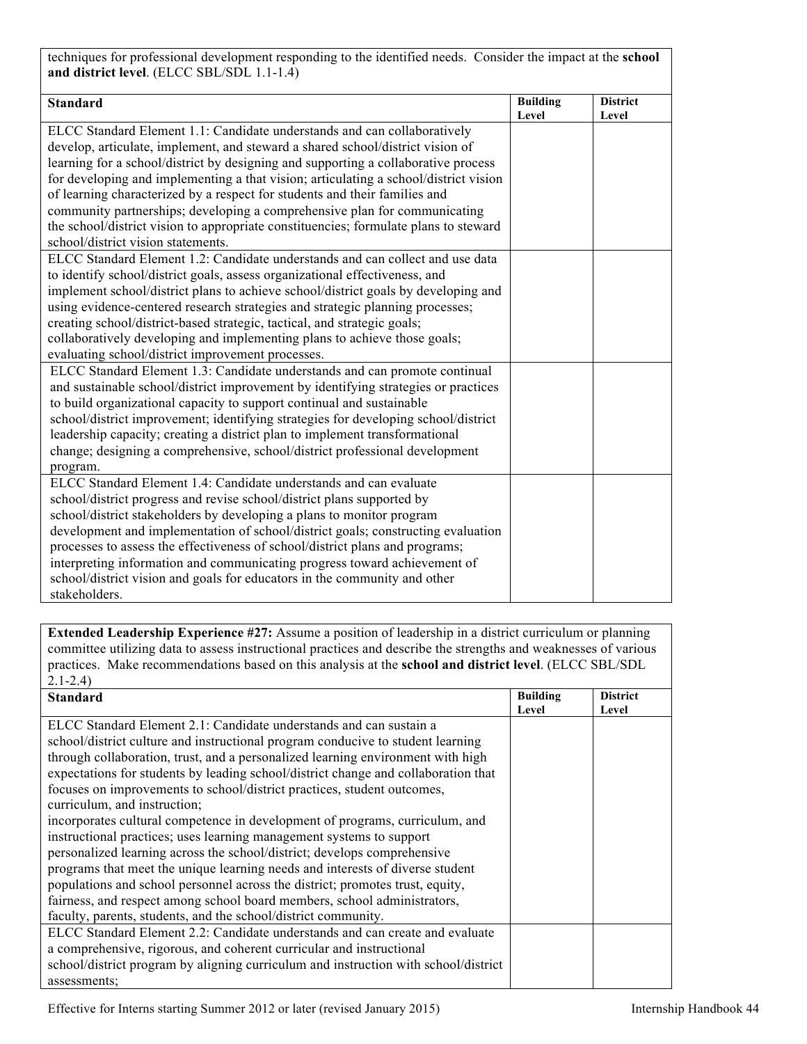techniques for professional development responding to the identified needs. Consider the impact at the **school and district level**. (ELCC SBL/SDL 1.1-1.4)

| Standard | Building Level | District Level |
|---|---|---|
| ELCC Standard Element 1.1: Candidate understands and can collaboratively develop, articulate, implement, and steward a shared school/district vision of learning for a school/district by designing and supporting a collaborative process for developing and implementing a that vision; articulating a school/district vision of learning characterized by a respect for students and their families and community partnerships; developing a comprehensive plan for communicating the school/district vision to appropriate constituencies; formulate plans to steward school/district vision statements. | | |
| ELCC Standard Element 1.2: Candidate understands and can collect and use data to identify school/district goals, assess organizational effectiveness, and implement school/district plans to achieve school/district goals by developing and using evidence-centered research strategies and strategic planning processes; creating school/district-based strategic, tactical, and strategic goals; collaboratively developing and implementing plans to achieve those goals; evaluating school/district improvement processes. | | |
| ELCC Standard Element 1.3: Candidate understands and can promote continual and sustainable school/district improvement by identifying strategies or practices to build organizational capacity to support continual and sustainable school/district improvement; identifying strategies for developing school/district leadership capacity; creating a district plan to implement transformational change; designing a comprehensive, school/district professional development program. | | |
| ELCC Standard Element 1.4: Candidate understands and can evaluate school/district progress and revise school/district plans supported by school/district stakeholders by developing a plans to monitor program development and implementation of school/district goals; constructing evaluation processes to assess the effectiveness of school/district plans and programs; interpreting information and communicating progress toward achievement of school/district vision and goals for educators in the community and other stakeholders. | | |

**Extended Leadership Experience #27:** Assume a position of leadership in a district curriculum or planning committee utilizing data to assess instructional practices and describe the strengths and weaknesses of various practices. Make recommendations based on this analysis at the **school and district level**. (ELCC SBL/SDL 2.1-2.4)

| Standard | Building Level | District Level |
|---|---|---|
| ELCC Standard Element 2.1: Candidate understands and can sustain a school/district culture and instructional program conducive to student learning through collaboration, trust, and a personalized learning environment with high expectations for students by leading school/district change and collaboration that focuses on improvements to school/district practices, student outcomes, curriculum, and instruction; incorporates cultural competence in development of programs, curriculum, and instructional practices; uses learning management systems to support personalized learning across the school/district; develops comprehensive programs that meet the unique learning needs and interests of diverse student populations and school personnel across the district; promotes trust, equity, fairness, and respect among school board members, school administrators, faculty, parents, students, and the school/district community. | | |
| ELCC Standard Element 2.2: Candidate understands and can create and evaluate a comprehensive, rigorous, and coherent curricular and instructional school/district program by aligning curriculum and instruction with school/district assessments; | | |

Effective for Interns starting Summer 2012 or later (revised January 2015)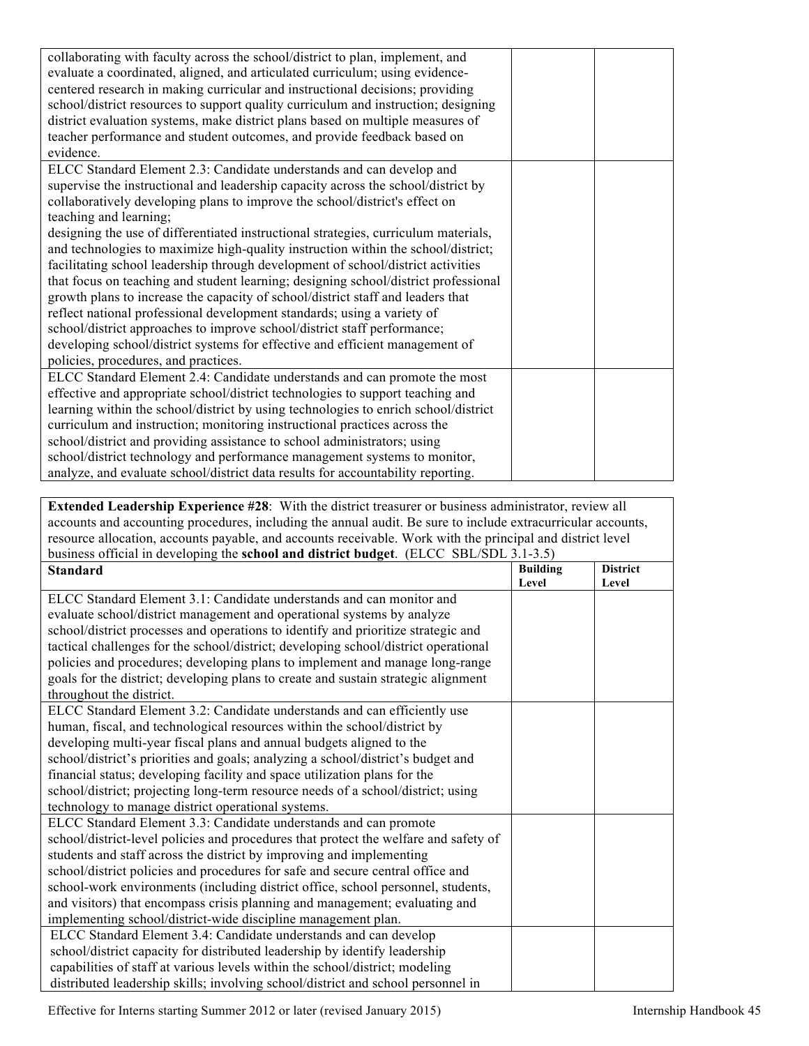| | | |
|---|---|---|
| collaborating with faculty across the school/district to plan, implement, and evaluate a coordinated, aligned, and articulated curriculum; using evidence-centered research in making curricular and instructional decisions; providing school/district resources to support quality curriculum and instruction; designing district evaluation systems, make district plans based on multiple measures of teacher performance and student outcomes, and provide feedback based on evidence. | | |
| ELCC Standard Element 2.3: Candidate understands and can develop and supervise the instructional and leadership capacity across the school/district by collaboratively developing plans to improve the school/district's effect on teaching and learning; designing the use of differentiated instructional strategies, curriculum materials, and technologies to maximize high-quality instruction within the school/district; facilitating school leadership through development of school/district activities that focus on teaching and student learning; designing school/district professional growth plans to increase the capacity of school/district staff and leaders that reflect national professional development standards; using a variety of school/district approaches to improve school/district staff performance; developing school/district systems for effective and efficient management of policies, procedures, and practices. | | |
| ELCC Standard Element 2.4: Candidate understands and can promote the most effective and appropriate school/district technologies to support teaching and learning within the school/district by using technologies to enrich school/district curriculum and instruction; monitoring instructional practices across the school/district and providing assistance to school administrators; using school/district technology and performance management systems to monitor, analyze, and evaluate school/district data results for accountability reporting. | | |

**Extended Leadership Experience #28**: With the district treasurer or business administrator, review all accounts and accounting procedures, including the annual audit. Be sure to include extracurricular accounts, resource allocation, accounts payable, and accounts receivable. Work with the principal and district level business official in developing the **school and district budget**. (ELCC SBL/SDL 3.1-3.5)

| **Standard** | **Building Level** | **District Level** |
|---|---|---|
| ELCC Standard Element 3.1: Candidate understands and can monitor and evaluate school/district management and operational systems by analyze school/district processes and operations to identify and prioritize strategic and tactical challenges for the school/district; developing school/district operational policies and procedures; developing plans to implement and manage long-range goals for the district; developing plans to create and sustain strategic alignment throughout the district. | | |
| ELCC Standard Element 3.2: Candidate understands and can efficiently use human, fiscal, and technological resources within the school/district by developing multi-year fiscal plans and annual budgets aligned to the school/district's priorities and goals; analyzing a school/district's budget and financial status; developing facility and space utilization plans for the school/district; projecting long-term resource needs of a school/district; using technology to manage district operational systems. | | |
| ELCC Standard Element 3.3: Candidate understands and can promote school/district-level policies and procedures that protect the welfare and safety of students and staff across the district by improving and implementing school/district policies and procedures for safe and secure central office and school-work environments (including district office, school personnel, students, and visitors) that encompass crisis planning and management; evaluating and implementing school/district-wide discipline management plan. | | |
| ELCC Standard Element 3.4: Candidate understands and can develop school/district capacity for distributed leadership by identify leadership capabilities of staff at various levels within the school/district; modeling distributed leadership skills; involving school/district and school personnel in | | |

Effective for Interns starting Summer 2012 or later (revised January 2015)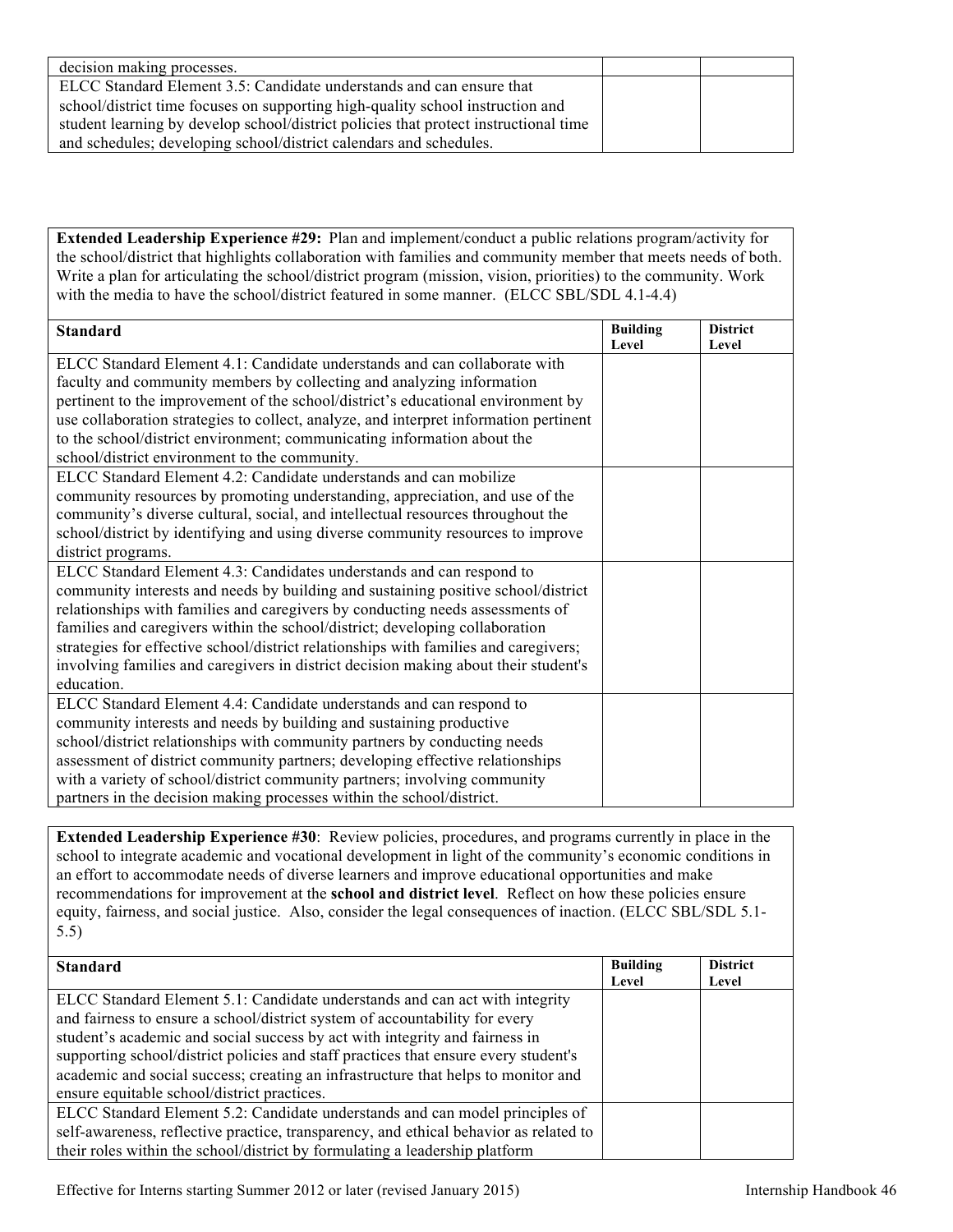| | | |
|---|---|---|
| decision making processes. | | |
| ELCC Standard Element 3.5: Candidate understands and can ensure that school/district time focuses on supporting high-quality school instruction and student learning by develop school/district policies that protect instructional time and schedules; developing school/district calendars and schedules. | | |

**Extended Leadership Experience #29:** Plan and implement/conduct a public relations program/activity for the school/district that highlights collaboration with families and community member that meets needs of both. Write a plan for articulating the school/district program (mission, vision, priorities) to the community. Work with the media to have the school/district featured in some manner. (ELCC SBL/SDL 4.1-4.4)

| Standard | Building Level | District Level |
|---|---|---|
| ELCC Standard Element 4.1: Candidate understands and can collaborate with faculty and community members by collecting and analyzing information pertinent to the improvement of the school/district's educational environment by use collaboration strategies to collect, analyze, and interpret information pertinent to the school/district environment; communicating information about the school/district environment to the community. | | |
| ELCC Standard Element 4.2: Candidate understands and can mobilize community resources by promoting understanding, appreciation, and use of the community's diverse cultural, social, and intellectual resources throughout the school/district by identifying and using diverse community resources to improve district programs. | | |
| ELCC Standard Element 4.3: Candidates understands and can respond to community interests and needs by building and sustaining positive school/district relationships with families and caregivers by conducting needs assessments of families and caregivers within the school/district; developing collaboration strategies for effective school/district relationships with families and caregivers; involving families and caregivers in district decision making about their student's education. | | |
| ELCC Standard Element 4.4: Candidate understands and can respond to community interests and needs by building and sustaining productive school/district relationships with community partners by conducting needs assessment of district community partners; developing effective relationships with a variety of school/district community partners; involving community partners in the decision making processes within the school/district. | | |

**Extended Leadership Experience #30**: Review policies, procedures, and programs currently in place in the school to integrate academic and vocational development in light of the community's economic conditions in an effort to accommodate needs of diverse learners and improve educational opportunities and make recommendations for improvement at the **school and district level**. Reflect on how these policies ensure equity, fairness, and social justice. Also, consider the legal consequences of inaction. (ELCC SBL/SDL 5.1-5.5)

| Standard | Building Level | District Level |
|---|---|---|
| ELCC Standard Element 5.1: Candidate understands and can act with integrity and fairness to ensure a school/district system of accountability for every student's academic and social success by act with integrity and fairness in supporting school/district policies and staff practices that ensure every student's academic and social success; creating an infrastructure that helps to monitor and ensure equitable school/district practices. | | |
| ELCC Standard Element 5.2: Candidate understands and can model principles of self-awareness, reflective practice, transparency, and ethical behavior as related to their roles within the school/district by formulating a leadership platform | | |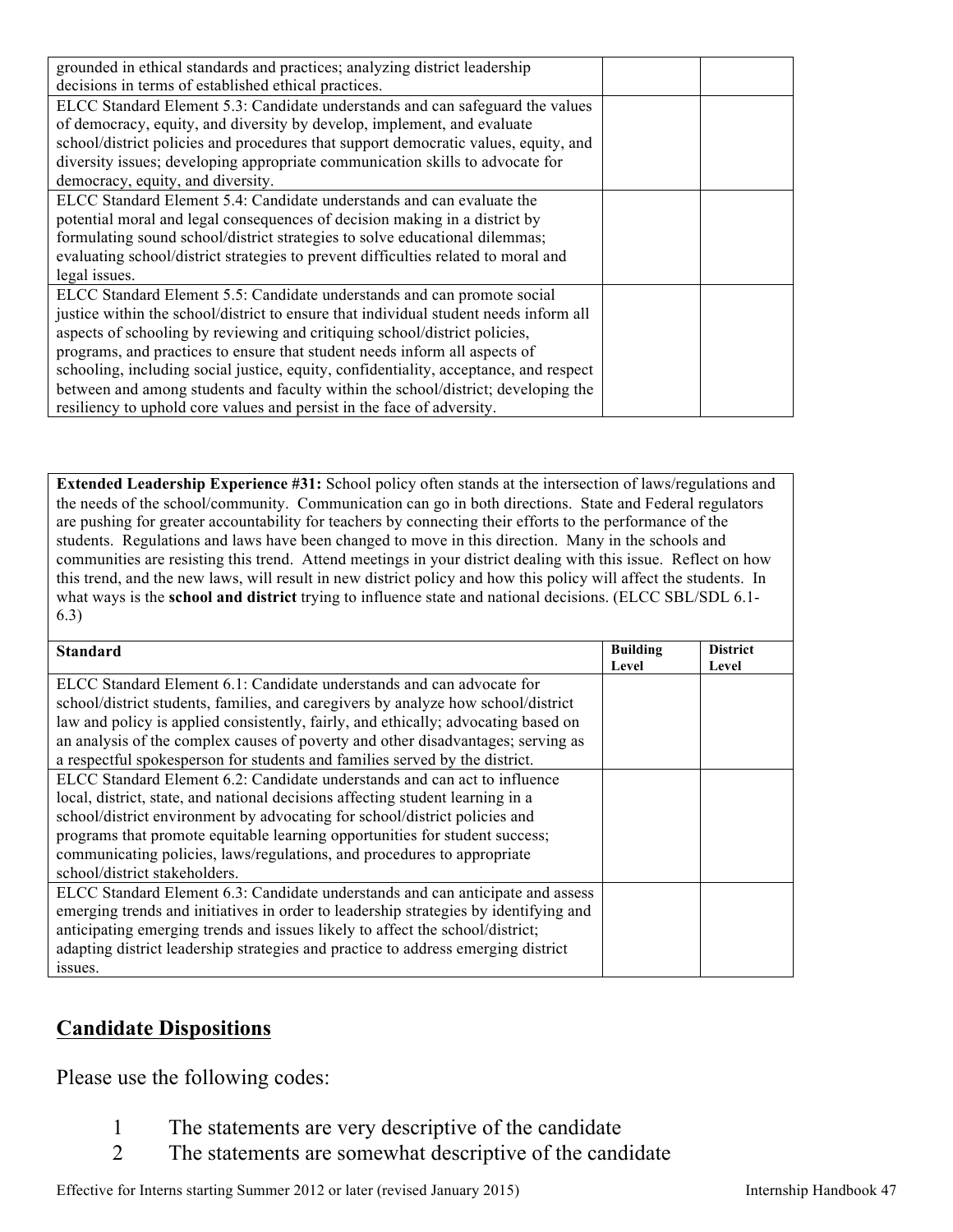| | | |
|---|---|---|
| grounded in ethical standards and practices; analyzing district leadership decisions in terms of established ethical practices. | | |
| ELCC Standard Element 5.3: Candidate understands and can safeguard the values of democracy, equity, and diversity by develop, implement, and evaluate school/district policies and procedures that support democratic values, equity, and diversity issues; developing appropriate communication skills to advocate for democracy, equity, and diversity. | | |
| ELCC Standard Element 5.4: Candidate understands and can evaluate the potential moral and legal consequences of decision making in a district by formulating sound school/district strategies to solve educational dilemmas; evaluating school/district strategies to prevent difficulties related to moral and legal issues. | | |
| ELCC Standard Element 5.5: Candidate understands and can promote social justice within the school/district to ensure that individual student needs inform all aspects of schooling by reviewing and critiquing school/district policies, programs, and practices to ensure that student needs inform all aspects of schooling, including social justice, equity, confidentiality, acceptance, and respect between and among students and faculty within the school/district; developing the resiliency to uphold core values and persist in the face of adversity. | | |

**Extended Leadership Experience #31:** School policy often stands at the intersection of laws/regulations and the needs of the school/community. Communication can go in both directions. State and Federal regulators are pushing for greater accountability for teachers by connecting their efforts to the performance of the students. Regulations and laws have been changed to move in this direction. Many in the schools and communities are resisting this trend. Attend meetings in your district dealing with this issue. Reflect on how this trend, and the new laws, will result in new district policy and how this policy will affect the students. In what ways is the **school and district** trying to influence state and national decisions. (ELCC SBL/SDL 6.1-6.3)

| Standard | Building Level | District Level |
|---|---|---|
| ELCC Standard Element 6.1: Candidate understands and can advocate for school/district students, families, and caregivers by analyze how school/district law and policy is applied consistently, fairly, and ethically; advocating based on an analysis of the complex causes of poverty and other disadvantages; serving as a respectful spokesperson for students and families served by the district. | | |
| ELCC Standard Element 6.2: Candidate understands and can act to influence local, district, state, and national decisions affecting student learning in a school/district environment by advocating for school/district policies and programs that promote equitable learning opportunities for student success; communicating policies, laws/regulations, and procedures to appropriate school/district stakeholders. | | |
| ELCC Standard Element 6.3: Candidate understands and can anticipate and assess emerging trends and initiatives in order to leadership strategies by identifying and anticipating emerging trends and issues likely to affect the school/district; adapting district leadership strategies and practice to address emerging district issues. | | |

## Candidate Dispositions

Please use the following codes:

1 The statements are very descriptive of the candidate
2 The statements are somewhat descriptive of the candidate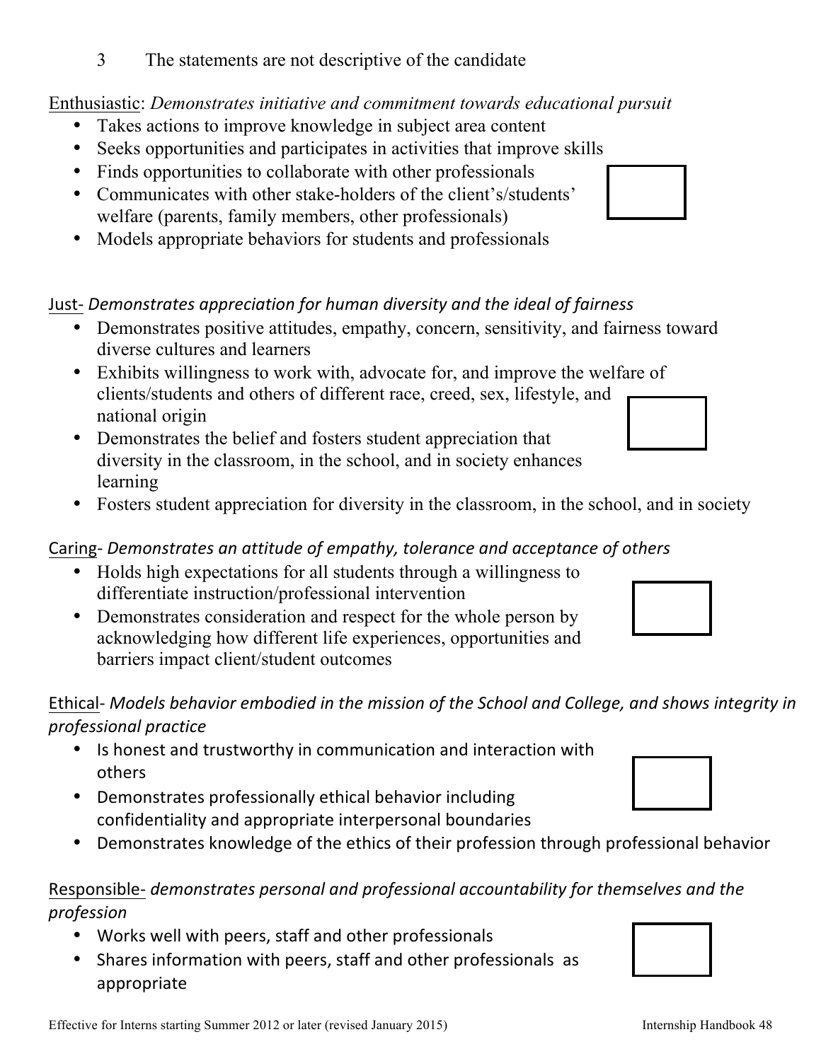3 The statements are not descriptive of the candidate

Enthusiastic: *Demonstrates initiative and commitment towards educational pursuit*

- Takes actions to improve knowledge in subject area content
- Seeks opportunities and participates in activities that improve skills
- Finds opportunities to collaborate with other professionals
- Communicates with other stake-holders of the client's/students' welfare (parents, family members, other professionals)
- Models appropriate behaviors for students and professionals

Just- *Demonstrates appreciation for human diversity and the ideal of fairness*

- Demonstrates positive attitudes, empathy, concern, sensitivity, and fairness toward diverse cultures and learners
- Exhibits willingness to work with, advocate for, and improve the welfare of clients/students and others of different race, creed, sex, lifestyle, and national origin
- Demonstrates the belief and fosters student appreciation that diversity in the classroom, in the school, and in society enhances learning
- Fosters student appreciation for diversity in the classroom, in the school, and in society

Caring- *Demonstrates an attitude of empathy, tolerance and acceptance of others*

- Holds high expectations for all students through a willingness to differentiate instruction/professional intervention
- Demonstrates consideration and respect for the whole person by acknowledging how different life experiences, opportunities and barriers impact client/student outcomes

Ethical- *Models behavior embodied in the mission of the School and College, and shows integrity in professional practice*

- Is honest and trustworthy in communication and interaction with others
- Demonstrates professionally ethical behavior including confidentiality and appropriate interpersonal boundaries
- Demonstrates knowledge of the ethics of their profession through professional behavior

Responsible- *demonstrates personal and professional accountability for themselves and the profession*

- Works well with peers, staff and other professionals
- Shares information with peers, staff and other professionals as appropriate

Effective for Interns starting Summer 2012 or later (revised January 2015)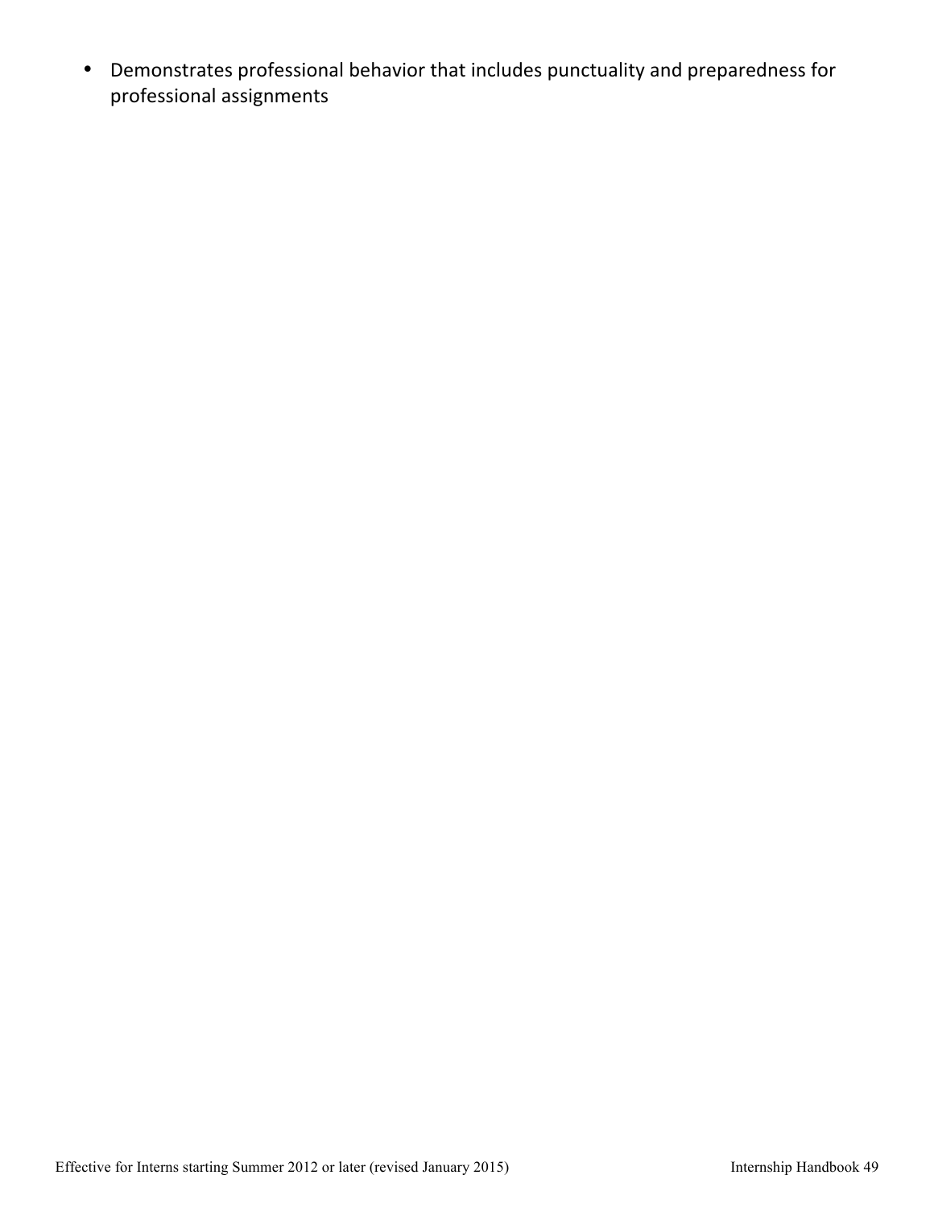- Demonstrates professional behavior that includes punctuality and preparedness for professional assignments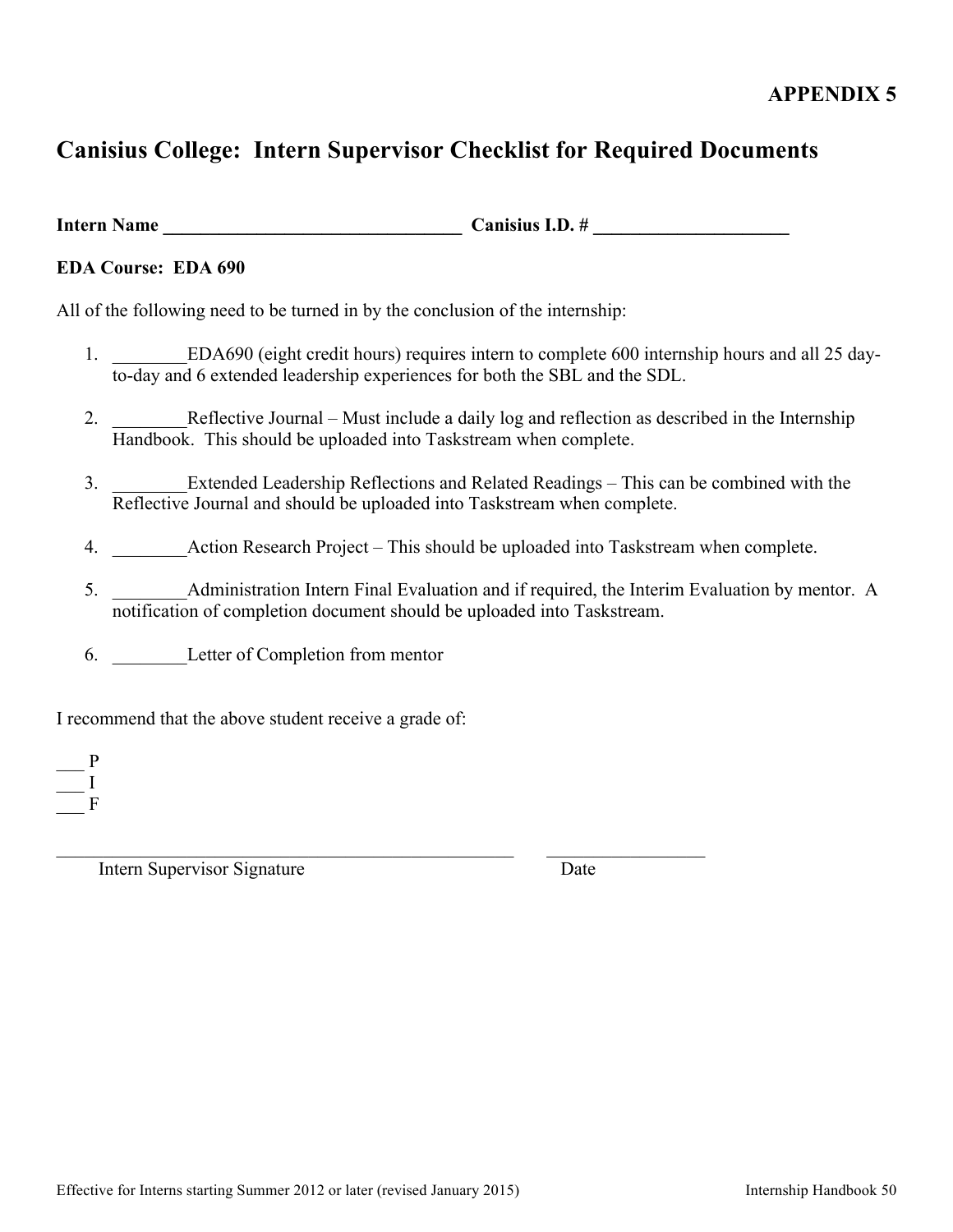**APPENDIX 5**

# Canisius College: Intern Supervisor Checklist for Required Documents

**Intern Name \_\_\_\_\_\_\_\_\_\_\_\_\_\_\_\_\_\_\_\_\_\_\_\_\_\_\_\_\_\_\_\_\_ Canisius I.D. # \_\_\_\_\_\_\_\_\_\_\_\_\_\_\_\_\_\_\_\_\_\_**

**EDA Course: EDA 690**

All of the following need to be turned in by the conclusion of the internship:

1. \_\_\_\_\_\_\_\_EDA690 (eight credit hours) requires intern to complete 600 internship hours and all 25 day-to-day and 6 extended leadership experiences for both the SBL and the SDL.
2. \_\_\_\_\_\_\_\_Reflective Journal – Must include a daily log and reflection as described in the Internship Handbook. This should be uploaded into Taskstream when complete.
3. \_\_\_\_\_\_\_\_Extended Leadership Reflections and Related Readings – This can be combined with the Reflective Journal and should be uploaded into Taskstream when complete.
4. \_\_\_\_\_\_\_\_Action Research Project – This should be uploaded into Taskstream when complete.
5. \_\_\_\_\_\_\_\_Administration Intern Final Evaluation and if required, the Interim Evaluation by mentor. A notification of completion document should be uploaded into Taskstream.
6. \_\_\_\_\_\_\_\_Letter of Completion from mentor

I recommend that the above student receive a grade of:

\_\_\_ P
\_\_\_ I
\_\_\_ F

\_\_\_\_\_\_\_\_\_\_\_\_\_\_\_\_\_\_\_\_\_\_\_\_\_\_\_\_\_\_\_\_\_\_\_\_\_\_\_\_\_\_\_\_\_\_\_\_\_\_ \_\_\_\_\_\_\_\_\_\_\_\_\_\_\_\_\_\_
Intern Supervisor Signature Date

Effective for Interns starting Summer 2012 or later (revised January 2015)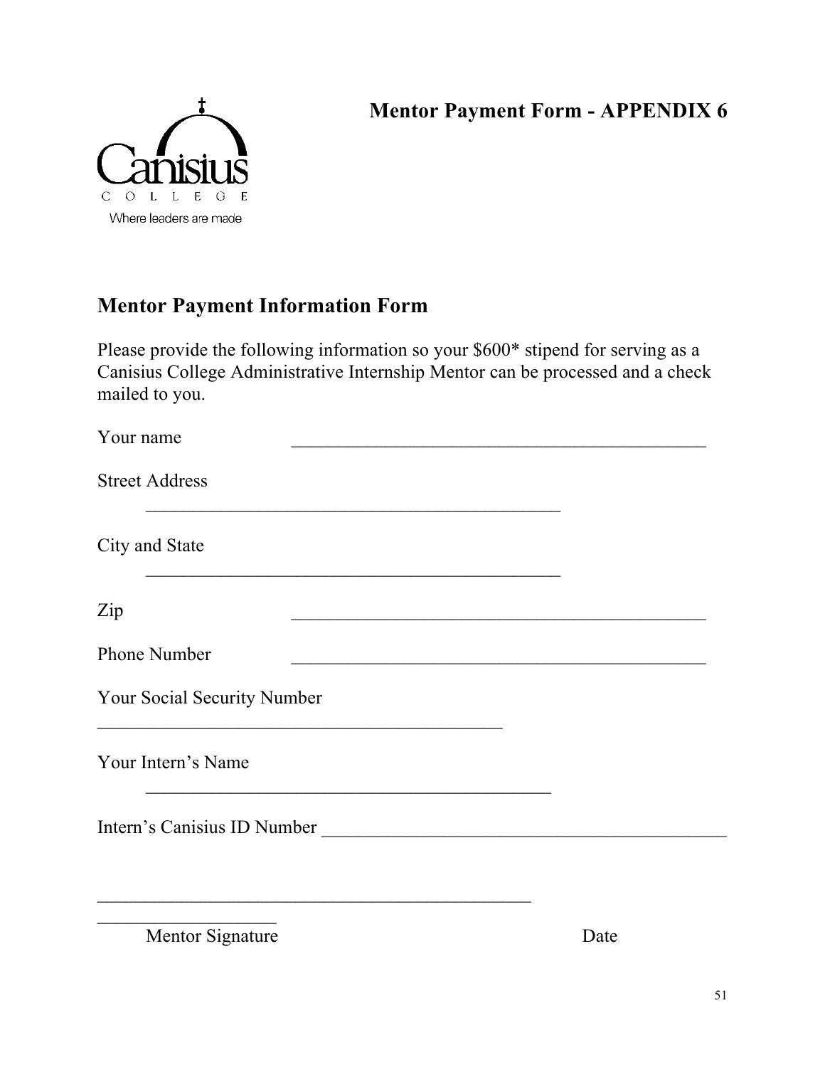# Mentor Payment Form - APPENDIX 6

Canisius
COLLEGE
Where leaders are made

## Mentor Payment Information Form

Please provide the following information so your $600* stipend for serving as a Canisius College Administrative Internship Mentor can be processed and a check mailed to you.

Your name ______________________________________________

Street Address

______________________________________________

City and State

______________________________________________

Zip ______________________________________________

Phone Number ______________________________________________

Your Social Security Number

______________________________________________

Your Intern's Name

______________________________________________

Intern's Canisius ID Number ______________________________________________

______________________________________________

____________________

Mentor Signature Date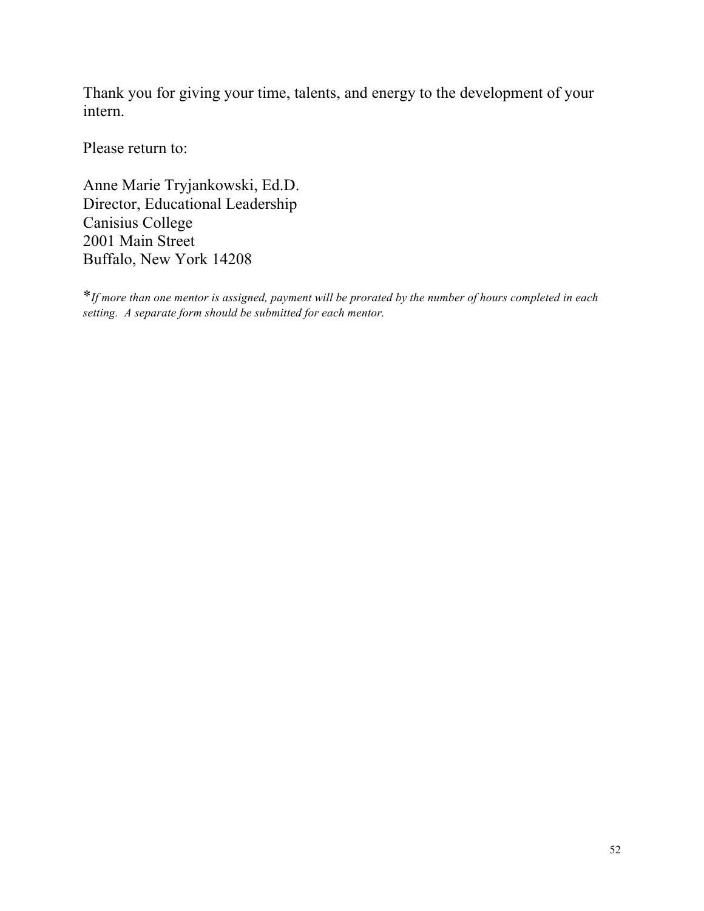Thank you for giving your time, talents, and energy to the development of your intern.

Please return to:

Anne Marie Tryjankowski, Ed.D.
Director, Educational Leadership
Canisius College
2001 Main Street
Buffalo, New York 14208

*_If more than one mentor is assigned, payment will be prorated by the number of hours completed in each setting. A separate form should be submitted for each mentor._